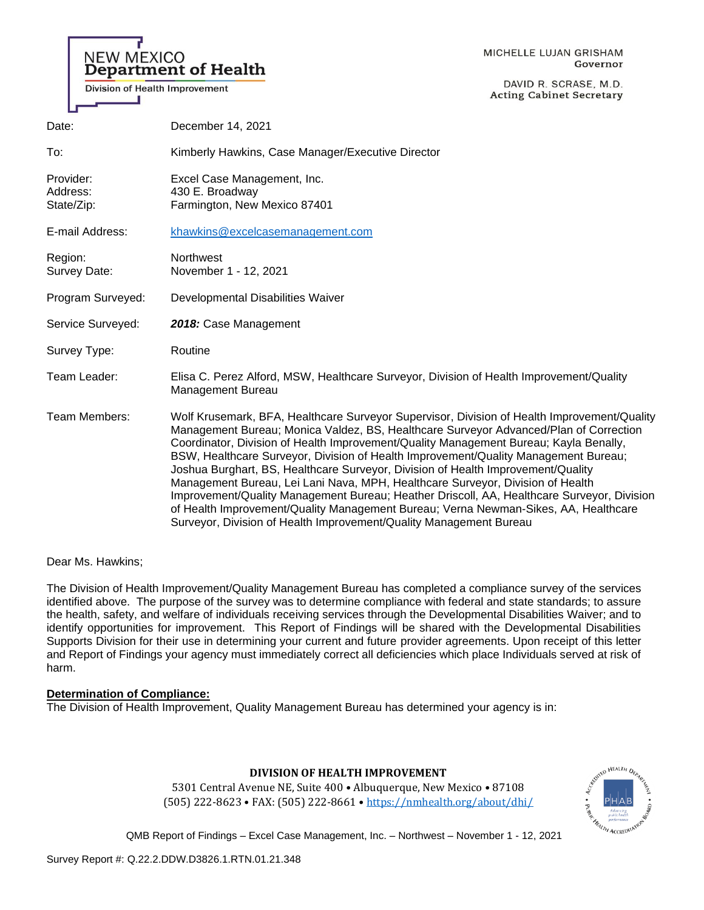NEW MEXICO
**Department of Health**
Division of Health Improvement

MICHELLE LUJAN GRISHAM
Governor

DAVID R. SCRASE, M.D.
Acting Cabinet Secretary

| | |
|---|---|
| Date: | December 14, 2021 |
| To: | Kimberly Hawkins, Case Manager/Executive Director |
| Provider:<br>Address:<br>State/Zip: | Excel Case Management, Inc.<br>430 E. Broadway<br>Farmington, New Mexico 87401 |
| E-mail Address: | khawkins@excelcasemanagement.com |
| Region:<br>Survey Date: | Northwest<br>November 1 - 12, 2021 |
| Program Surveyed: | Developmental Disabilities Waiver |
| Service Surveyed: | ***2018:*** Case Management |
| Survey Type: | Routine |
| Team Leader: | Elisa C. Perez Alford, MSW, Healthcare Surveyor, Division of Health Improvement/Quality Management Bureau |
| Team Members: | Wolf Krusemark, BFA, Healthcare Surveyor Supervisor, Division of Health Improvement/Quality Management Bureau; Monica Valdez, BS, Healthcare Surveyor Advanced/Plan of Correction Coordinator, Division of Health Improvement/Quality Management Bureau; Kayla Benally, BSW, Healthcare Surveyor, Division of Health Improvement/Quality Management Bureau; Joshua Burghart, BS, Healthcare Surveyor, Division of Health Improvement/Quality Management Bureau, Lei Lani Nava, MPH, Healthcare Surveyor, Division of Health Improvement/Quality Management Bureau; Heather Driscoll, AA, Healthcare Surveyor, Division of Health Improvement/Quality Management Bureau; Verna Newman-Sikes, AA, Healthcare Surveyor, Division of Health Improvement/Quality Management Bureau |

Dear Ms. Hawkins;

The Division of Health Improvement/Quality Management Bureau has completed a compliance survey of the services identified above. The purpose of the survey was to determine compliance with federal and state standards; to assure the health, safety, and welfare of individuals receiving services through the Developmental Disabilities Waiver; and to identify opportunities for improvement. This Report of Findings will be shared with the Developmental Disabilities Supports Division for their use in determining your current and future provider agreements. Upon receipt of this letter and Report of Findings your agency must immediately correct all deficiencies which place Individuals served at risk of harm.

**Determination of Compliance:**

The Division of Health Improvement, Quality Management Bureau has determined your agency is in:

**DIVISION OF HEALTH IMPROVEMENT**
5301 Central Avenue NE, Suite 400 • Albuquerque, New Mexico • 87108
(505) 222-8623 • FAX: (505) 222-8661 • https://nmhealth.org/about/dhi/

Survey Report #: Q.22.2.DDW.D3826.1.RTN.01.21.348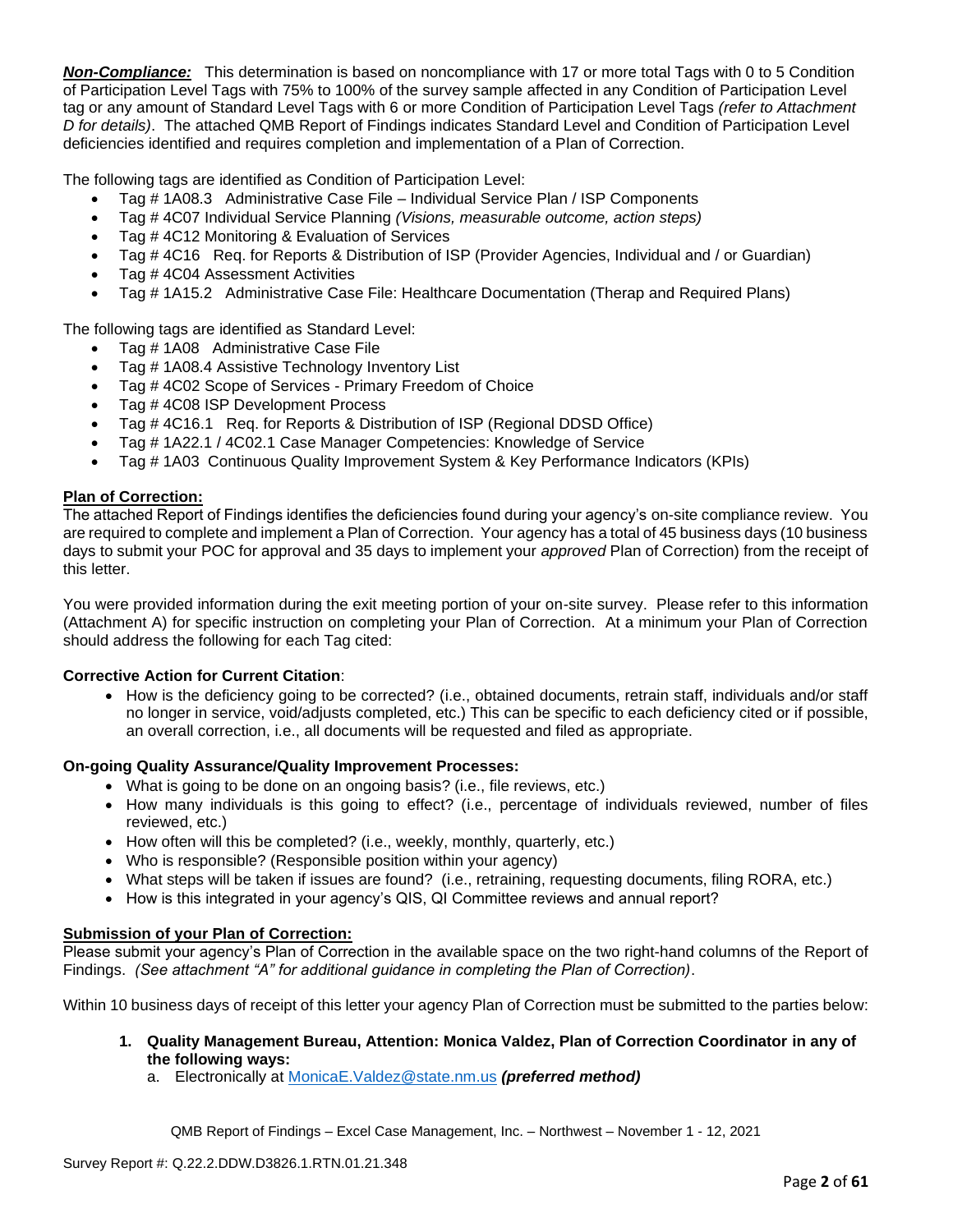***Non-Compliance:*** This determination is based on noncompliance with 17 or more total Tags with 0 to 5 Condition of Participation Level Tags with 75% to 100% of the survey sample affected in any Condition of Participation Level tag or any amount of Standard Level Tags with 6 or more Condition of Participation Level Tags *(refer to Attachment D for details)*. The attached QMB Report of Findings indicates Standard Level and Condition of Participation Level deficiencies identified and requires completion and implementation of a Plan of Correction.

The following tags are identified as Condition of Participation Level:

- Tag # 1A08.3 Administrative Case File – Individual Service Plan / ISP Components
- Tag # 4C07 Individual Service Planning *(Visions, measurable outcome, action steps)*
- Tag # 4C12 Monitoring & Evaluation of Services
- Tag # 4C16 Req. for Reports & Distribution of ISP (Provider Agencies, Individual and / or Guardian)
- Tag # 4C04 Assessment Activities
- Tag # 1A15.2 Administrative Case File: Healthcare Documentation (Therap and Required Plans)

The following tags are identified as Standard Level:

- Tag # 1A08 Administrative Case File
- Tag # 1A08.4 Assistive Technology Inventory List
- Tag # 4C02 Scope of Services - Primary Freedom of Choice
- Tag # 4C08 ISP Development Process
- Tag # 4C16.1 Req. for Reports & Distribution of ISP (Regional DDSD Office)
- Tag # 1A22.1 / 4C02.1 Case Manager Competencies: Knowledge of Service
- Tag # 1A03 Continuous Quality Improvement System & Key Performance Indicators (KPIs)

**Plan of Correction:**

The attached Report of Findings identifies the deficiencies found during your agency's on-site compliance review. You are required to complete and implement a Plan of Correction. Your agency has a total of 45 business days (10 business days to submit your POC for approval and 35 days to implement your *approved* Plan of Correction) from the receipt of this letter.

You were provided information during the exit meeting portion of your on-site survey. Please refer to this information (Attachment A) for specific instruction on completing your Plan of Correction. At a minimum your Plan of Correction should address the following for each Tag cited:

**Corrective Action for Current Citation**:

- How is the deficiency going to be corrected? (i.e., obtained documents, retrain staff, individuals and/or staff no longer in service, void/adjusts completed, etc.) This can be specific to each deficiency cited or if possible, an overall correction, i.e., all documents will be requested and filed as appropriate.

**On-going Quality Assurance/Quality Improvement Processes:**

- What is going to be done on an ongoing basis? (i.e., file reviews, etc.)
- How many individuals is this going to effect? (i.e., percentage of individuals reviewed, number of files reviewed, etc.)
- How often will this be completed? (i.e., weekly, monthly, quarterly, etc.)
- Who is responsible? (Responsible position within your agency)
- What steps will be taken if issues are found? (i.e., retraining, requesting documents, filing RORA, etc.)
- How is this integrated in your agency's QIS, QI Committee reviews and annual report?

**Submission of your Plan of Correction:**

Please submit your agency's Plan of Correction in the available space on the two right-hand columns of the Report of Findings. *(See attachment "A" for additional guidance in completing the Plan of Correction)*.

Within 10 business days of receipt of this letter your agency Plan of Correction must be submitted to the parties below:

1. **Quality Management Bureau, Attention: Monica Valdez, Plan of Correction Coordinator in any of the following ways:**
   a. Electronically at MonicaE.Valdez@state.nm.us ***(preferred method)***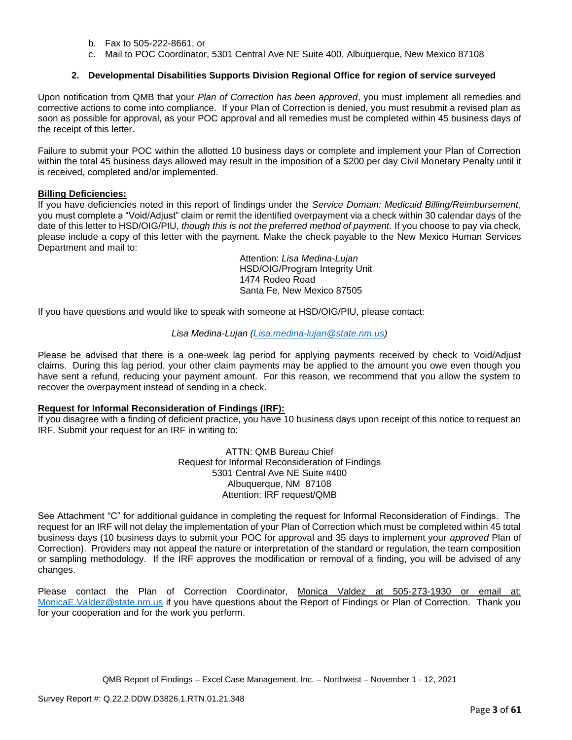b. Fax to 505-222-8661, or
c. Mail to POC Coordinator, 5301 Central Ave NE Suite 400, Albuquerque, New Mexico 87108

**2. Developmental Disabilities Supports Division Regional Office for region of service surveyed**

Upon notification from QMB that your *Plan of Correction has been approved*, you must implement all remedies and corrective actions to come into compliance. If your Plan of Correction is denied, you must resubmit a revised plan as soon as possible for approval, as your POC approval and all remedies must be completed within 45 business days of the receipt of this letter.

Failure to submit your POC within the allotted 10 business days or complete and implement your Plan of Correction within the total 45 business days allowed may result in the imposition of a $200 per day Civil Monetary Penalty until it is received, completed and/or implemented.

**Billing Deficiencies:**

If you have deficiencies noted in this report of findings under the *Service Domain: Medicaid Billing/Reimbursement*, you must complete a "Void/Adjust" claim or remit the identified overpayment via a check within 30 calendar days of the date of this letter to HSD/OIG/PIU, *though this is not the preferred method of payment*. If you choose to pay via check, please include a copy of this letter with the payment. Make the check payable to the New Mexico Human Services Department and mail to:

Attention: *Lisa Medina-Lujan*
HSD/OIG/Program Integrity Unit
1474 Rodeo Road
Santa Fe, New Mexico 87505

If you have questions and would like to speak with someone at HSD/OIG/PIU, please contact:

*Lisa Medina-Lujan (Lisa.medina-lujan@state.nm.us)*

Please be advised that there is a one-week lag period for applying payments received by check to Void/Adjust claims. During this lag period, your other claim payments may be applied to the amount you owe even though you have sent a refund, reducing your payment amount. For this reason, we recommend that you allow the system to recover the overpayment instead of sending in a check.

**Request for Informal Reconsideration of Findings (IRF):**

If you disagree with a finding of deficient practice, you have 10 business days upon receipt of this notice to request an IRF. Submit your request for an IRF in writing to:

ATTN: QMB Bureau Chief
Request for Informal Reconsideration of Findings
5301 Central Ave NE Suite #400
Albuquerque, NM 87108
Attention: IRF request/QMB

See Attachment "C" for additional guidance in completing the request for Informal Reconsideration of Findings. The request for an IRF will not delay the implementation of your Plan of Correction which must be completed within 45 total business days (10 business days to submit your POC for approval and 35 days to implement your *approved* Plan of Correction). Providers may not appeal the nature or interpretation of the standard or regulation, the team composition or sampling methodology. If the IRF approves the modification or removal of a finding, you will be advised of any changes.

Please contact the Plan of Correction Coordinator, Monica Valdez at 505-273-1930 or email at: MonicaE.Valdez@state.nm.us if you have questions about the Report of Findings or Plan of Correction. Thank you for your cooperation and for the work you perform.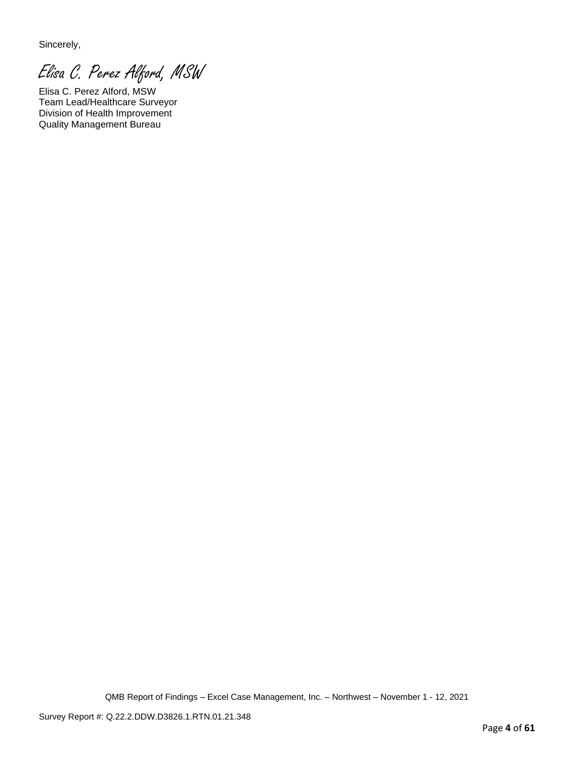Sincerely,

*Elisa C. Perez Alford, MSW*

Elisa C. Perez Alford, MSW
Team Lead/Healthcare Surveyor
Division of Health Improvement
Quality Management Bureau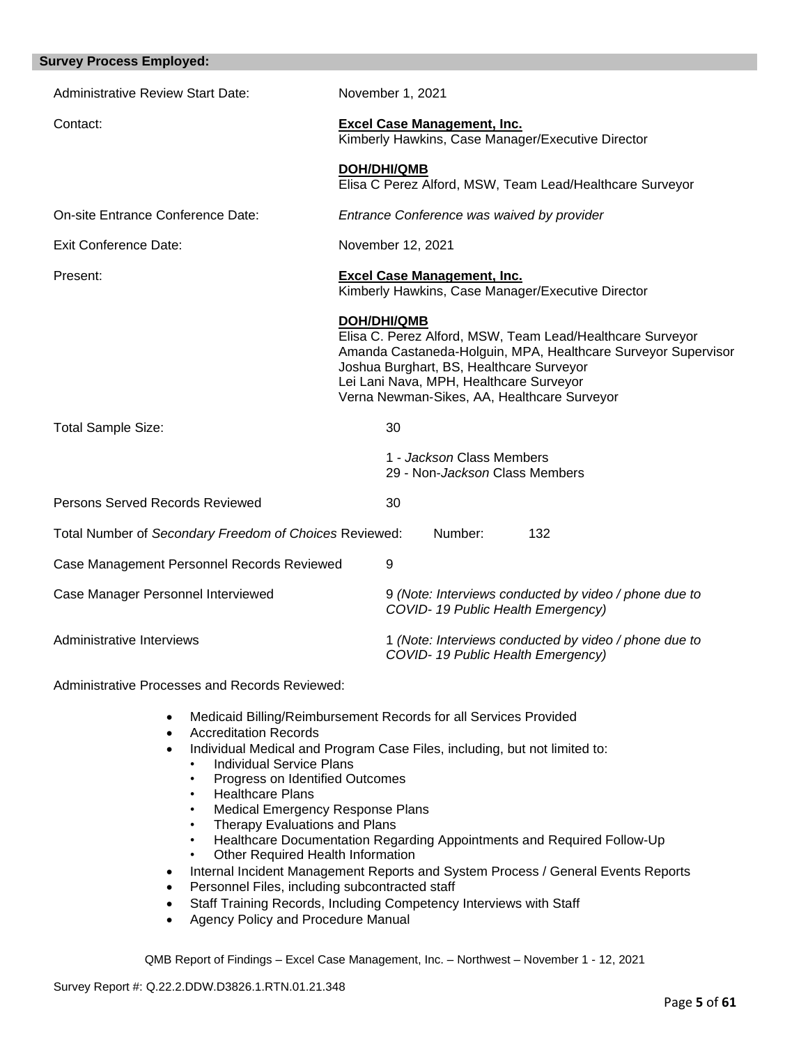## Survey Process Employed:

Administrative Review Start Date: November 1, 2021

Contact:

**Excel Case Management, Inc.**
Kimberly Hawkins, Case Manager/Executive Director

**DOH/DHI/QMB**
Elisa C Perez Alford, MSW, Team Lead/Healthcare Surveyor

On-site Entrance Conference Date: *Entrance Conference was waived by provider*

Exit Conference Date: November 12, 2021

Present:

**Excel Case Management, Inc.**
Kimberly Hawkins, Case Manager/Executive Director

**DOH/DHI/QMB**
Elisa C. Perez Alford, MSW, Team Lead/Healthcare Surveyor
Amanda Castaneda-Holguin, MPA, Healthcare Surveyor Supervisor
Joshua Burghart, BS, Healthcare Surveyor
Lei Lani Nava, MPH, Healthcare Surveyor
Verna Newman-Sikes, AA, Healthcare Surveyor

Total Sample Size: 30

1 - *Jackson* Class Members
29 - Non-*Jackson* Class Members

Persons Served Records Reviewed 30

Total Number of *Secondary Freedom of Choices* Reviewed: Number: 132

Case Management Personnel Records Reviewed 9

Case Manager Personnel Interviewed 9 *(Note: Interviews conducted by video / phone due to COVID- 19 Public Health Emergency)*

Administrative Interviews 1 *(Note: Interviews conducted by video / phone due to COVID- 19 Public Health Emergency)*

Administrative Processes and Records Reviewed:

- Medicaid Billing/Reimbursement Records for all Services Provided
- Accreditation Records
- Individual Medical and Program Case Files, including, but not limited to:
  - Individual Service Plans
  - Progress on Identified Outcomes
  - Healthcare Plans
  - Medical Emergency Response Plans
  - Therapy Evaluations and Plans
  - Healthcare Documentation Regarding Appointments and Required Follow-Up
  - Other Required Health Information
- Internal Incident Management Reports and System Process / General Events Reports
- Personnel Files, including subcontracted staff
- Staff Training Records, Including Competency Interviews with Staff
- Agency Policy and Procedure Manual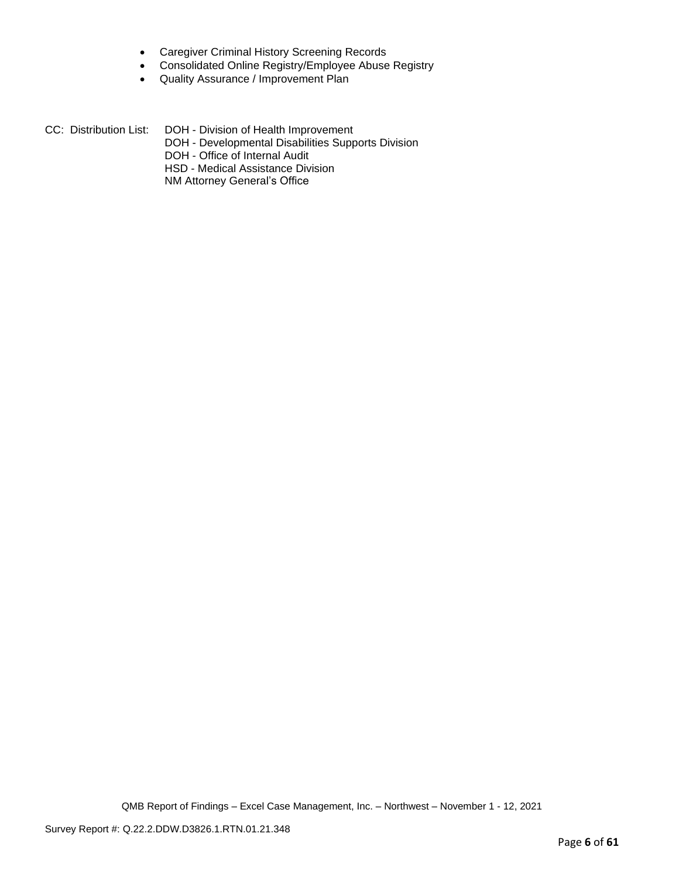- Caregiver Criminal History Screening Records
- Consolidated Online Registry/Employee Abuse Registry
- Quality Assurance / Improvement Plan

CC: Distribution List: DOH - Division of Health Improvement
DOH - Developmental Disabilities Supports Division
DOH - Office of Internal Audit
HSD - Medical Assistance Division
NM Attorney General's Office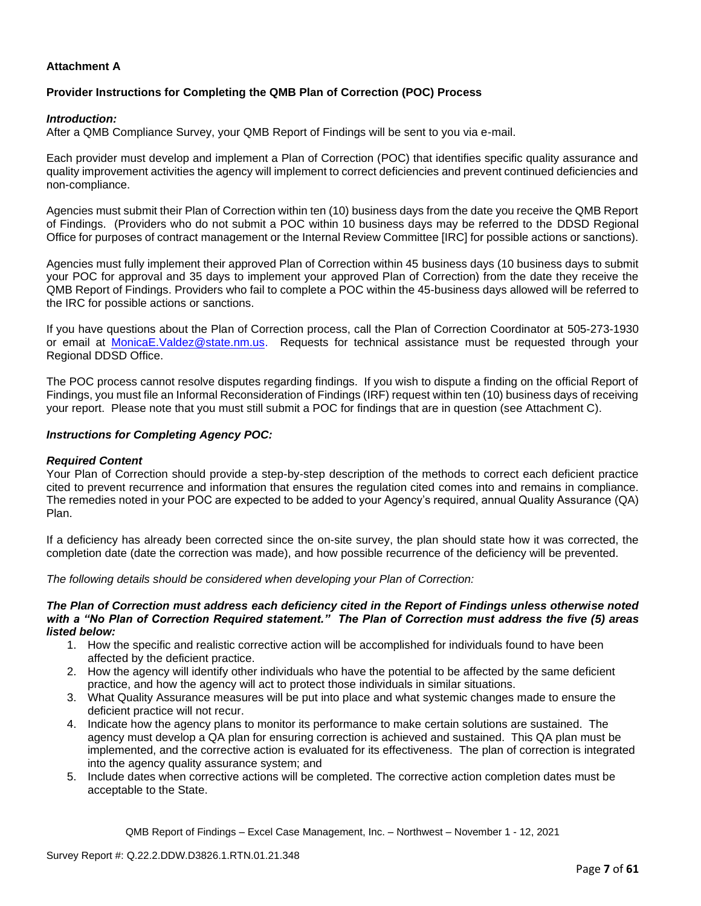**Attachment A**

**Provider Instructions for Completing the QMB Plan of Correction (POC) Process**

***Introduction:***

After a QMB Compliance Survey, your QMB Report of Findings will be sent to you via e-mail.

Each provider must develop and implement a Plan of Correction (POC) that identifies specific quality assurance and quality improvement activities the agency will implement to correct deficiencies and prevent continued deficiencies and non-compliance.

Agencies must submit their Plan of Correction within ten (10) business days from the date you receive the QMB Report of Findings. (Providers who do not submit a POC within 10 business days may be referred to the DDSD Regional Office for purposes of contract management or the Internal Review Committee [IRC] for possible actions or sanctions).

Agencies must fully implement their approved Plan of Correction within 45 business days (10 business days to submit your POC for approval and 35 days to implement your approved Plan of Correction) from the date they receive the QMB Report of Findings. Providers who fail to complete a POC within the 45-business days allowed will be referred to the IRC for possible actions or sanctions.

If you have questions about the Plan of Correction process, call the Plan of Correction Coordinator at 505-273-1930 or email at MonicaE.Valdez@state.nm.us. Requests for technical assistance must be requested through your Regional DDSD Office.

The POC process cannot resolve disputes regarding findings. If you wish to dispute a finding on the official Report of Findings, you must file an Informal Reconsideration of Findings (IRF) request within ten (10) business days of receiving your report. Please note that you must still submit a POC for findings that are in question (see Attachment C).

***Instructions for Completing Agency POC:***

***Required Content***

Your Plan of Correction should provide a step-by-step description of the methods to correct each deficient practice cited to prevent recurrence and information that ensures the regulation cited comes into and remains in compliance. The remedies noted in your POC are expected to be added to your Agency's required, annual Quality Assurance (QA) Plan.

If a deficiency has already been corrected since the on-site survey, the plan should state how it was corrected, the completion date (date the correction was made), and how possible recurrence of the deficiency will be prevented.

*The following details should be considered when developing your Plan of Correction:*

***The Plan of Correction must address each deficiency cited in the Report of Findings unless otherwise noted with a "No Plan of Correction Required statement." The Plan of Correction must address the five (5) areas listed below:***

1. How the specific and realistic corrective action will be accomplished for individuals found to have been affected by the deficient practice.
2. How the agency will identify other individuals who have the potential to be affected by the same deficient practice, and how the agency will act to protect those individuals in similar situations.
3. What Quality Assurance measures will be put into place and what systemic changes made to ensure the deficient practice will not recur.
4. Indicate how the agency plans to monitor its performance to make certain solutions are sustained. The agency must develop a QA plan for ensuring correction is achieved and sustained. This QA plan must be implemented, and the corrective action is evaluated for its effectiveness. The plan of correction is integrated into the agency quality assurance system; and
5. Include dates when corrective actions will be completed. The corrective action completion dates must be acceptable to the State.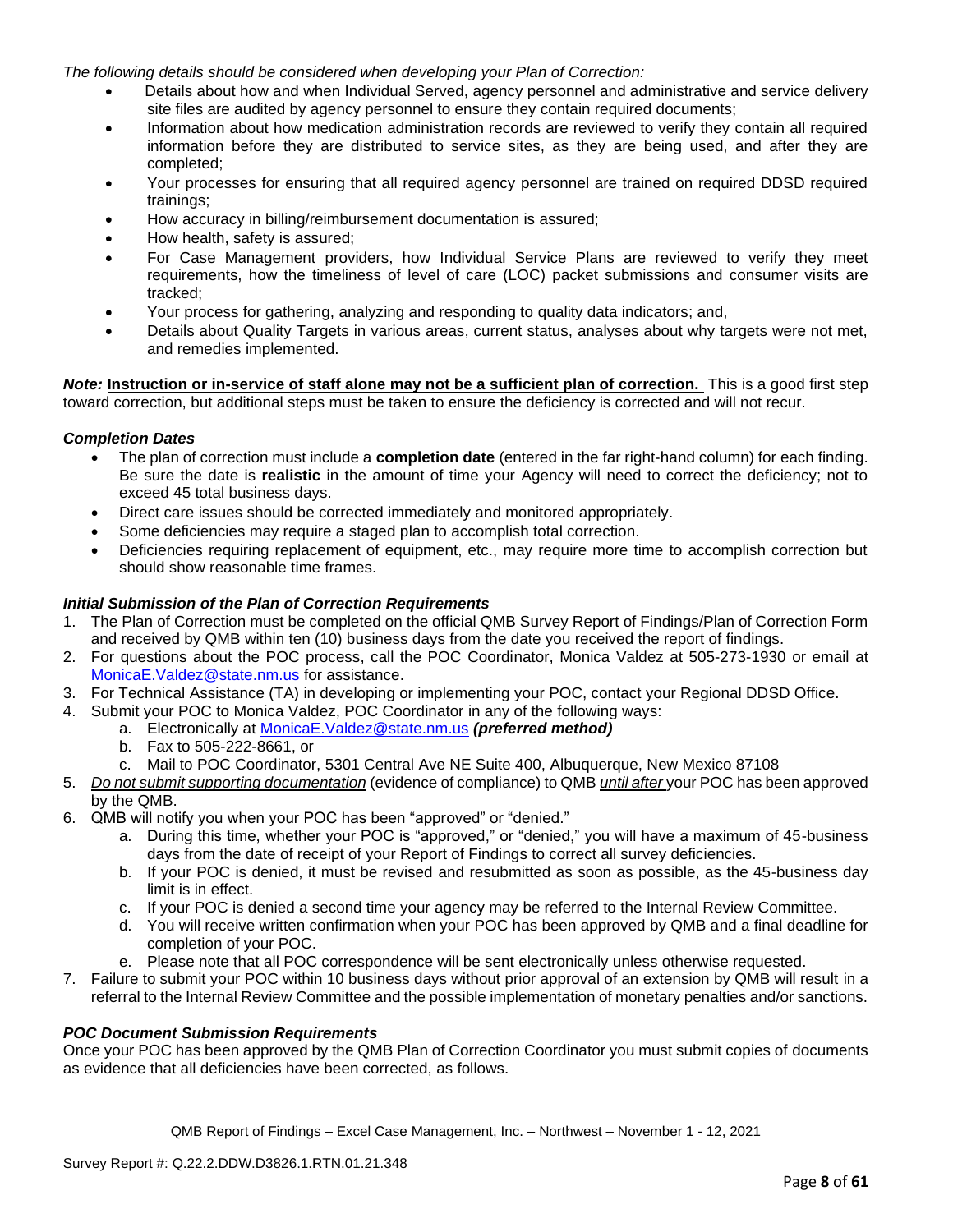*The following details should be considered when developing your Plan of Correction:*

- Details about how and when Individual Served, agency personnel and administrative and service delivery site files are audited by agency personnel to ensure they contain required documents;
- Information about how medication administration records are reviewed to verify they contain all required information before they are distributed to service sites, as they are being used, and after they are completed;
- Your processes for ensuring that all required agency personnel are trained on required DDSD required trainings;
- How accuracy in billing/reimbursement documentation is assured;
- How health, safety is assured;
- For Case Management providers, how Individual Service Plans are reviewed to verify they meet requirements, how the timeliness of level of care (LOC) packet submissions and consumer visits are tracked;
- Your process for gathering, analyzing and responding to quality data indicators; and,
- Details about Quality Targets in various areas, current status, analyses about why targets were not met, and remedies implemented.

***Note:*** **Instruction or in-service of staff alone may not be a sufficient plan of correction.** This is a good first step toward correction, but additional steps must be taken to ensure the deficiency is corrected and will not recur.

***Completion Dates***

- The plan of correction must include a **completion date** (entered in the far right-hand column) for each finding. Be sure the date is **realistic** in the amount of time your Agency will need to correct the deficiency; not to exceed 45 total business days.
- Direct care issues should be corrected immediately and monitored appropriately.
- Some deficiencies may require a staged plan to accomplish total correction.
- Deficiencies requiring replacement of equipment, etc., may require more time to accomplish correction but should show reasonable time frames.

***Initial Submission of the Plan of Correction Requirements***

1. The Plan of Correction must be completed on the official QMB Survey Report of Findings/Plan of Correction Form and received by QMB within ten (10) business days from the date you received the report of findings.
2. For questions about the POC process, call the POC Coordinator, Monica Valdez at 505-273-1930 or email at MonicaE.Valdez@state.nm.us for assistance.
3. For Technical Assistance (TA) in developing or implementing your POC, contact your Regional DDSD Office.
4. Submit your POC to Monica Valdez, POC Coordinator in any of the following ways:
   a. Electronically at MonicaE.Valdez@state.nm.us ***(preferred method)***
   b. Fax to 505-222-8661, or
   c. Mail to POC Coordinator, 5301 Central Ave NE Suite 400, Albuquerque, New Mexico 87108
5. *Do not submit supporting documentation* (evidence of compliance) to QMB *until after* your POC has been approved by the QMB.
6. QMB will notify you when your POC has been "approved" or "denied."
   a. During this time, whether your POC is "approved," or "denied," you will have a maximum of 45-business days from the date of receipt of your Report of Findings to correct all survey deficiencies.
   b. If your POC is denied, it must be revised and resubmitted as soon as possible, as the 45-business day limit is in effect.
   c. If your POC is denied a second time your agency may be referred to the Internal Review Committee.
   d. You will receive written confirmation when your POC has been approved by QMB and a final deadline for completion of your POC.
   e. Please note that all POC correspondence will be sent electronically unless otherwise requested.
7. Failure to submit your POC within 10 business days without prior approval of an extension by QMB will result in a referral to the Internal Review Committee and the possible implementation of monetary penalties and/or sanctions.

***POC Document Submission Requirements***

Once your POC has been approved by the QMB Plan of Correction Coordinator you must submit copies of documents as evidence that all deficiencies have been corrected, as follows.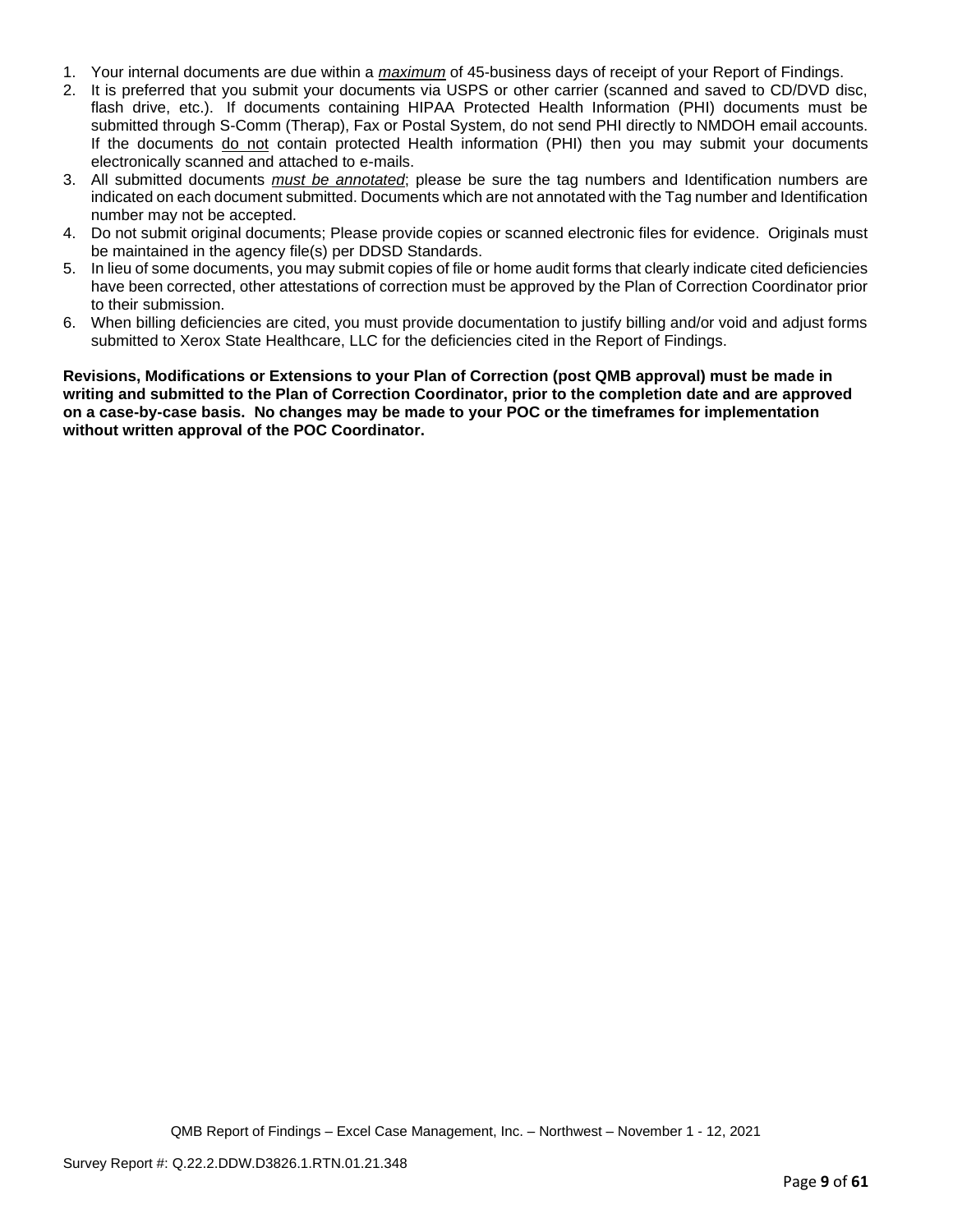1. Your internal documents are due within a ***maximum*** of 45-business days of receipt of your Report of Findings.
2. It is preferred that you submit your documents via USPS or other carrier (scanned and saved to CD/DVD disc, flash drive, etc.). If documents containing HIPAA Protected Health Information (PHI) documents must be submitted through S-Comm (Therap), Fax or Postal System, do not send PHI directly to NMDOH email accounts. If the documents do not contain protected Health information (PHI) then you may submit your documents electronically scanned and attached to e-mails.
3. All submitted documents ***must be annotated***; please be sure the tag numbers and Identification numbers are indicated on each document submitted. Documents which are not annotated with the Tag number and Identification number may not be accepted.
4. Do not submit original documents; Please provide copies or scanned electronic files for evidence. Originals must be maintained in the agency file(s) per DDSD Standards.
5. In lieu of some documents, you may submit copies of file or home audit forms that clearly indicate cited deficiencies have been corrected, other attestations of correction must be approved by the Plan of Correction Coordinator prior to their submission.
6. When billing deficiencies are cited, you must provide documentation to justify billing and/or void and adjust forms submitted to Xerox State Healthcare, LLC for the deficiencies cited in the Report of Findings.

**Revisions, Modifications or Extensions to your Plan of Correction (post QMB approval) must be made in writing and submitted to the Plan of Correction Coordinator, prior to the completion date and are approved on a case-by-case basis. No changes may be made to your POC or the timeframes for implementation without written approval of the POC Coordinator.**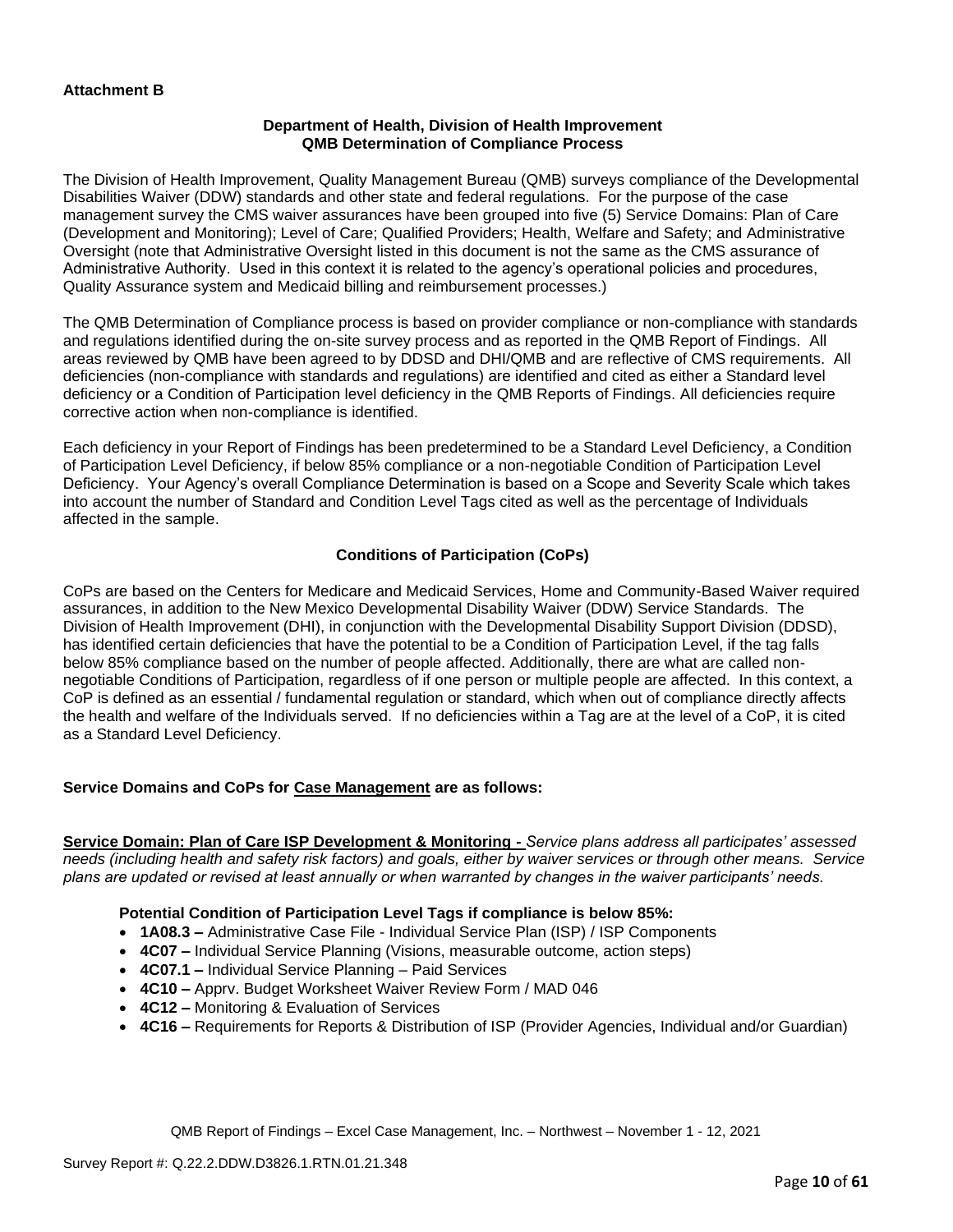**Attachment B**

**Department of Health, Division of Health Improvement**
**QMB Determination of Compliance Process**

The Division of Health Improvement, Quality Management Bureau (QMB) surveys compliance of the Developmental Disabilities Waiver (DDW) standards and other state and federal regulations. For the purpose of the case management survey the CMS waiver assurances have been grouped into five (5) Service Domains: Plan of Care (Development and Monitoring); Level of Care; Qualified Providers; Health, Welfare and Safety; and Administrative Oversight (note that Administrative Oversight listed in this document is not the same as the CMS assurance of Administrative Authority. Used in this context it is related to the agency's operational policies and procedures, Quality Assurance system and Medicaid billing and reimbursement processes.)

The QMB Determination of Compliance process is based on provider compliance or non-compliance with standards and regulations identified during the on-site survey process and as reported in the QMB Report of Findings. All areas reviewed by QMB have been agreed to by DDSD and DHI/QMB and are reflective of CMS requirements. All deficiencies (non-compliance with standards and regulations) are identified and cited as either a Standard level deficiency or a Condition of Participation level deficiency in the QMB Reports of Findings. All deficiencies require corrective action when non-compliance is identified.

Each deficiency in your Report of Findings has been predetermined to be a Standard Level Deficiency, a Condition of Participation Level Deficiency, if below 85% compliance or a non-negotiable Condition of Participation Level Deficiency. Your Agency's overall Compliance Determination is based on a Scope and Severity Scale which takes into account the number of Standard and Condition Level Tags cited as well as the percentage of Individuals affected in the sample.

**Conditions of Participation (CoPs)**

CoPs are based on the Centers for Medicare and Medicaid Services, Home and Community-Based Waiver required assurances, in addition to the New Mexico Developmental Disability Waiver (DDW) Service Standards. The Division of Health Improvement (DHI), in conjunction with the Developmental Disability Support Division (DDSD), has identified certain deficiencies that have the potential to be a Condition of Participation Level, if the tag falls below 85% compliance based on the number of people affected. Additionally, there are what are called non-negotiable Conditions of Participation, regardless of if one person or multiple people are affected. In this context, a CoP is defined as an essential / fundamental regulation or standard, which when out of compliance directly affects the health and welfare of the Individuals served. If no deficiencies within a Tag are at the level of a CoP, it is cited as a Standard Level Deficiency.

**Service Domains and CoPs for Case Management are as follows:**

**Service Domain: Plan of Care ISP Development & Monitoring -** *Service plans address all participates' assessed needs (including health and safety risk factors) and goals, either by waiver services or through other means. Service plans are updated or revised at least annually or when warranted by changes in the waiver participants' needs.*

**Potential Condition of Participation Level Tags if compliance is below 85%:**

- **1A08.3 –** Administrative Case File - Individual Service Plan (ISP) / ISP Components
- **4C07 –** Individual Service Planning (Visions, measurable outcome, action steps)
- **4C07.1 –** Individual Service Planning – Paid Services
- **4C10 –** Apprv. Budget Worksheet Waiver Review Form / MAD 046
- **4C12 –** Monitoring & Evaluation of Services
- **4C16 –** Requirements for Reports & Distribution of ISP (Provider Agencies, Individual and/or Guardian)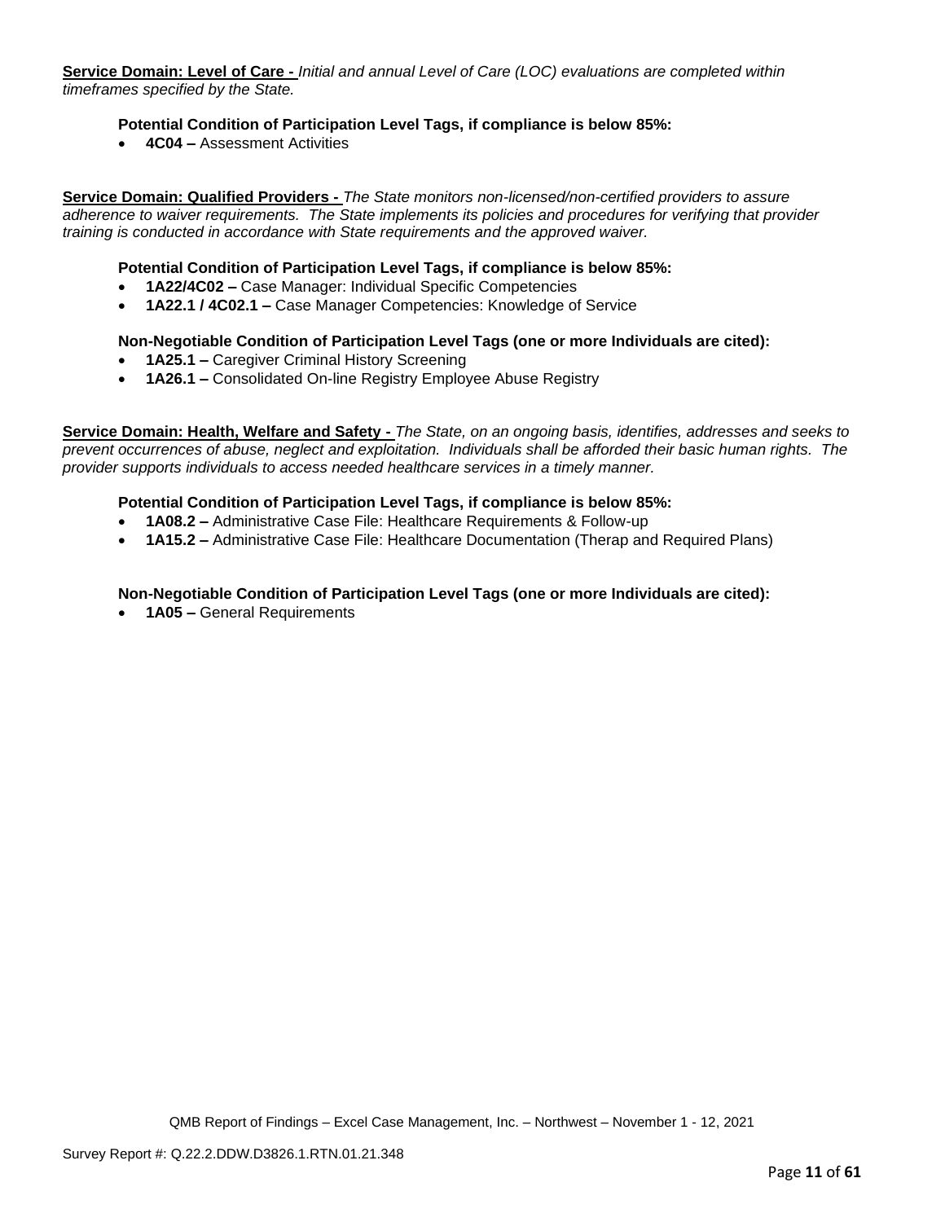**<u>Service Domain: Level of Care -</u>** *Initial and annual Level of Care (LOC) evaluations are completed within timeframes specified by the State.*

**Potential Condition of Participation Level Tags, if compliance is below 85%:**

- **4C04 –** Assessment Activities

**<u>Service Domain: Qualified Providers -</u>** *The State monitors non-licensed/non-certified providers to assure adherence to waiver requirements. The State implements its policies and procedures for verifying that provider training is conducted in accordance with State requirements and the approved waiver.*

**Potential Condition of Participation Level Tags, if compliance is below 85%:**

- **1A22/4C02 –** Case Manager: Individual Specific Competencies
- **1A22.1 / 4C02.1 –** Case Manager Competencies: Knowledge of Service

**Non-Negotiable Condition of Participation Level Tags (one or more Individuals are cited):**

- **1A25.1 –** Caregiver Criminal History Screening
- **1A26.1 –** Consolidated On-line Registry Employee Abuse Registry

**<u>Service Domain: Health, Welfare and Safety -</u>** *The State, on an ongoing basis, identifies, addresses and seeks to prevent occurrences of abuse, neglect and exploitation. Individuals shall be afforded their basic human rights. The provider supports individuals to access needed healthcare services in a timely manner.*

**Potential Condition of Participation Level Tags, if compliance is below 85%:**

- **1A08.2 –** Administrative Case File: Healthcare Requirements & Follow-up
- **1A15.2 –** Administrative Case File: Healthcare Documentation (Therap and Required Plans)

**Non-Negotiable Condition of Participation Level Tags (one or more Individuals are cited):**

- **1A05 –** General Requirements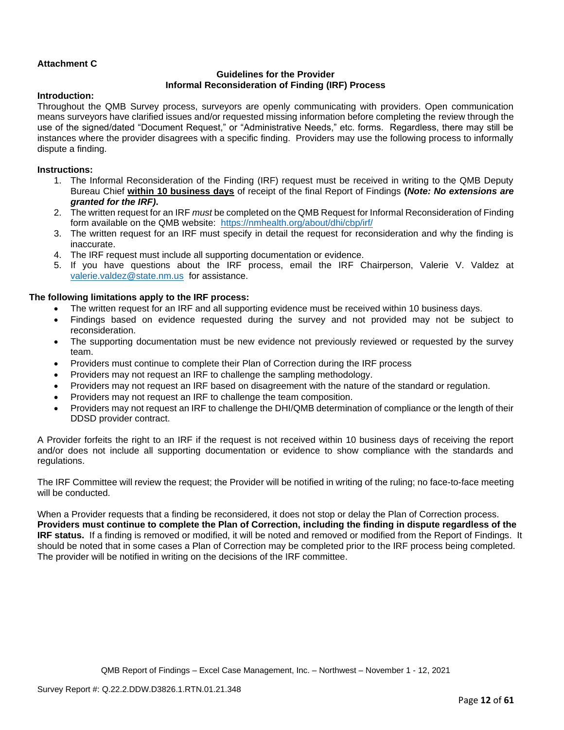**Attachment C**

**Guidelines for the Provider**
**Informal Reconsideration of Finding (IRF) Process**

**Introduction:**
Throughout the QMB Survey process, surveyors are openly communicating with providers. Open communication means surveyors have clarified issues and/or requested missing information before completing the review through the use of the signed/dated "Document Request," or "Administrative Needs," etc. forms. Regardless, there may still be instances where the provider disagrees with a specific finding. Providers may use the following process to informally dispute a finding.

**Instructions:**

1. The Informal Reconsideration of the Finding (IRF) request must be received in writing to the QMB Deputy Bureau Chief **within 10 business days** of receipt of the final Report of Findings **(*Note: No extensions are granted for the IRF)*.**
2. The written request for an IRF *must* be completed on the QMB Request for Informal Reconsideration of Finding form available on the QMB website: https://nmhealth.org/about/dhi/cbp/irf/
3. The written request for an IRF must specify in detail the request for reconsideration and why the finding is inaccurate.
4. The IRF request must include all supporting documentation or evidence.
5. If you have questions about the IRF process, email the IRF Chairperson, Valerie V. Valdez at valerie.valdez@state.nm.us for assistance.

**The following limitations apply to the IRF process:**

- The written request for an IRF and all supporting evidence must be received within 10 business days.
- Findings based on evidence requested during the survey and not provided may not be subject to reconsideration.
- The supporting documentation must be new evidence not previously reviewed or requested by the survey team.
- Providers must continue to complete their Plan of Correction during the IRF process
- Providers may not request an IRF to challenge the sampling methodology.
- Providers may not request an IRF based on disagreement with the nature of the standard or regulation.
- Providers may not request an IRF to challenge the team composition.
- Providers may not request an IRF to challenge the DHI/QMB determination of compliance or the length of their DDSD provider contract.

A Provider forfeits the right to an IRF if the request is not received within 10 business days of receiving the report and/or does not include all supporting documentation or evidence to show compliance with the standards and regulations.

The IRF Committee will review the request; the Provider will be notified in writing of the ruling; no face-to-face meeting will be conducted.

When a Provider requests that a finding be reconsidered, it does not stop or delay the Plan of Correction process. **Providers must continue to complete the Plan of Correction, including the finding in dispute regardless of the IRF status.** If a finding is removed or modified, it will be noted and removed or modified from the Report of Findings. It should be noted that in some cases a Plan of Correction may be completed prior to the IRF process being completed. The provider will be notified in writing on the decisions of the IRF committee.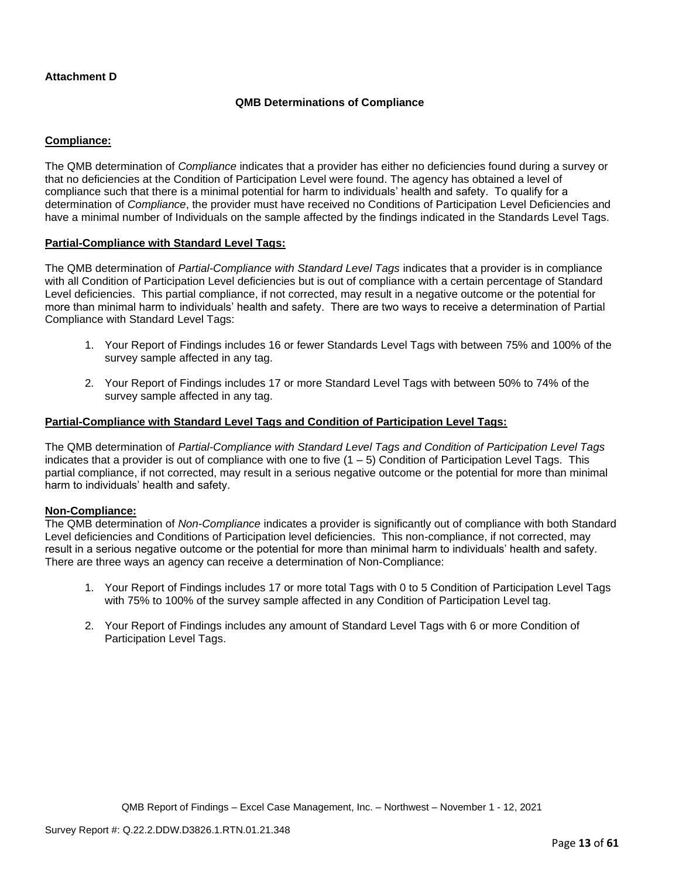**Attachment D**

## QMB Determinations of Compliance

**Compliance:**

The QMB determination of *Compliance* indicates that a provider has either no deficiencies found during a survey or that no deficiencies at the Condition of Participation Level were found. The agency has obtained a level of compliance such that there is a minimal potential for harm to individuals' health and safety. To qualify for a determination of *Compliance*, the provider must have received no Conditions of Participation Level Deficiencies and have a minimal number of Individuals on the sample affected by the findings indicated in the Standards Level Tags.

**Partial-Compliance with Standard Level Tags:**

The QMB determination of *Partial-Compliance with Standard Level Tags* indicates that a provider is in compliance with all Condition of Participation Level deficiencies but is out of compliance with a certain percentage of Standard Level deficiencies. This partial compliance, if not corrected, may result in a negative outcome or the potential for more than minimal harm to individuals' health and safety. There are two ways to receive a determination of Partial Compliance with Standard Level Tags:

1. Your Report of Findings includes 16 or fewer Standards Level Tags with between 75% and 100% of the survey sample affected in any tag.
2. Your Report of Findings includes 17 or more Standard Level Tags with between 50% to 74% of the survey sample affected in any tag.

**Partial-Compliance with Standard Level Tags and Condition of Participation Level Tags:**

The QMB determination of *Partial-Compliance with Standard Level Tags and Condition of Participation Level Tags* indicates that a provider is out of compliance with one to five (1 – 5) Condition of Participation Level Tags. This partial compliance, if not corrected, may result in a serious negative outcome or the potential for more than minimal harm to individuals' health and safety.

**Non-Compliance:**

The QMB determination of *Non-Compliance* indicates a provider is significantly out of compliance with both Standard Level deficiencies and Conditions of Participation level deficiencies. This non-compliance, if not corrected, may result in a serious negative outcome or the potential for more than minimal harm to individuals' health and safety. There are three ways an agency can receive a determination of Non-Compliance:

1. Your Report of Findings includes 17 or more total Tags with 0 to 5 Condition of Participation Level Tags with 75% to 100% of the survey sample affected in any Condition of Participation Level tag.
2. Your Report of Findings includes any amount of Standard Level Tags with 6 or more Condition of Participation Level Tags.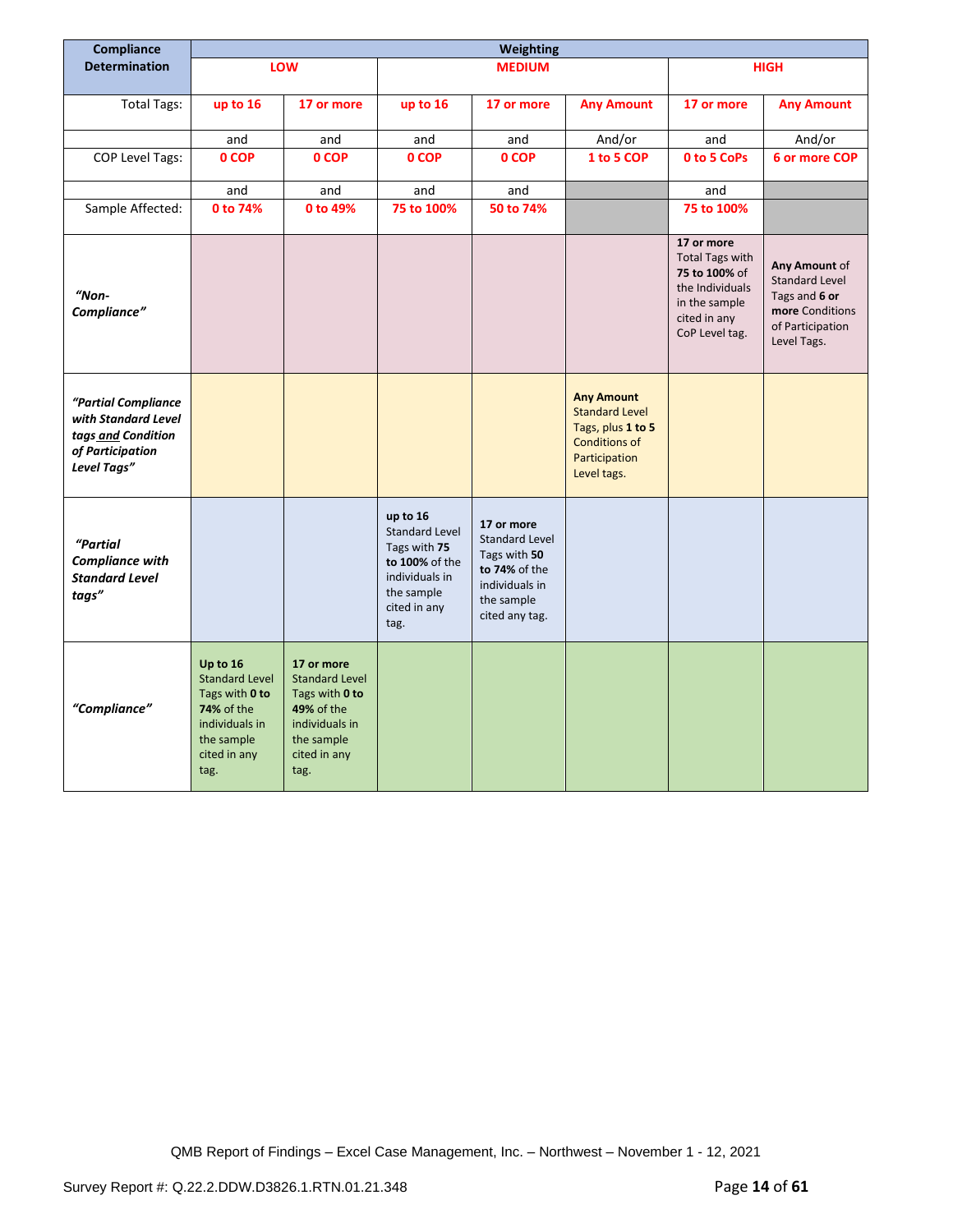| Compliance Determination | Weighting | | | | | | |
|---|---|---|---|---|---|---|---|
| | **LOW** | | **MEDIUM** | | | **HIGH** | |
| Total Tags: | **up to 16** | **17 or more** | **up to 16** | **17 or more** | **Any Amount** | **17 or more** | **Any Amount** |
| | and | and | and | and | And/or | and | And/or |
| COP Level Tags: | **0 COP** | **0 COP** | **0 COP** | **0 COP** | **1 to 5 COP** | **0 to 5 CoPs** | **6 or more COP** |
| | and | and | and | and | | and | |
| Sample Affected: | **0 to 74%** | **0 to 49%** | **75 to 100%** | **50 to 74%** | | **75 to 100%** | |
| ***"Non-Compliance"*** | | | | | | **17 or more** Total Tags with **75 to 100%** of the Individuals in the sample cited in any CoP Level tag. | **Any Amount** of Standard Level Tags and **6 or more** Conditions of Participation Level Tags. |
| ***"Partial Compliance with Standard Level tags and Condition of Participation Level Tags"*** | | | | | **Any Amount** Standard Level Tags, plus **1 to 5** Conditions of Participation Level tags. | | |
| ***"Partial Compliance with Standard Level tags"*** | | | **up to 16** Standard Level Tags with **75 to 100%** of the individuals in the sample cited in any tag. | **17 or more** Standard Level Tags with **50 to 74%** of the individuals in the sample cited any tag. | | | |
| ***"Compliance"*** | **Up to 16** Standard Level Tags with **0 to 74%** of the individuals in the sample cited in any tag. | **17 or more** Standard Level Tags with **0 to 49%** of the individuals in the sample cited in any tag. | | | | | |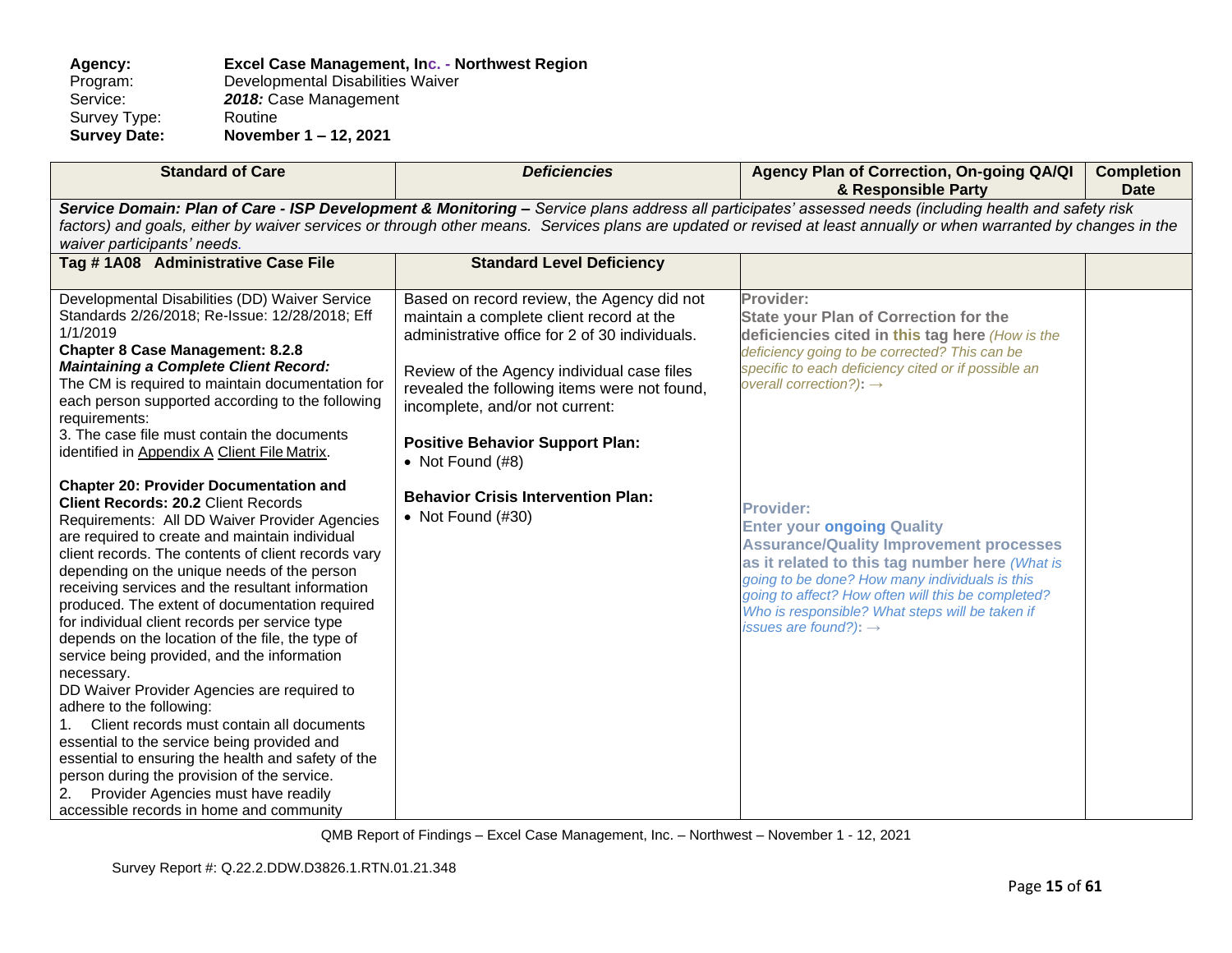**Agency:** **Excel Case Management, Inc. - Northwest Region**
Program: Developmental Disabilities Waiver
Service: ***2018:*** Case Management
Survey Type: Routine
**Survey Date:** **November 1 – 12, 2021**

| Standard of Care | *Deficiencies* | Agency Plan of Correction, On-going QA/QI & Responsible Party | Completion Date |
|---|---|---|---|
| ***Service Domain: Plan of Care - ISP Development & Monitoring –*** *Service plans address all participates' assessed needs (including health and safety risk factors) and goals, either by waiver services or through other means. Services plans are updated or revised at least annually or when warranted by changes in the waiver participants' needs.* | | | |
| **Tag # 1A08 Administrative Case File** | **Standard Level Deficiency** | | |
| Developmental Disabilities (DD) Waiver Service Standards 2/26/2018; Re-Issue: 12/28/2018; Eff 1/1/2019<br>**Chapter 8 Case Management: 8.2.8** ***Maintaining a Complete Client Record:*** The CM is required to maintain documentation for each person supported according to the following requirements:<br>3. The case file must contain the documents identified in Appendix A Client File Matrix.<br><br>**Chapter 20: Provider Documentation and Client Records: 20.2** Client Records Requirements: All DD Waiver Provider Agencies are required to create and maintain individual client records. The contents of client records vary depending on the unique needs of the person receiving services and the resultant information produced. The extent of documentation required for individual client records per service type depends on the location of the file, the type of service being provided, and the information necessary.<br>DD Waiver Provider Agencies are required to adhere to the following:<br>1. Client records must contain all documents essential to the service being provided and essential to ensuring the health and safety of the person during the provision of the service.<br>2. Provider Agencies must have readily accessible records in home and community | Based on record review, the Agency did not maintain a complete client record at the administrative office for 2 of 30 individuals.<br><br>Review of the Agency individual case files revealed the following items were not found, incomplete, and/or not current:<br><br>**Positive Behavior Support Plan:**<br>• Not Found (#8)<br><br>**Behavior Crisis Intervention Plan:**<br>• Not Found (#30) | **Provider:**<br>**State your Plan of Correction for the deficiencies cited in this tag here** *(How is the deficiency going to be corrected? This can be specific to each deficiency cited or if possible an overall correction?)*: →<br><br>**Provider:**<br>**Enter your ongoing Quality Assurance/Quality Improvement processes as it related to this tag number here** *(What is going to be done? How many individuals is this going to affect? How often will this be completed? Who is responsible? What steps will be taken if issues are found?)*: → | |

QMB Report of Findings – Excel Case Management, Inc. – Northwest – November 1 - 12, 2021

Survey Report #: Q.22.2.DDW.D3826.1.RTN.01.21.348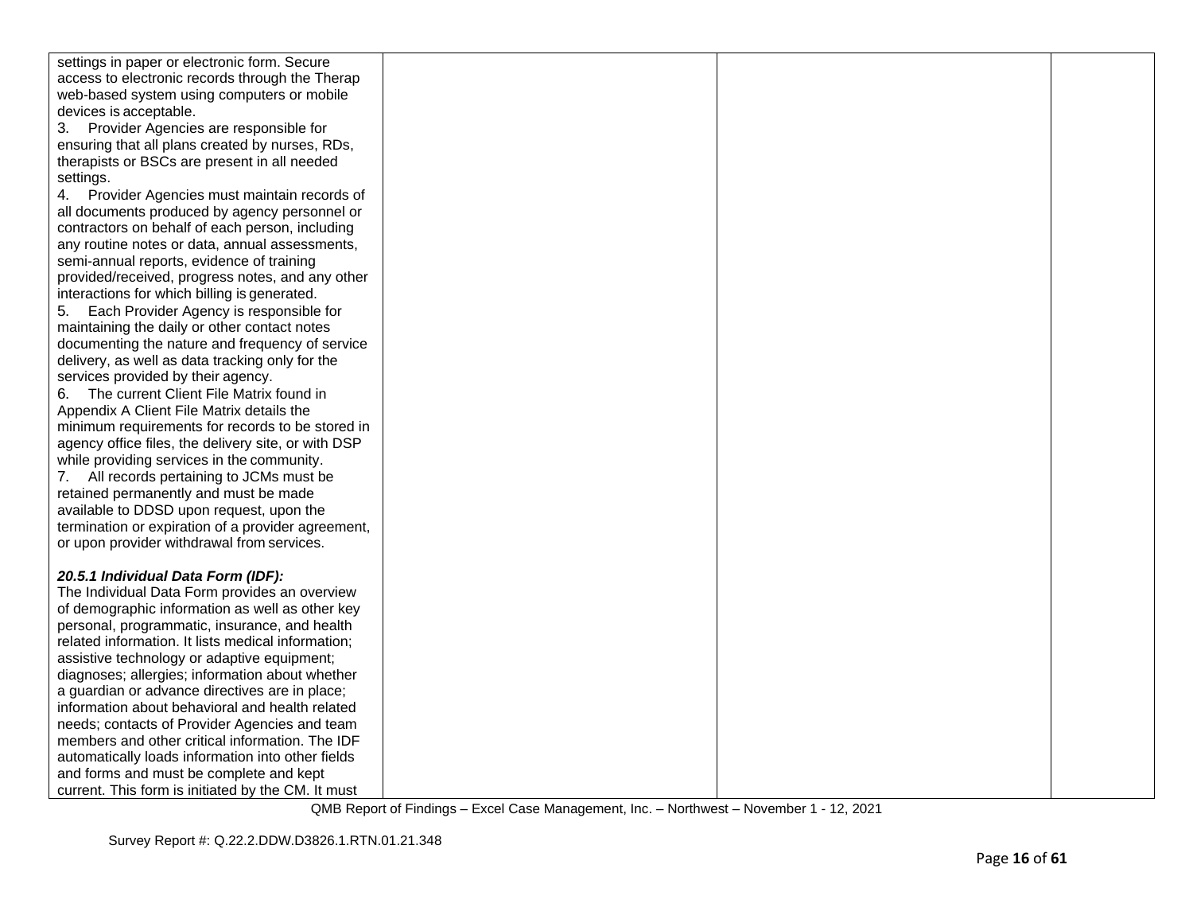| | | | |
|---|---|---|---|
| settings in paper or electronic form. Secure access to electronic records through the Therap web-based system using computers or mobile devices is acceptable.<br>3. Provider Agencies are responsible for ensuring that all plans created by nurses, RDs, therapists or BSCs are present in all needed settings.<br>4. Provider Agencies must maintain records of all documents produced by agency personnel or contractors on behalf of each person, including any routine notes or data, annual assessments, semi-annual reports, evidence of training provided/received, progress notes, and any other interactions for which billing is generated.<br>5. Each Provider Agency is responsible for maintaining the daily or other contact notes documenting the nature and frequency of service delivery, as well as data tracking only for the services provided by their agency.<br>6. The current Client File Matrix found in Appendix A Client File Matrix details the minimum requirements for records to be stored in agency office files, the delivery site, or with DSP while providing services in the community.<br>7. All records pertaining to JCMs must be retained permanently and must be made available to DDSD upon request, upon the termination or expiration of a provider agreement, or upon provider withdrawal from services.<br><br>***20.5.1 Individual Data Form (IDF):***<br>The Individual Data Form provides an overview of demographic information as well as other key personal, programmatic, insurance, and health related information. It lists medical information; assistive technology or adaptive equipment; diagnoses; allergies; information about whether a guardian or advance directives are in place; information about behavioral and health related needs; contacts of Provider Agencies and team members and other critical information. The IDF automatically loads information into other fields and forms and must be complete and kept current. This form is initiated by the CM. It must | | | |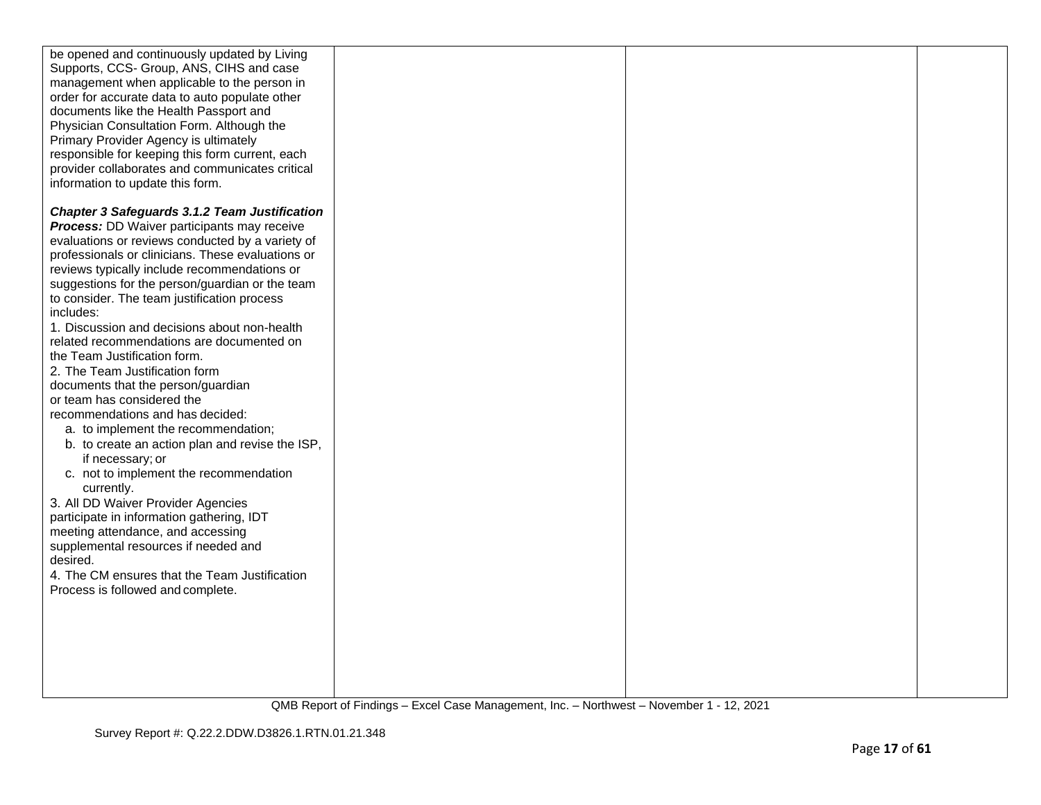| | | | |
|---|---|---|---|
| be opened and continuously updated by Living Supports, CCS- Group, ANS, CIHS and case management when applicable to the person in order for accurate data to auto populate other documents like the Health Passport and Physician Consultation Form. Although the Primary Provider Agency is ultimately responsible for keeping this form current, each provider collaborates and communicates critical information to update this form.<br><br>***Chapter 3 Safeguards 3.1.2 Team Justification Process:*** DD Waiver participants may receive evaluations or reviews conducted by a variety of professionals or clinicians. These evaluations or reviews typically include recommendations or suggestions for the person/guardian or the team to consider. The team justification process includes:<br>1. Discussion and decisions about non-health related recommendations are documented on the Team Justification form.<br>2. The Team Justification form documents that the person/guardian or team has considered the recommendations and has decided:<br>a. to implement the recommendation;<br>b. to create an action plan and revise the ISP, if necessary; or<br>c. not to implement the recommendation currently.<br>3. All DD Waiver Provider Agencies participate in information gathering, IDT meeting attendance, and accessing supplemental resources if needed and desired.<br>4. The CM ensures that the Team Justification Process is followed and complete. | | | |

QMB Report of Findings – Excel Case Management, Inc. – Northwest – November 1 - 12, 2021

Survey Report #: Q.22.2.DDW.D3826.1.RTN.01.21.348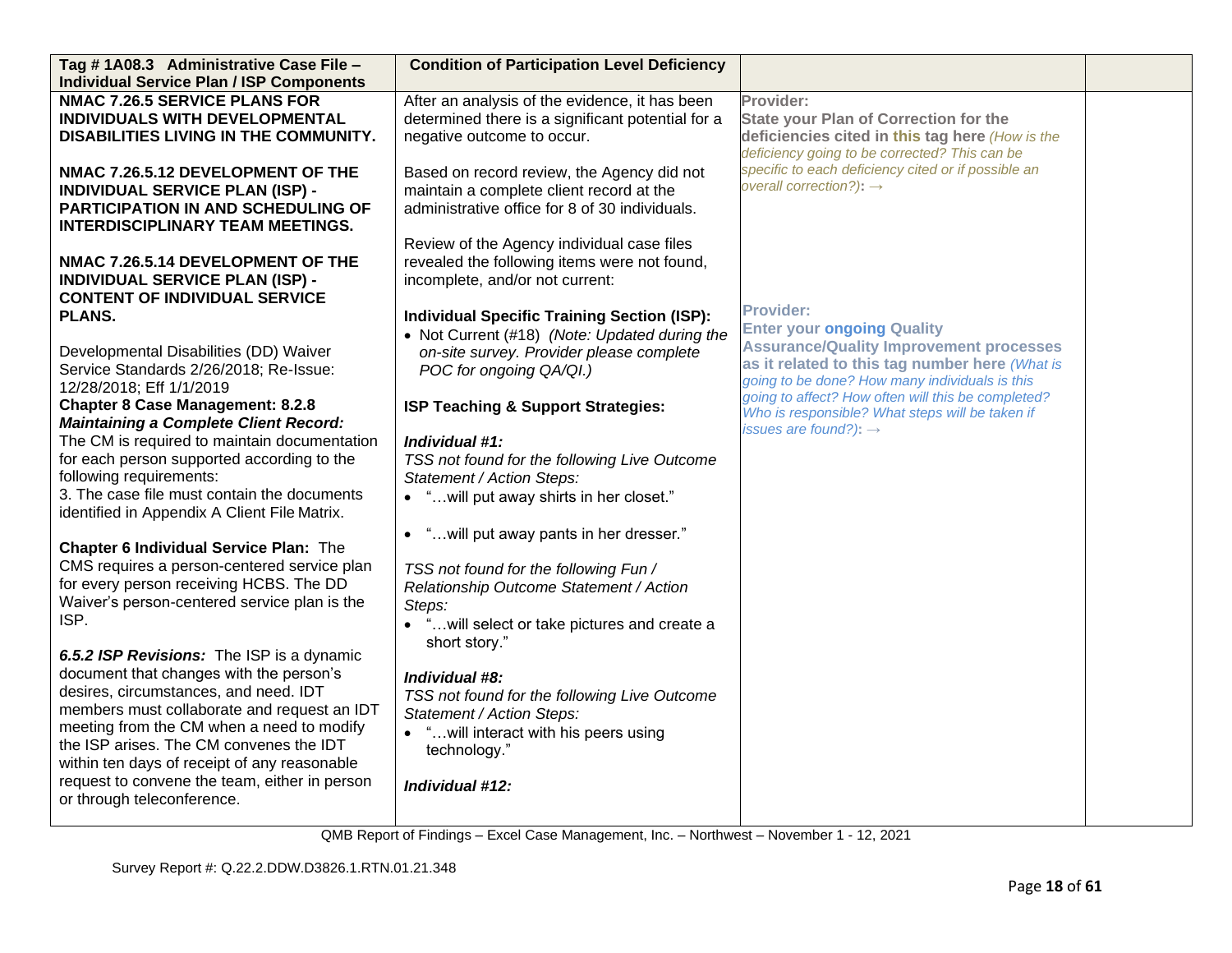| Tag # 1A08.3 Administrative Case File – Individual Service Plan / ISP Components | Condition of Participation Level Deficiency | | |
|---|---|---|---|
| **NMAC 7.26.5 SERVICE PLANS FOR INDIVIDUALS WITH DEVELOPMENTAL DISABILITIES LIVING IN THE COMMUNITY.**<br><br>**NMAC 7.26.5.12 DEVELOPMENT OF THE INDIVIDUAL SERVICE PLAN (ISP) - PARTICIPATION IN AND SCHEDULING OF INTERDISCIPLINARY TEAM MEETINGS.**<br><br>**NMAC 7.26.5.14 DEVELOPMENT OF THE INDIVIDUAL SERVICE PLAN (ISP) - CONTENT OF INDIVIDUAL SERVICE PLANS.**<br><br>Developmental Disabilities (DD) Waiver Service Standards 2/26/2018; Re-Issue: 12/28/2018; Eff 1/1/2019<br>**Chapter 8 Case Management: 8.2.8 *Maintaining a Complete Client Record:*** The CM is required to maintain documentation for each person supported according to the following requirements:<br>3. The case file must contain the documents identified in Appendix A Client File Matrix.<br><br>**Chapter 6 Individual Service Plan:** The CMS requires a person-centered service plan for every person receiving HCBS. The DD Waiver's person-centered service plan is the ISP.<br><br>***6.5.2 ISP Revisions:*** The ISP is a dynamic document that changes with the person's desires, circumstances, and need. IDT members must collaborate and request an IDT meeting from the CM when a need to modify the ISP arises. The CM convenes the IDT within ten days of receipt of any reasonable request to convene the team, either in person or through teleconference. | After an analysis of the evidence, it has been determined there is a significant potential for a negative outcome to occur.<br><br>Based on record review, the Agency did not maintain a complete client record at the administrative office for 8 of 30 individuals.<br><br>Review of the Agency individual case files revealed the following items were not found, incomplete, and/or not current:<br><br>**Individual Specific Training Section (ISP):**<br>• Not Current (#18) *(Note: Updated during the on-site survey. Provider please complete POC for ongoing QA/QI.)*<br><br>**ISP Teaching & Support Strategies:**<br><br>***Individual #1:***<br>*TSS not found for the following Live Outcome Statement / Action Steps:*<br>• "…will put away shirts in her closet."<br>• "…will put away pants in her dresser."<br><br>*TSS not found for the following Fun / Relationship Outcome Statement / Action Steps:*<br>• "…will select or take pictures and create a short story."<br><br>***Individual #8:***<br>*TSS not found for the following Live Outcome Statement / Action Steps:*<br>• "…will interact with his peers using technology."<br><br>***Individual #12:*** | **Provider:**<br>**State your Plan of Correction for the deficiencies cited in this tag here** *(How is the deficiency going to be corrected? This can be specific to each deficiency cited or if possible an overall correction?):* →<br><br>**Provider:**<br>**Enter your ongoing Quality Assurance/Quality Improvement processes as it related to this tag number here** *(What is going to be done? How many individuals is this going to affect? How often will this be completed? Who is responsible? What steps will be taken if issues are found?):* → | |

QMB Report of Findings – Excel Case Management, Inc. – Northwest – November 1 - 12, 2021

Survey Report #: Q.22.2.DDW.D3826.1.RTN.01.21.348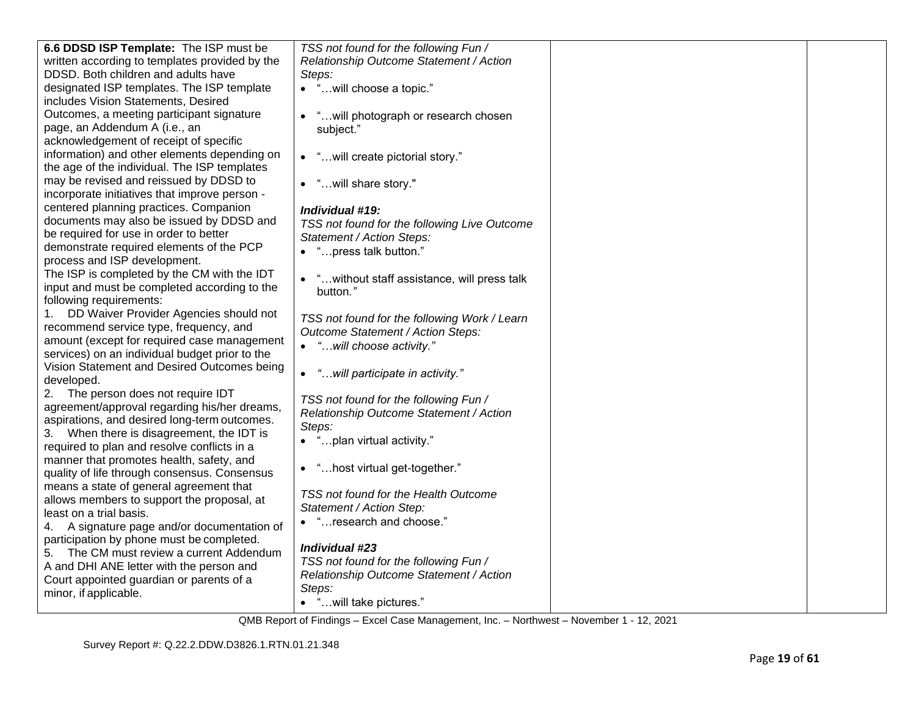| | | | |
|---|---|---|---|
| **6.6 DDSD ISP Template:** The ISP must be written according to templates provided by the DDSD. Both children and adults have designated ISP templates. The ISP template includes Vision Statements, Desired Outcomes, a meeting participant signature page, an Addendum A (i.e., an acknowledgement of receipt of specific information) and other elements depending on the age of the individual. The ISP templates may be revised and reissued by DDSD to incorporate initiatives that improve person - centered planning practices. Companion documents may also be issued by DDSD and be required for use in order to better demonstrate required elements of the PCP process and ISP development.<br>The ISP is completed by the CM with the IDT input and must be completed according to the following requirements:<br>1. DD Waiver Provider Agencies should not recommend service type, frequency, and amount (except for required case management services) on an individual budget prior to the Vision Statement and Desired Outcomes being developed.<br>2. The person does not require IDT agreement/approval regarding his/her dreams, aspirations, and desired long-term outcomes.<br>3. When there is disagreement, the IDT is required to plan and resolve conflicts in a manner that promotes health, safety, and quality of life through consensus. Consensus means a state of general agreement that allows members to support the proposal, at least on a trial basis.<br>4. A signature page and/or documentation of participation by phone must be completed.<br>5. The CM must review a current Addendum A and DHI ANE letter with the person and Court appointed guardian or parents of a minor, if applicable. | *TSS not found for the following Fun / Relationship Outcome Statement / Action Steps:*<br>• "…will choose a topic."<br>• "…will photograph or research chosen subject."<br>• "…will create pictorial story."<br>• "…will share story."<br><br>***Individual #19:***<br>*TSS not found for the following Live Outcome Statement / Action Steps:*<br>• "…press talk button."<br>• "…without staff assistance, will press talk button."<br><br>*TSS not found for the following Work / Learn Outcome Statement / Action Steps:*<br>• *"…will choose activity."*<br>• *"…will participate in activity."*<br><br>*TSS not found for the following Fun / Relationship Outcome Statement / Action Steps:*<br>• "…plan virtual activity."<br>• "…host virtual get-together."<br><br>*TSS not found for the Health Outcome Statement / Action Step:*<br>• "…research and choose."<br><br>***Individual #23***<br>*TSS not found for the following Fun / Relationship Outcome Statement / Action Steps:*<br>• "…will take pictures." | | |

QMB Report of Findings – Excel Case Management, Inc. – Northwest – November 1 - 12, 2021

Survey Report #: Q.22.2.DDW.D3826.1.RTN.01.21.348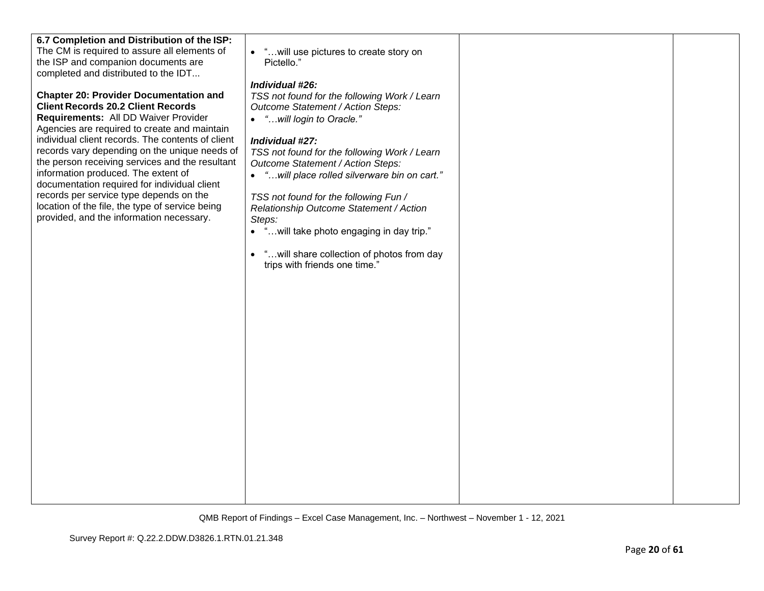| | | | |
|---|---|---|---|
| **6.7 Completion and Distribution of the ISP:** The CM is required to assure all elements of the ISP and companion documents are completed and distributed to the IDT...<br><br>**Chapter 20: Provider Documentation and Client Records 20.2 Client Records Requirements:** All DD Waiver Provider Agencies are required to create and maintain individual client records. The contents of client records vary depending on the unique needs of the person receiving services and the resultant information produced. The extent of documentation required for individual client records per service type depends on the location of the file, the type of service being provided, and the information necessary. | • "…will use pictures to create story on Pictello."<br><br>***Individual #26:***<br>*TSS not found for the following Work / Learn Outcome Statement / Action Steps:*<br>• *"…will login to Oracle."*<br><br>***Individual #27:***<br>*TSS not found for the following Work / Learn Outcome Statement / Action Steps:*<br>• *"…will place rolled silverware bin on cart."*<br><br>*TSS not found for the following Fun / Relationship Outcome Statement / Action Steps:*<br>• "…will take photo engaging in day trip."<br><br>• "…will share collection of photos from day trips with friends one time." | | |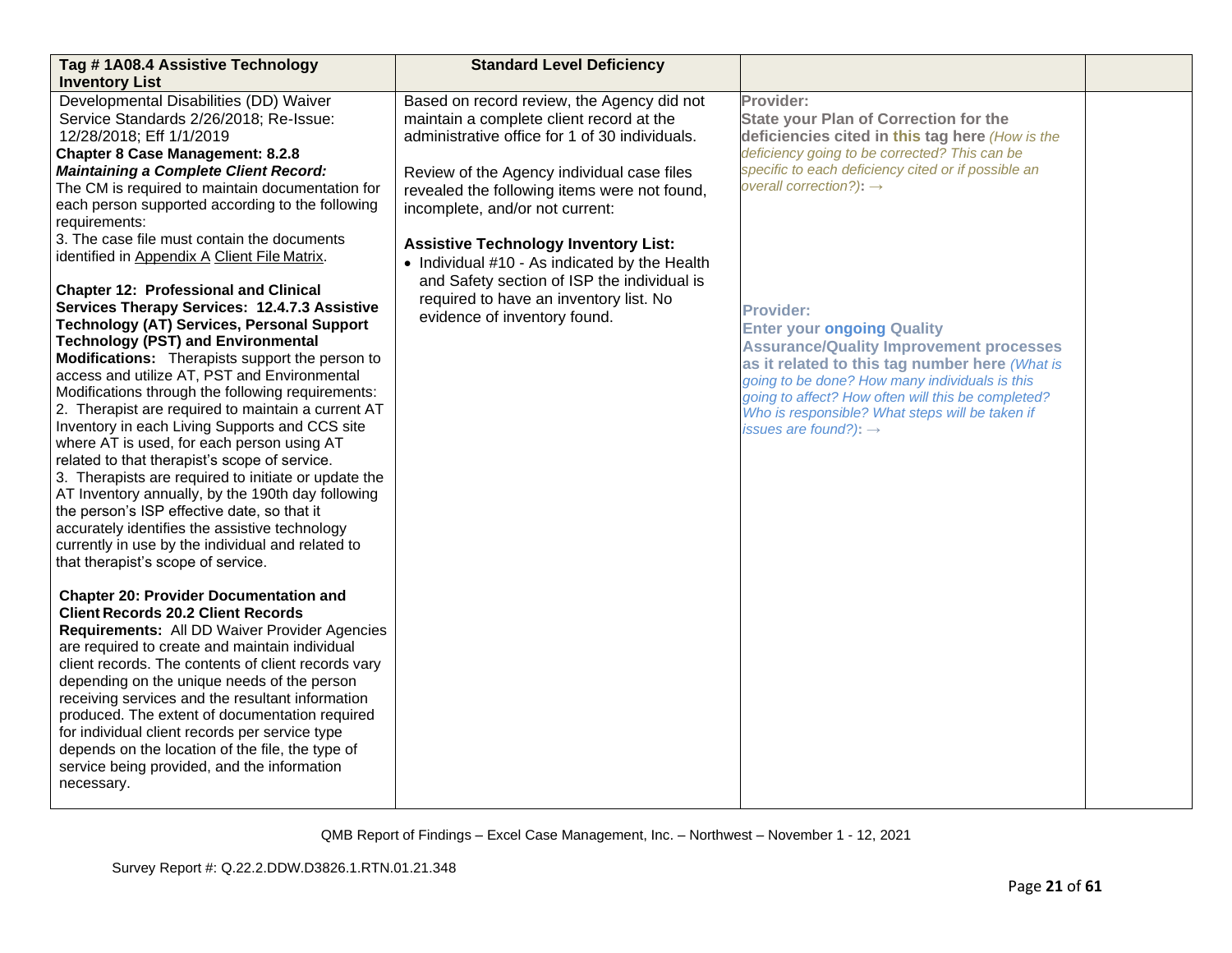| Tag # 1A08.4 Assistive Technology Inventory List | Standard Level Deficiency | | |
|---|---|---|---|
| Developmental Disabilities (DD) Waiver Service Standards 2/26/2018; Re-Issue: 12/28/2018; Eff 1/1/2019<br>**Chapter 8 Case Management: 8.2.8 *Maintaining a Complete Client Record:*** The CM is required to maintain documentation for each person supported according to the following requirements:<br>3. The case file must contain the documents identified in Appendix A Client File Matrix.<br><br>**Chapter 12: Professional and Clinical Services Therapy Services: 12.4.7.3 Assistive Technology (AT) Services, Personal Support Technology (PST) and Environmental Modifications:** Therapists support the person to access and utilize AT, PST and Environmental Modifications through the following requirements:<br>2. Therapist are required to maintain a current AT Inventory in each Living Supports and CCS site where AT is used, for each person using AT related to that therapist's scope of service.<br>3. Therapists are required to initiate or update the AT Inventory annually, by the 190th day following the person's ISP effective date, so that it accurately identifies the assistive technology currently in use by the individual and related to that therapist's scope of service.<br><br>**Chapter 20: Provider Documentation and Client Records 20.2 Client Records Requirements:** All DD Waiver Provider Agencies are required to create and maintain individual client records. The contents of client records vary depending on the unique needs of the person receiving services and the resultant information produced. The extent of documentation required for individual client records per service type depends on the location of the file, the type of service being provided, and the information necessary. | Based on record review, the Agency did not maintain a complete client record at the administrative office for 1 of 30 individuals.<br><br>Review of the Agency individual case files revealed the following items were not found, incomplete, and/or not current:<br><br>**Assistive Technology Inventory List:**<br>• Individual #10 - As indicated by the Health and Safety section of ISP the individual is required to have an inventory list. No evidence of inventory found. | **Provider:**<br>**State your Plan of Correction for the deficiencies cited in this tag here** *(How is the deficiency going to be corrected? This can be specific to each deficiency cited or if possible an overall correction?)*: →<br><br>**Provider:**<br>**Enter your ongoing Quality Assurance/Quality Improvement processes as it related to this tag number here** *(What is going to be done? How many individuals is this going to affect? How often will this be completed? Who is responsible? What steps will be taken if issues are found?)*: → | |

QMB Report of Findings – Excel Case Management, Inc. – Northwest – November 1 - 12, 2021

Survey Report #: Q.22.2.DDW.D3826.1.RTN.01.21.348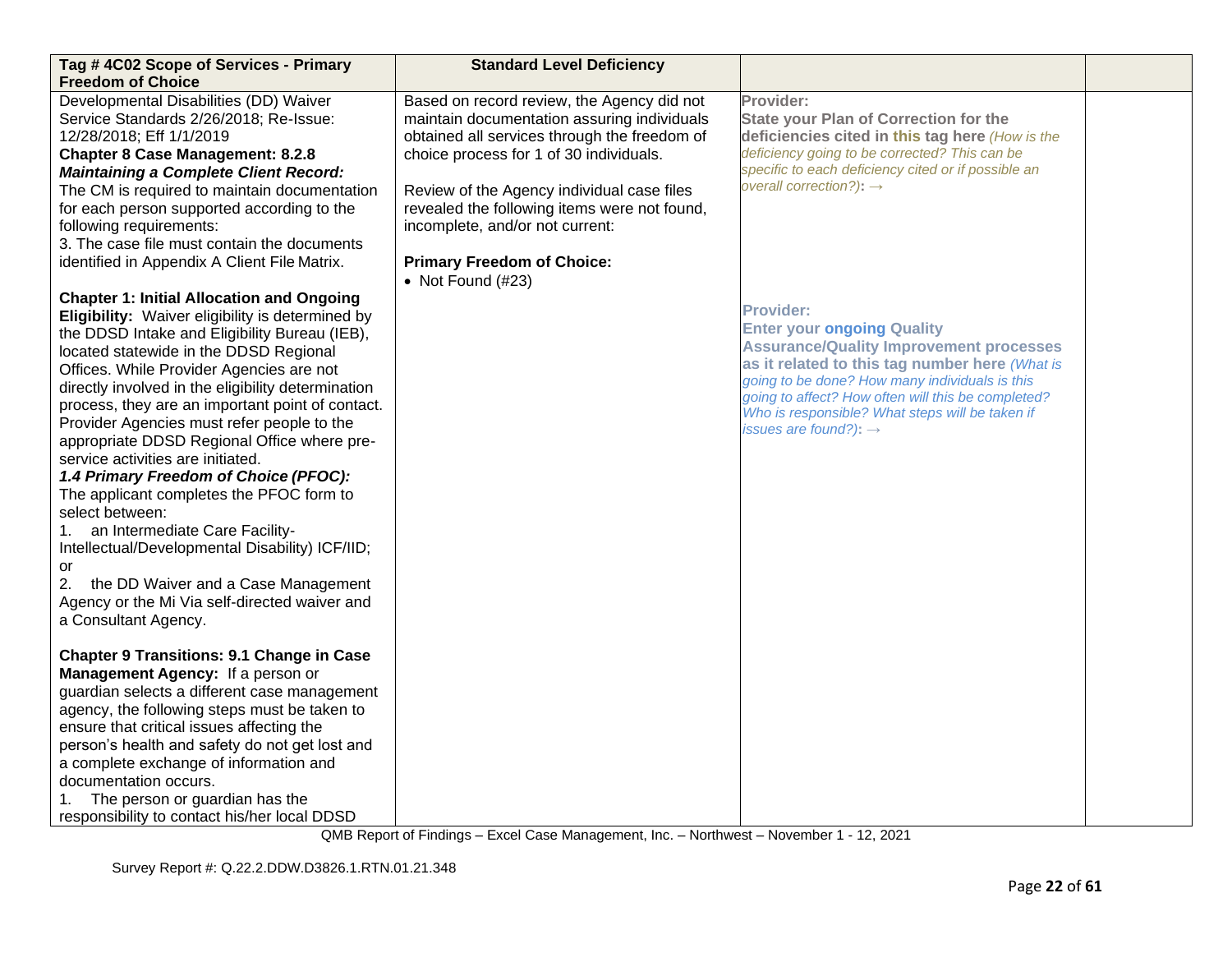| Tag # 4C02 Scope of Services - Primary Freedom of Choice | Standard Level Deficiency | | |
|---|---|---|---|
| Developmental Disabilities (DD) Waiver Service Standards 2/26/2018; Re-Issue: 12/28/2018; Eff 1/1/2019<br>**Chapter 8 Case Management: 8.2.8 *Maintaining a Complete Client Record:*** The CM is required to maintain documentation for each person supported according to the following requirements:<br>3. The case file must contain the documents identified in Appendix A Client File Matrix.<br><br>**Chapter 1: Initial Allocation and Ongoing Eligibility:** Waiver eligibility is determined by the DDSD Intake and Eligibility Bureau (IEB), located statewide in the DDSD Regional Offices. While Provider Agencies are not directly involved in the eligibility determination process, they are an important point of contact. Provider Agencies must refer people to the appropriate DDSD Regional Office where pre-service activities are initiated.<br>***1.4 Primary Freedom of Choice (PFOC):*** The applicant completes the PFOC form to select between:<br>1. an Intermediate Care Facility-Intellectual/Developmental Disability) ICF/IID; or<br>2. the DD Waiver and a Case Management Agency or the Mi Via self-directed waiver and a Consultant Agency.<br><br>**Chapter 9 Transitions: 9.1 Change in Case Management Agency:** If a person or guardian selects a different case management agency, the following steps must be taken to ensure that critical issues affecting the person's health and safety do not get lost and a complete exchange of information and documentation occurs.<br>1. The person or guardian has the responsibility to contact his/her local DDSD | Based on record review, the Agency did not maintain documentation assuring individuals obtained all services through the freedom of choice process for 1 of 30 individuals.<br><br>Review of the Agency individual case files revealed the following items were not found, incomplete, and/or not current:<br><br>**Primary Freedom of Choice:**<br>• Not Found (#23) | **Provider:**<br>**State your Plan of Correction for the deficiencies cited in this tag here** *(How is the deficiency going to be corrected? This can be specific to each deficiency cited or if possible an overall correction?)*: →<br><br>**Provider:**<br>**Enter your ongoing Quality Assurance/Quality Improvement processes as it related to this tag number here** *(What is going to be done? How many individuals is this going to affect? How often will this be completed? Who is responsible? What steps will be taken if issues are found?)*: → | |

QMB Report of Findings – Excel Case Management, Inc. – Northwest – November 1 - 12, 2021

Survey Report #: Q.22.2.DDW.D3826.1.RTN.01.21.348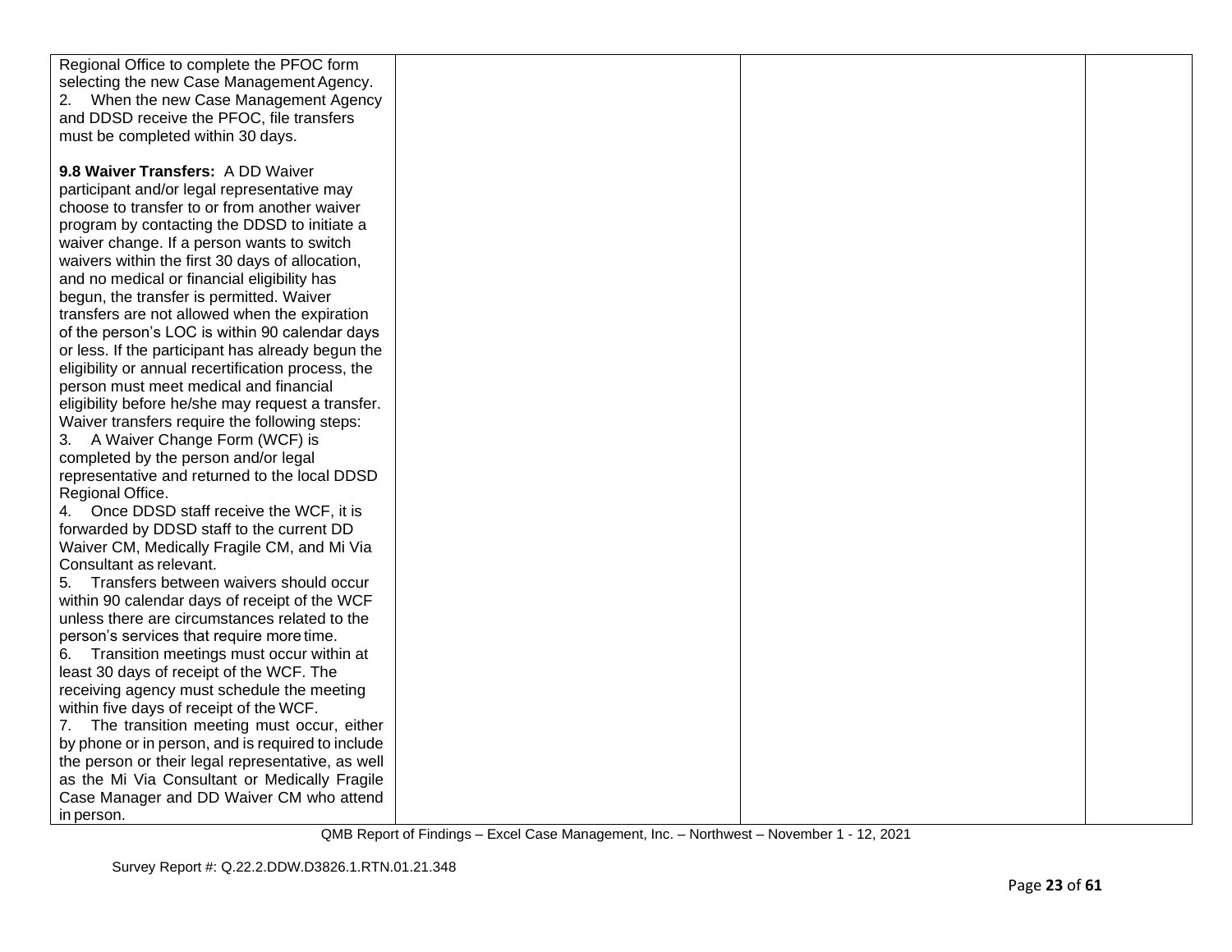| | | | |
|---|---|---|---|
| Regional Office to complete the PFOC form selecting the new Case Management Agency.<br>2. When the new Case Management Agency and DDSD receive the PFOC, file transfers must be completed within 30 days.<br><br>**9.8 Waiver Transfers:** A DD Waiver participant and/or legal representative may choose to transfer to or from another waiver program by contacting the DDSD to initiate a waiver change. If a person wants to switch waivers within the first 30 days of allocation, and no medical or financial eligibility has begun, the transfer is permitted. Waiver transfers are not allowed when the expiration of the person's LOC is within 90 calendar days or less. If the participant has already begun the eligibility or annual recertification process, the person must meet medical and financial eligibility before he/she may request a transfer. Waiver transfers require the following steps:<br>3. A Waiver Change Form (WCF) is completed by the person and/or legal representative and returned to the local DDSD Regional Office.<br>4. Once DDSD staff receive the WCF, it is forwarded by DDSD staff to the current DD Waiver CM, Medically Fragile CM, and Mi Via Consultant as relevant.<br>5. Transfers between waivers should occur within 90 calendar days of receipt of the WCF unless there are circumstances related to the person's services that require more time.<br>6. Transition meetings must occur within at least 30 days of receipt of the WCF. The receiving agency must schedule the meeting within five days of receipt of the WCF.<br>7. The transition meeting must occur, either by phone or in person, and is required to include the person or their legal representative, as well as the Mi Via Consultant or Medically Fragile Case Manager and DD Waiver CM who attend in person. | | | |

QMB Report of Findings – Excel Case Management, Inc. – Northwest – November 1 - 12, 2021

Survey Report #: Q.22.2.DDW.D3826.1.RTN.01.21.348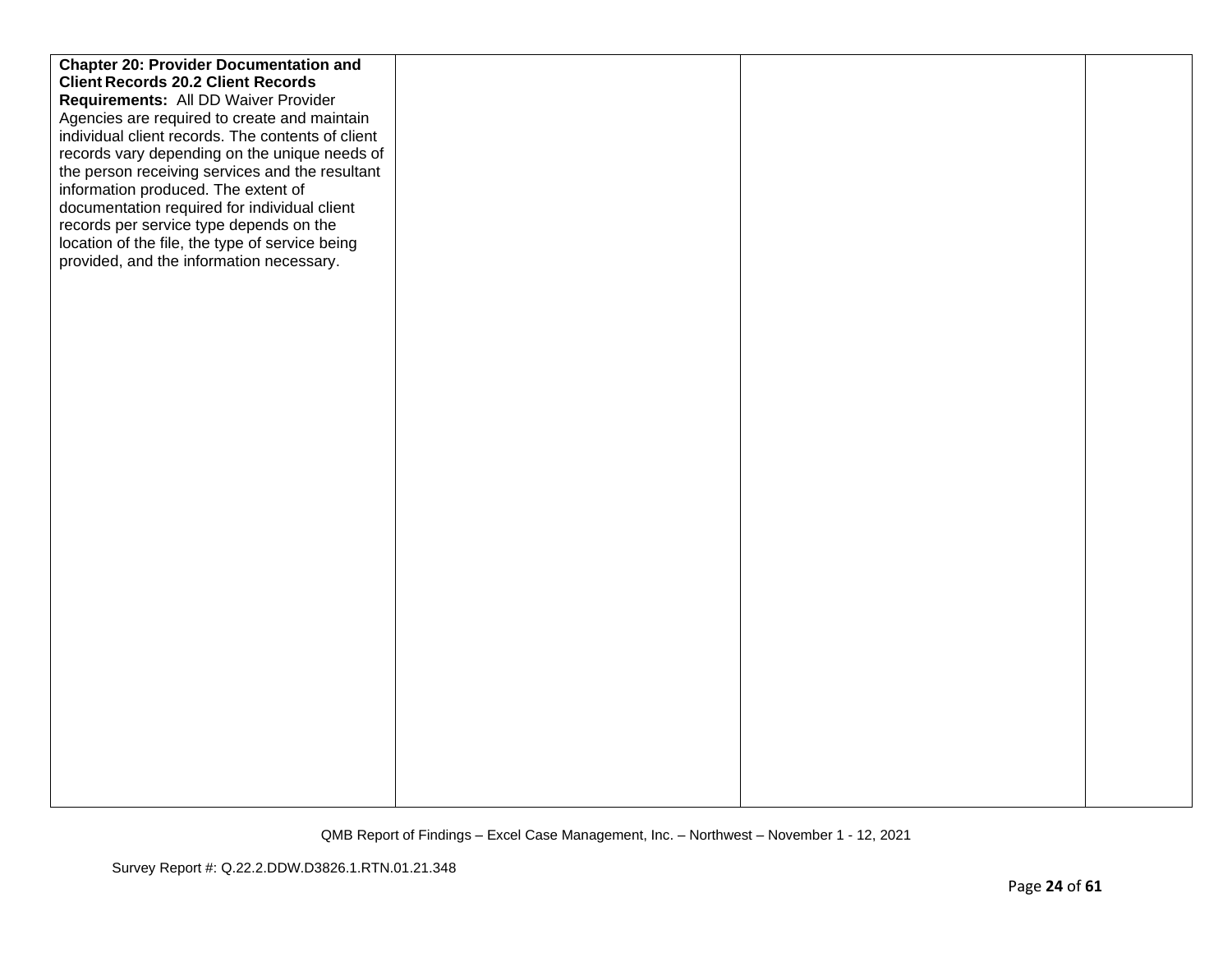| | | | |
|---|---|---|---|
| **Chapter 20: Provider Documentation and Client Records 20.2 Client Records Requirements:** All DD Waiver Provider Agencies are required to create and maintain individual client records. The contents of client records vary depending on the unique needs of the person receiving services and the resultant information produced. The extent of documentation required for individual client records per service type depends on the location of the file, the type of service being provided, and the information necessary. | | | |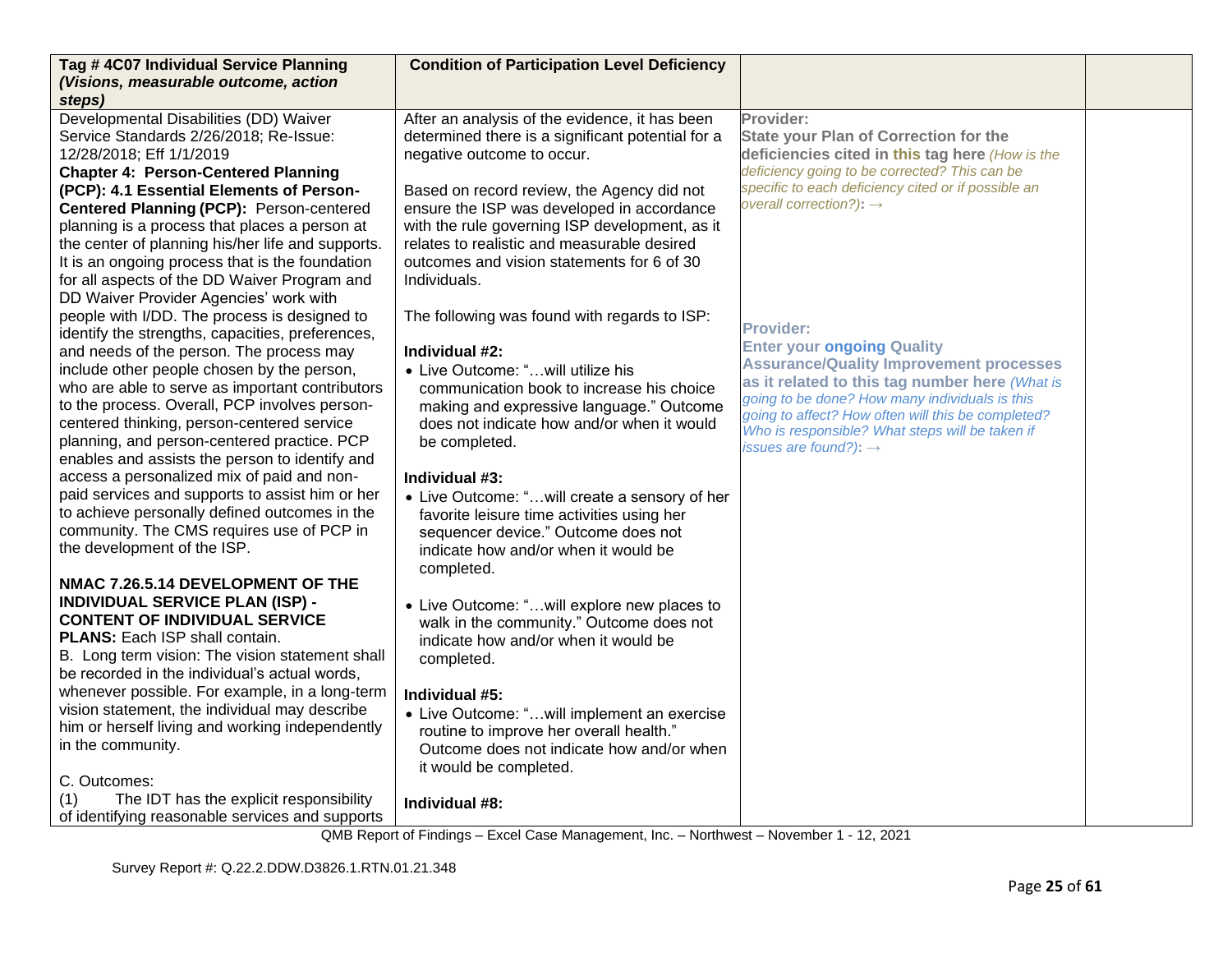| Tag # 4C07 Individual Service Planning *(Visions, measurable outcome, action steps)* | Condition of Participation Level Deficiency | | |
|---|---|---|---|
| Developmental Disabilities (DD) Waiver Service Standards 2/26/2018; Re-Issue: 12/28/2018; Eff 1/1/2019<br>**Chapter 4: Person-Centered Planning (PCP): 4.1 Essential Elements of Person-Centered Planning (PCP):** Person-centered planning is a process that places a person at the center of planning his/her life and supports. It is an ongoing process that is the foundation for all aspects of the DD Waiver Program and DD Waiver Provider Agencies' work with people with I/DD. The process is designed to identify the strengths, capacities, preferences, and needs of the person. The process may include other people chosen by the person, who are able to serve as important contributors to the process. Overall, PCP involves person-centered thinking, person-centered service planning, and person-centered practice. PCP enables and assists the person to identify and access a personalized mix of paid and non-paid services and supports to assist him or her to achieve personally defined outcomes in the community. The CMS requires use of PCP in the development of the ISP.<br><br>**NMAC 7.26.5.14 DEVELOPMENT OF THE INDIVIDUAL SERVICE PLAN (ISP) - CONTENT OF INDIVIDUAL SERVICE PLANS:** Each ISP shall contain.<br>B. Long term vision: The vision statement shall be recorded in the individual's actual words, whenever possible. For example, in a long-term vision statement, the individual may describe him or herself living and working independently in the community.<br><br>C. Outcomes:<br>(1) The IDT has the explicit responsibility of identifying reasonable services and supports | After an analysis of the evidence, it has been determined there is a significant potential for a negative outcome to occur.<br><br>Based on record review, the Agency did not ensure the ISP was developed in accordance with the rule governing ISP development, as it relates to realistic and measurable desired outcomes and vision statements for 6 of 30 Individuals.<br><br>The following was found with regards to ISP:<br><br>**Individual #2:**<br>• Live Outcome: "…will utilize his communication book to increase his choice making and expressive language." Outcome does not indicate how and/or when it would be completed.<br><br>**Individual #3:**<br>• Live Outcome: "…will create a sensory of her favorite leisure time activities using her sequencer device." Outcome does not indicate how and/or when it would be completed.<br><br>• Live Outcome: "…will explore new places to walk in the community." Outcome does not indicate how and/or when it would be completed.<br><br>**Individual #5:**<br>• Live Outcome: "…will implement an exercise routine to improve her overall health." Outcome does not indicate how and/or when it would be completed.<br><br>**Individual #8:** | **Provider:**<br>**State your Plan of Correction for the deficiencies cited in this tag here** *(How is the deficiency going to be corrected? This can be specific to each deficiency cited or if possible an overall correction?)*: →<br><br>**Provider:**<br>**Enter your ongoing Quality Assurance/Quality Improvement processes as it related to this tag number here** *(What is going to be done? How many individuals is this going to affect? How often will this be completed? Who is responsible? What steps will be taken if issues are found?)*: → | |

QMB Report of Findings – Excel Case Management, Inc. – Northwest – November 1 - 12, 2021

Survey Report #: Q.22.2.DDW.D3826.1.RTN.01.21.348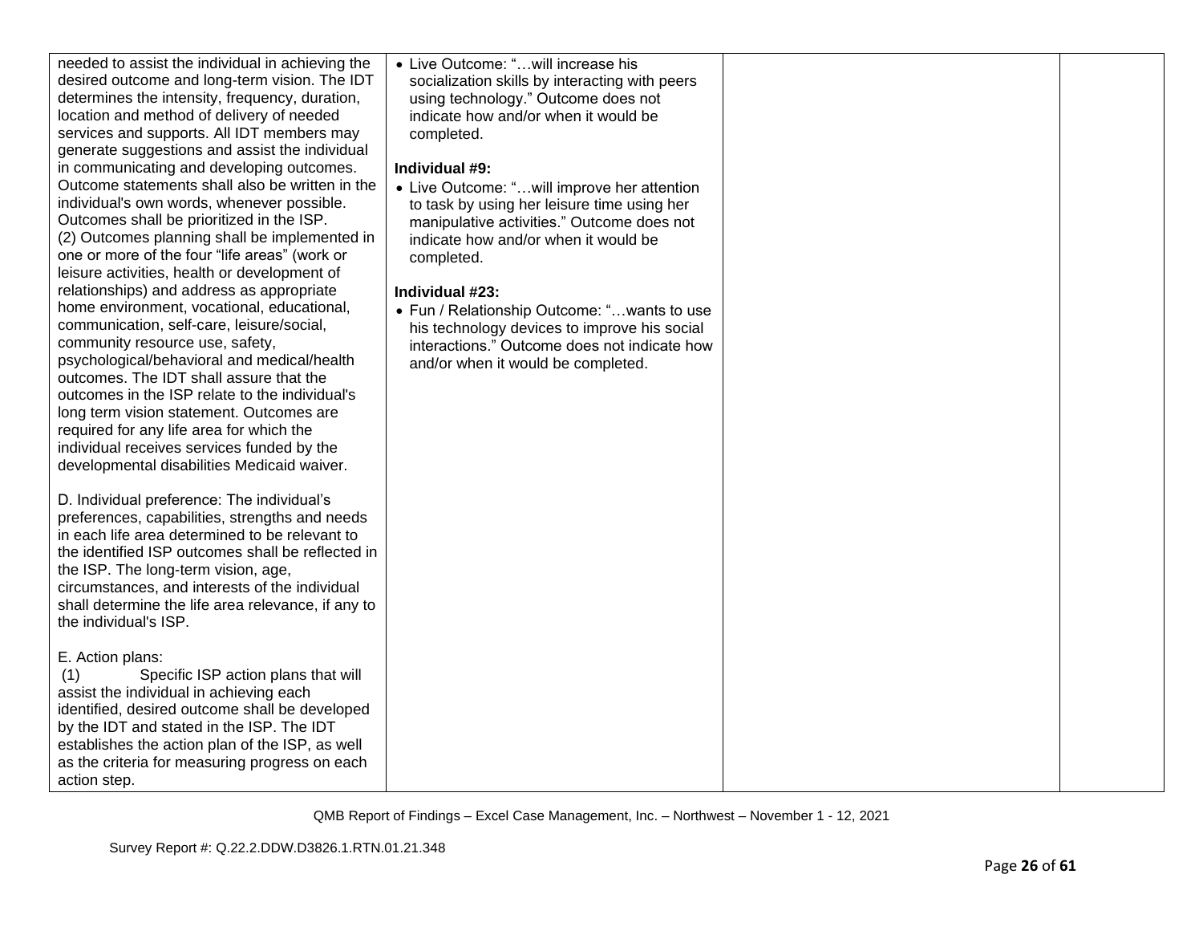| | | | |
|---|---|---|---|
| needed to assist the individual in achieving the desired outcome and long-term vision. The IDT determines the intensity, frequency, duration, location and method of delivery of needed services and supports. All IDT members may generate suggestions and assist the individual in communicating and developing outcomes. Outcome statements shall also be written in the individual's own words, whenever possible. Outcomes shall be prioritized in the ISP.<br>(2) Outcomes planning shall be implemented in one or more of the four "life areas" (work or leisure activities, health or development of relationships) and address as appropriate home environment, vocational, educational, communication, self-care, leisure/social, community resource use, safety, psychological/behavioral and medical/health outcomes. The IDT shall assure that the outcomes in the ISP relate to the individual's long term vision statement. Outcomes are required for any life area for which the individual receives services funded by the developmental disabilities Medicaid waiver.<br><br>D. Individual preference: The individual's preferences, capabilities, strengths and needs in each life area determined to be relevant to the identified ISP outcomes shall be reflected in the ISP. The long-term vision, age, circumstances, and interests of the individual shall determine the life area relevance, if any to the individual's ISP.<br><br>E. Action plans:<br>(1) Specific ISP action plans that will assist the individual in achieving each identified, desired outcome shall be developed by the IDT and stated in the ISP. The IDT establishes the action plan of the ISP, as well as the criteria for measuring progress on each action step. | • Live Outcome: "…will increase his socialization skills by interacting with peers using technology." Outcome does not indicate how and/or when it would be completed.<br><br>**Individual #9:**<br>• Live Outcome: "…will improve her attention to task by using her leisure time using her manipulative activities." Outcome does not indicate how and/or when it would be completed.<br><br>**Individual #23:**<br>• Fun / Relationship Outcome: "…wants to use his technology devices to improve his social interactions." Outcome does not indicate how and/or when it would be completed. | | |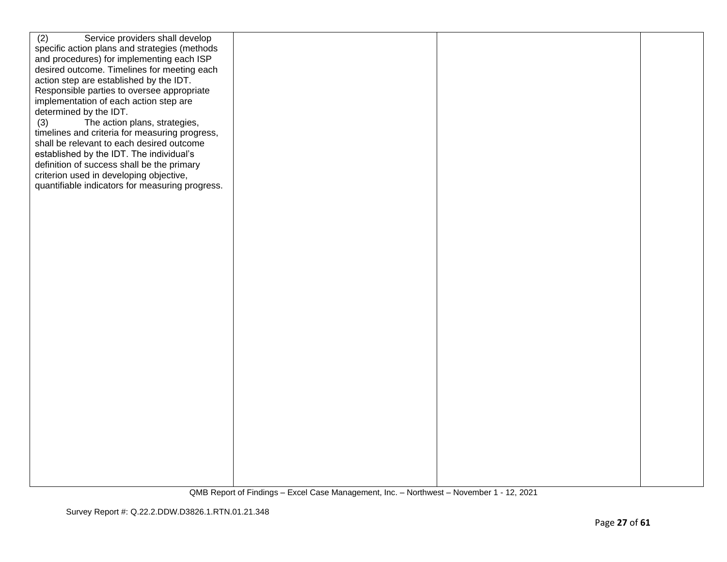| | | | |
|---|---|---|---|
| (2) Service providers shall develop specific action plans and strategies (methods and procedures) for implementing each ISP desired outcome. Timelines for meeting each action step are established by the IDT. Responsible parties to oversee appropriate implementation of each action step are determined by the IDT.<br>(3) The action plans, strategies, timelines and criteria for measuring progress, shall be relevant to each desired outcome established by the IDT. The individual's definition of success shall be the primary criterion used in developing objective, quantifiable indicators for measuring progress. | | | |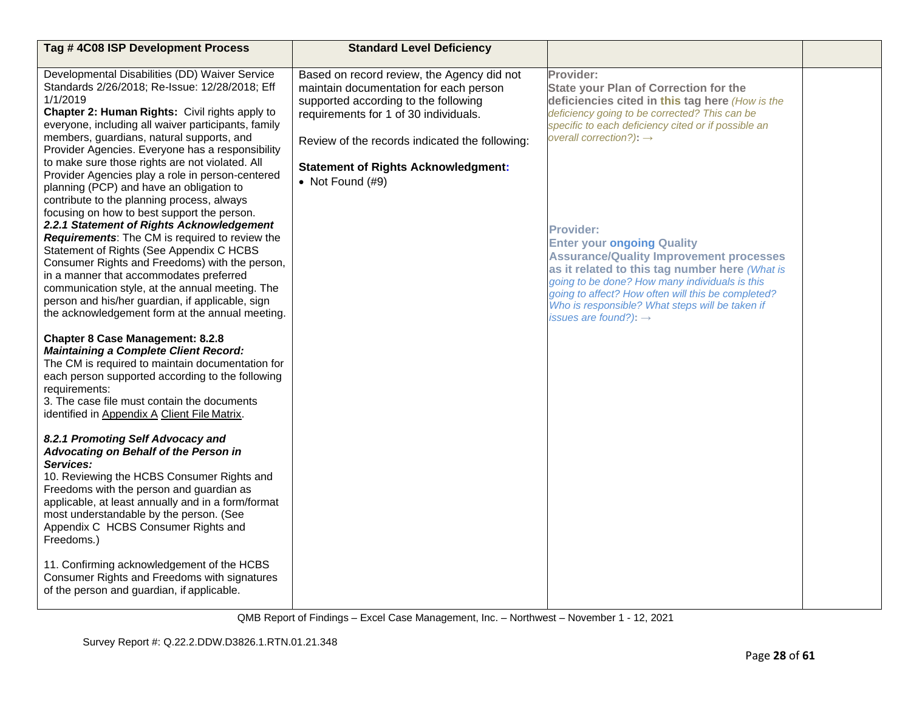| Tag # 4C08 ISP Development Process | Standard Level Deficiency | | |
|---|---|---|---|
| Developmental Disabilities (DD) Waiver Service Standards 2/26/2018; Re-Issue: 12/28/2018; Eff 1/1/2019<br>**Chapter 2: Human Rights:** Civil rights apply to everyone, including all waiver participants, family members, guardians, natural supports, and Provider Agencies. Everyone has a responsibility to make sure those rights are not violated. All Provider Agencies play a role in person-centered planning (PCP) and have an obligation to contribute to the planning process, always focusing on how to best support the person.<br>***2.2.1 Statement of Rights Acknowledgement Requirements***: The CM is required to review the Statement of Rights (See Appendix C HCBS Consumer Rights and Freedoms) with the person, in a manner that accommodates preferred communication style, at the annual meeting. The person and his/her guardian, if applicable, sign the acknowledgement form at the annual meeting.<br><br>**Chapter 8 Case Management: 8.2.8** ***Maintaining a Complete Client Record:***<br>The CM is required to maintain documentation for each person supported according to the following requirements:<br>3. The case file must contain the documents identified in Appendix A Client File Matrix.<br><br>***8.2.1 Promoting Self Advocacy and Advocating on Behalf of the Person in Services:***<br>10. Reviewing the HCBS Consumer Rights and Freedoms with the person and guardian as applicable, at least annually and in a form/format most understandable by the person. (See Appendix C HCBS Consumer Rights and Freedoms.)<br><br>11. Confirming acknowledgement of the HCBS Consumer Rights and Freedoms with signatures of the person and guardian, if applicable. | Based on record review, the Agency did not maintain documentation for each person supported according to the following requirements for 1 of 30 individuals.<br><br>Review of the records indicated the following:<br><br>**Statement of Rights Acknowledgment:**<br>• Not Found (#9) | **Provider:**<br>**State your Plan of Correction for the deficiencies cited in this tag here** *(How is the deficiency going to be corrected? This can be specific to each deficiency cited or if possible an overall correction?)*: →<br><br>**Provider:**<br>**Enter your ongoing Quality Assurance/Quality Improvement processes as it related to this tag number here** *(What is going to be done? How many individuals is this going to affect? How often will this be completed? Who is responsible? What steps will be taken if issues are found?)*: → | |

QMB Report of Findings – Excel Case Management, Inc. – Northwest – November 1 - 12, 2021

Survey Report #: Q.22.2.DDW.D3826.1.RTN.01.21.348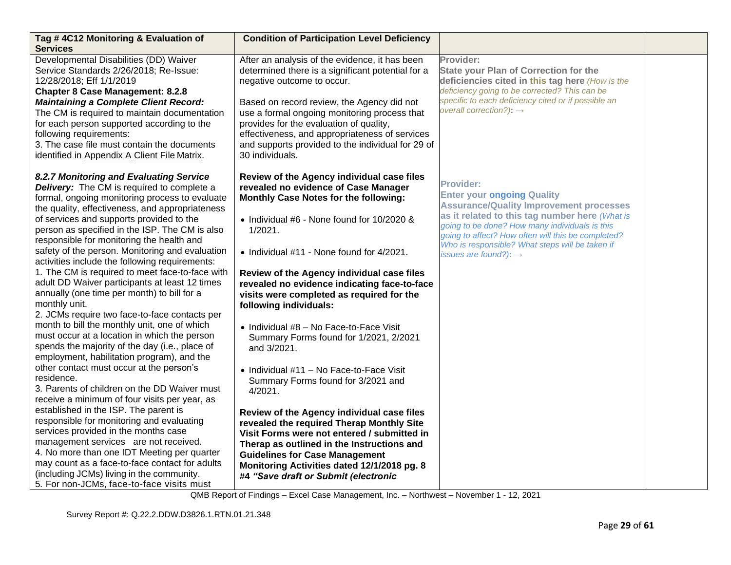| Tag # 4C12 Monitoring & Evaluation of Services | Condition of Participation Level Deficiency | | |
|---|---|---|---|
| Developmental Disabilities (DD) Waiver Service Standards 2/26/2018; Re-Issue: 12/28/2018; Eff 1/1/2019<br>**Chapter 8 Case Management: 8.2.8 *Maintaining a Complete Client Record:*** The CM is required to maintain documentation for each person supported according to the following requirements:<br>3. The case file must contain the documents identified in Appendix A Client File Matrix.<br><br>***8.2.7 Monitoring and Evaluating Service Delivery:*** The CM is required to complete a formal, ongoing monitoring process to evaluate the quality, effectiveness, and appropriateness of services and supports provided to the person as specified in the ISP. The CM is also responsible for monitoring the health and safety of the person. Monitoring and evaluation activities include the following requirements:<br>1. The CM is required to meet face-to-face with adult DD Waiver participants at least 12 times annually (one time per month) to bill for a monthly unit.<br>2. JCMs require two face-to-face contacts per month to bill the monthly unit, one of which must occur at a location in which the person spends the majority of the day (i.e., place of employment, habilitation program), and the other contact must occur at the person's residence.<br>3. Parents of children on the DD Waiver must receive a minimum of four visits per year, as established in the ISP. The parent is responsible for monitoring and evaluating services provided in the months case management services are not received.<br>4. No more than one IDT Meeting per quarter may count as a face-to-face contact for adults (including JCMs) living in the community.<br>5. For non-JCMs, face-to-face visits must | After an analysis of the evidence, it has been determined there is a significant potential for a negative outcome to occur.<br><br>Based on record review, the Agency did not use a formal ongoing monitoring process that provides for the evaluation of quality, effectiveness, and appropriateness of services and supports provided to the individual for 29 of 30 individuals.<br><br>**Review of the Agency individual case files revealed no evidence of Case Manager Monthly Case Notes for the following:**<br><br>• Individual #6 - None found for 10/2020 & 1/2021.<br><br>• Individual #11 - None found for 4/2021.<br><br>**Review of the Agency individual case files revealed no evidence indicating face-to-face visits were completed as required for the following individuals:**<br><br>• Individual #8 – No Face-to-Face Visit Summary Forms found for 1/2021, 2/2021 and 3/2021.<br><br>• Individual #11 – No Face-to-Face Visit Summary Forms found for 3/2021 and 4/2021.<br><br>**Review of the Agency individual case files revealed the required Therap Monthly Site Visit Forms were not entered / submitted in Therap as outlined in the Instructions and Guidelines for Case Management Monitoring Activities dated 12/1/2018 pg. 8 #4 *"Save draft or Submit (electronic*** | **Provider:**<br>**State your Plan of Correction for the deficiencies cited in this tag here** *(How is the deficiency going to be corrected? This can be specific to each deficiency cited or if possible an overall correction?)*: →<br><br>**Provider:**<br>**Enter your ongoing Quality Assurance/Quality Improvement processes as it related to this tag number here** *(What is going to be done? How many individuals is this going to affect? How often will this be completed? Who is responsible? What steps will be taken if issues are found?)*: → | |

QMB Report of Findings – Excel Case Management, Inc. – Northwest – November 1 - 12, 2021

Survey Report #: Q.22.2.DDW.D3826.1.RTN.01.21.348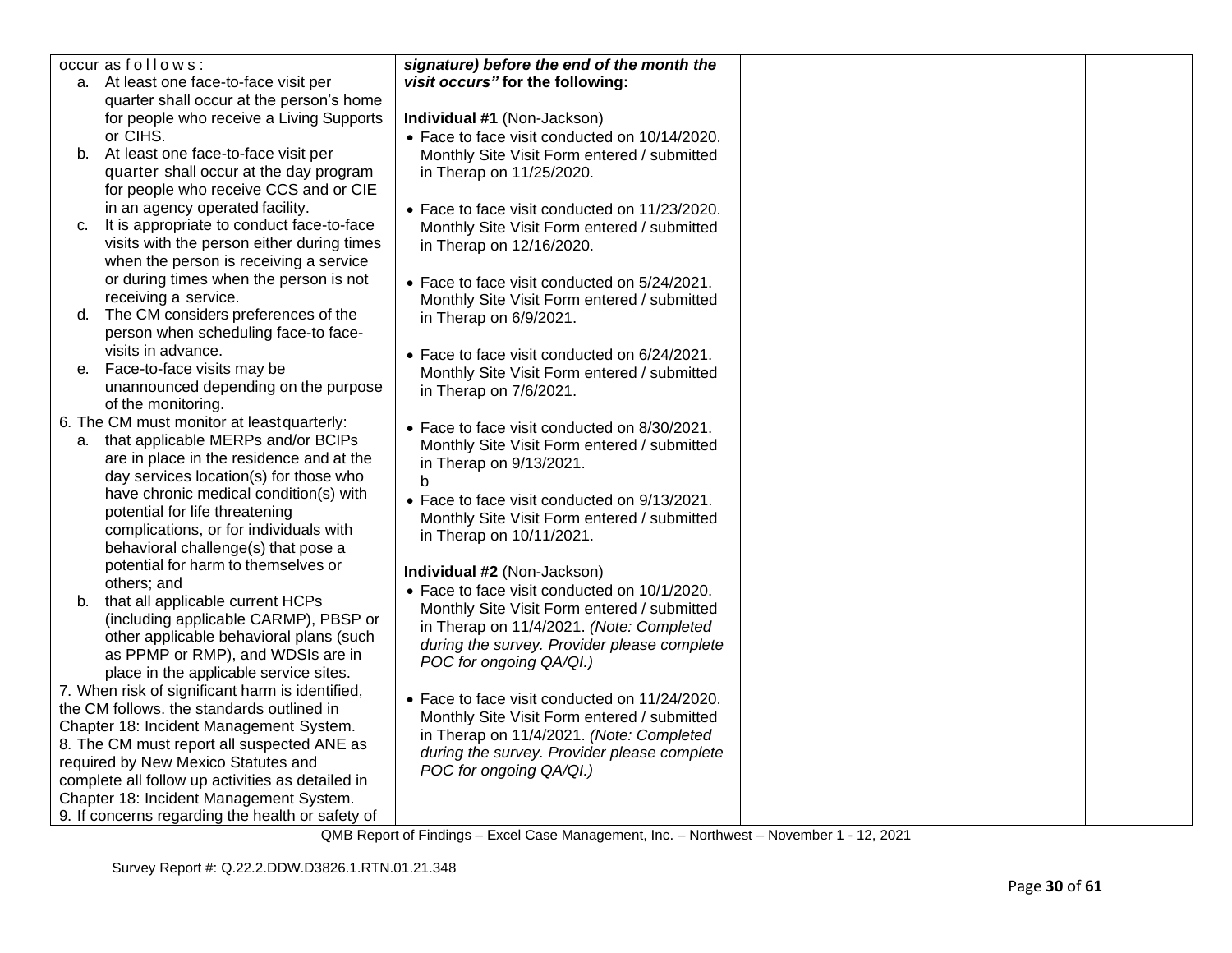| | | | |
|---|---|---|---|
| occur as follows:<br>a. At least one face-to-face visit per quarter shall occur at the person's home for people who receive a Living Supports or CIHS.<br>b. At least one face-to-face visit per quarter shall occur at the day program for people who receive CCS and or CIE in an agency operated facility.<br>c. It is appropriate to conduct face-to-face visits with the person either during times when the person is receiving a service or during times when the person is not receiving a service.<br>d. The CM considers preferences of the person when scheduling face-to face-visits in advance.<br>e. Face-to-face visits may be unannounced depending on the purpose of the monitoring.<br>6. The CM must monitor at least quarterly:<br>a. that applicable MERPs and/or BCIPs are in place in the residence and at the day services location(s) for those who have chronic medical condition(s) with potential for life threatening complications, or for individuals with behavioral challenge(s) that pose a potential for harm to themselves or others; and<br>b. that all applicable current HCPs (including applicable CARMP), PBSP or other applicable behavioral plans (such as PPMP or RMP), and WDSIs are in place in the applicable service sites.<br>7. When risk of significant harm is identified, the CM follows. the standards outlined in Chapter 18: Incident Management System.<br>8. The CM must report all suspected ANE as required by New Mexico Statutes and complete all follow up activities as detailed in Chapter 18: Incident Management System.<br>9. If concerns regarding the health or safety of | ***signature) before the end of the month the visit occurs"* for the following:**<br><br>**Individual #1** (Non-Jackson)<br>• Face to face visit conducted on 10/14/2020. Monthly Site Visit Form entered / submitted in Therap on 11/25/2020.<br><br>• Face to face visit conducted on 11/23/2020. Monthly Site Visit Form entered / submitted in Therap on 12/16/2020.<br><br>• Face to face visit conducted on 5/24/2021. Monthly Site Visit Form entered / submitted in Therap on 6/9/2021.<br><br>• Face to face visit conducted on 6/24/2021. Monthly Site Visit Form entered / submitted in Therap on 7/6/2021.<br><br>• Face to face visit conducted on 8/30/2021. Monthly Site Visit Form entered / submitted in Therap on 9/13/2021.<br>b<br>• Face to face visit conducted on 9/13/2021. Monthly Site Visit Form entered / submitted in Therap on 10/11/2021.<br><br>**Individual #2** (Non-Jackson)<br>• Face to face visit conducted on 10/1/2020. Monthly Site Visit Form entered / submitted in Therap on 11/4/2021. *(Note: Completed during the survey. Provider please complete POC for ongoing QA/QI.)*<br><br>• Face to face visit conducted on 11/24/2020. Monthly Site Visit Form entered / submitted in Therap on 11/4/2021. *(Note: Completed during the survey. Provider please complete POC for ongoing QA/QI.)* | | |

QMB Report of Findings – Excel Case Management, Inc. – Northwest – November 1 - 12, 2021

Survey Report #: Q.22.2.DDW.D3826.1.RTN.01.21.348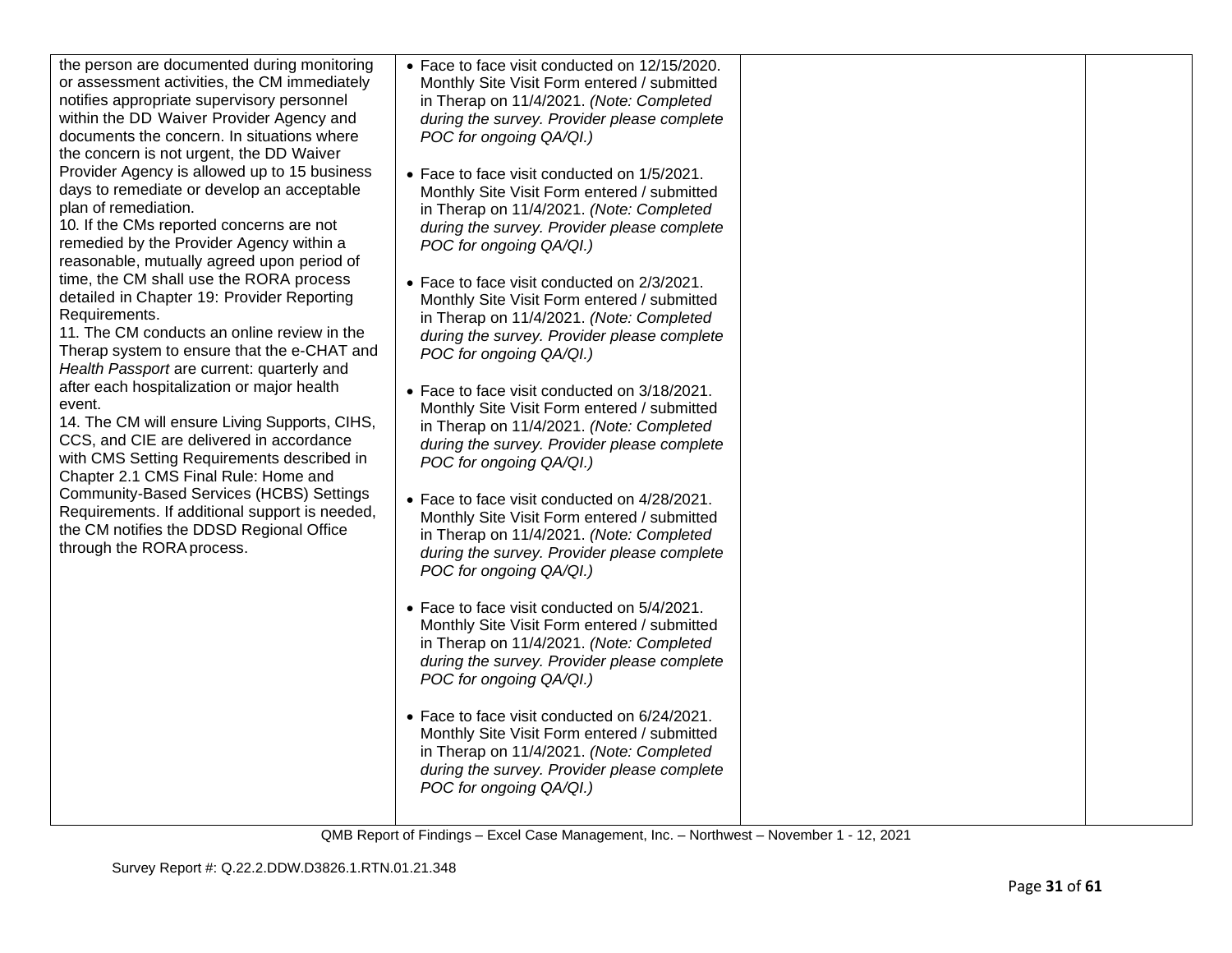| | | | |
|---|---|---|---|
| the person are documented during monitoring or assessment activities, the CM immediately notifies appropriate supervisory personnel within the DD Waiver Provider Agency and documents the concern. In situations where the concern is not urgent, the DD Waiver Provider Agency is allowed up to 15 business days to remediate or develop an acceptable plan of remediation.<br>10. If the CMs reported concerns are not remedied by the Provider Agency within a reasonable, mutually agreed upon period of time, the CM shall use the RORA process detailed in Chapter 19: Provider Reporting Requirements.<br>11. The CM conducts an online review in the Therap system to ensure that the e-CHAT and *Health Passport* are current: quarterly and after each hospitalization or major health event.<br>14. The CM will ensure Living Supports, CIHS, CCS, and CIE are delivered in accordance with CMS Setting Requirements described in Chapter 2.1 CMS Final Rule: Home and Community-Based Services (HCBS) Settings Requirements. If additional support is needed, the CM notifies the DDSD Regional Office through the RORA process. | • Face to face visit conducted on 12/15/2020. Monthly Site Visit Form entered / submitted in Therap on 11/4/2021. *(Note: Completed during the survey. Provider please complete POC for ongoing QA/QI.)*<br><br>• Face to face visit conducted on 1/5/2021. Monthly Site Visit Form entered / submitted in Therap on 11/4/2021. *(Note: Completed during the survey. Provider please complete POC for ongoing QA/QI.)*<br><br>• Face to face visit conducted on 2/3/2021. Monthly Site Visit Form entered / submitted in Therap on 11/4/2021. *(Note: Completed during the survey. Provider please complete POC for ongoing QA/QI.)*<br><br>• Face to face visit conducted on 3/18/2021. Monthly Site Visit Form entered / submitted in Therap on 11/4/2021. *(Note: Completed during the survey. Provider please complete POC for ongoing QA/QI.)*<br><br>• Face to face visit conducted on 4/28/2021. Monthly Site Visit Form entered / submitted in Therap on 11/4/2021. *(Note: Completed during the survey. Provider please complete POC for ongoing QA/QI.)*<br><br>• Face to face visit conducted on 5/4/2021. Monthly Site Visit Form entered / submitted in Therap on 11/4/2021. *(Note: Completed during the survey. Provider please complete POC for ongoing QA/QI.)*<br><br>• Face to face visit conducted on 6/24/2021. Monthly Site Visit Form entered / submitted in Therap on 11/4/2021. *(Note: Completed during the survey. Provider please complete POC for ongoing QA/QI.)* | | |

QMB Report of Findings – Excel Case Management, Inc. – Northwest – November 1 - 12, 2021

Survey Report #: Q.22.2.DDW.D3826.1.RTN.01.21.348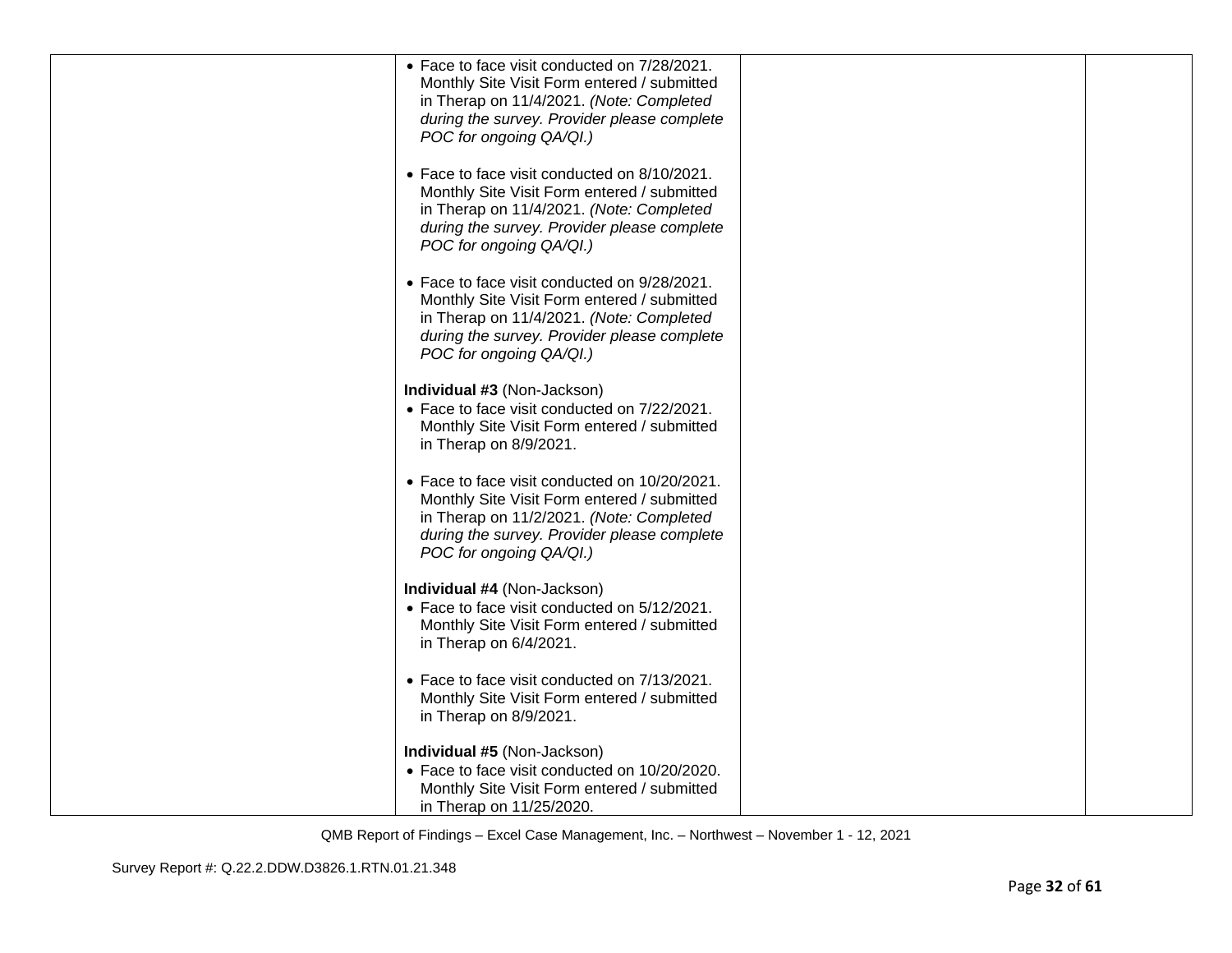| | | | |
|---|---|---|---|
| | • Face to face visit conducted on 7/28/2021. Monthly Site Visit Form entered / submitted in Therap on 11/4/2021. *(Note: Completed during the survey. Provider please complete POC for ongoing QA/QI.)*<br><br>• Face to face visit conducted on 8/10/2021. Monthly Site Visit Form entered / submitted in Therap on 11/4/2021. *(Note: Completed during the survey. Provider please complete POC for ongoing QA/QI.)*<br><br>• Face to face visit conducted on 9/28/2021. Monthly Site Visit Form entered / submitted in Therap on 11/4/2021. *(Note: Completed during the survey. Provider please complete POC for ongoing QA/QI.)*<br><br>**Individual #3** (Non-Jackson)<br>• Face to face visit conducted on 7/22/2021. Monthly Site Visit Form entered / submitted in Therap on 8/9/2021.<br><br>• Face to face visit conducted on 10/20/2021. Monthly Site Visit Form entered / submitted in Therap on 11/2/2021. *(Note: Completed during the survey. Provider please complete POC for ongoing QA/QI.)*<br><br>**Individual #4** (Non-Jackson)<br>• Face to face visit conducted on 5/12/2021. Monthly Site Visit Form entered / submitted in Therap on 6/4/2021.<br><br>• Face to face visit conducted on 7/13/2021. Monthly Site Visit Form entered / submitted in Therap on 8/9/2021.<br><br>**Individual #5** (Non-Jackson)<br>• Face to face visit conducted on 10/20/2020. Monthly Site Visit Form entered / submitted in Therap on 11/25/2020. | | |

QMB Report of Findings – Excel Case Management, Inc. – Northwest – November 1 - 12, 2021

Survey Report #: Q.22.2.DDW.D3826.1.RTN.01.21.348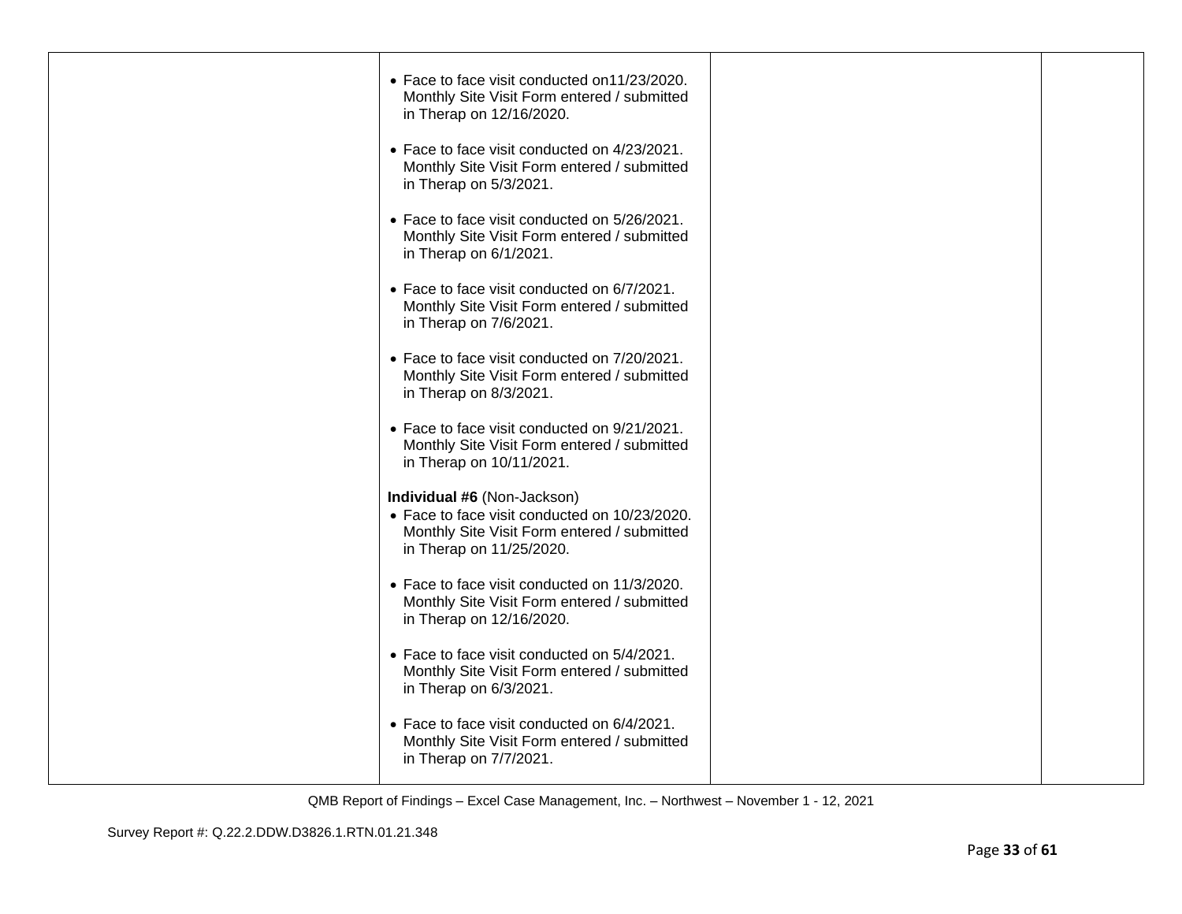| | | | |
|---|---|---|---|
| | • Face to face visit conducted on11/23/2020. Monthly Site Visit Form entered / submitted in Therap on 12/16/2020.<br><br>• Face to face visit conducted on 4/23/2021. Monthly Site Visit Form entered / submitted in Therap on 5/3/2021.<br><br>• Face to face visit conducted on 5/26/2021. Monthly Site Visit Form entered / submitted in Therap on 6/1/2021.<br><br>• Face to face visit conducted on 6/7/2021. Monthly Site Visit Form entered / submitted in Therap on 7/6/2021.<br><br>• Face to face visit conducted on 7/20/2021. Monthly Site Visit Form entered / submitted in Therap on 8/3/2021.<br><br>• Face to face visit conducted on 9/21/2021. Monthly Site Visit Form entered / submitted in Therap on 10/11/2021.<br><br>**Individual #6** (Non-Jackson)<br>• Face to face visit conducted on 10/23/2020. Monthly Site Visit Form entered / submitted in Therap on 11/25/2020.<br><br>• Face to face visit conducted on 11/3/2020. Monthly Site Visit Form entered / submitted in Therap on 12/16/2020.<br><br>• Face to face visit conducted on 5/4/2021. Monthly Site Visit Form entered / submitted in Therap on 6/3/2021.<br><br>• Face to face visit conducted on 6/4/2021. Monthly Site Visit Form entered / submitted in Therap on 7/7/2021. | | |

QMB Report of Findings – Excel Case Management, Inc. – Northwest – November 1 - 12, 2021

Survey Report #: Q.22.2.DDW.D3826.1.RTN.01.21.348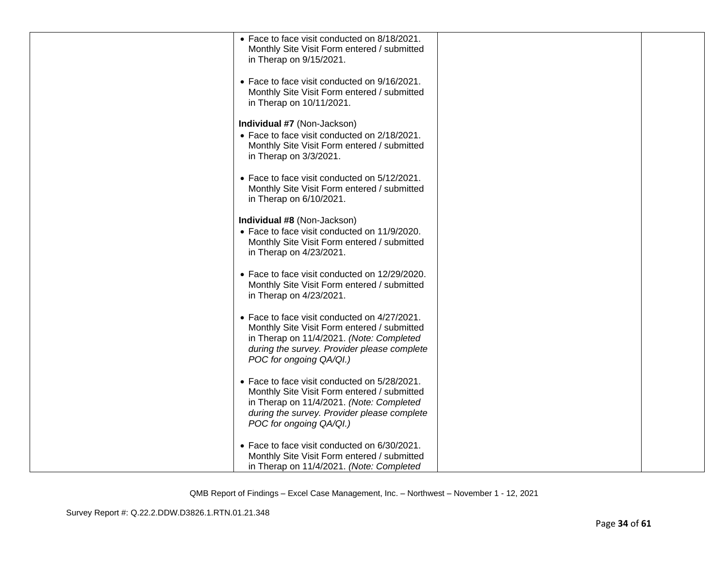| | | | |
|---|---|---|---|
| | • Face to face visit conducted on 8/18/2021. Monthly Site Visit Form entered / submitted in Therap on 9/15/2021.<br><br>• Face to face visit conducted on 9/16/2021. Monthly Site Visit Form entered / submitted in Therap on 10/11/2021.<br><br>**Individual #7** (Non-Jackson)<br>• Face to face visit conducted on 2/18/2021. Monthly Site Visit Form entered / submitted in Therap on 3/3/2021.<br><br>• Face to face visit conducted on 5/12/2021. Monthly Site Visit Form entered / submitted in Therap on 6/10/2021.<br><br>**Individual #8** (Non-Jackson)<br>• Face to face visit conducted on 11/9/2020. Monthly Site Visit Form entered / submitted in Therap on 4/23/2021.<br><br>• Face to face visit conducted on 12/29/2020. Monthly Site Visit Form entered / submitted in Therap on 4/23/2021.<br><br>• Face to face visit conducted on 4/27/2021. Monthly Site Visit Form entered / submitted in Therap on 11/4/2021. *(Note: Completed during the survey. Provider please complete POC for ongoing QA/QI.)*<br><br>• Face to face visit conducted on 5/28/2021. Monthly Site Visit Form entered / submitted in Therap on 11/4/2021. *(Note: Completed during the survey. Provider please complete POC for ongoing QA/QI.)*<br><br>• Face to face visit conducted on 6/30/2021. Monthly Site Visit Form entered / submitted in Therap on 11/4/2021. *(Note: Completed* | | |

QMB Report of Findings – Excel Case Management, Inc. – Northwest – November 1 - 12, 2021

Survey Report #: Q.22.2.DDW.D3826.1.RTN.01.21.348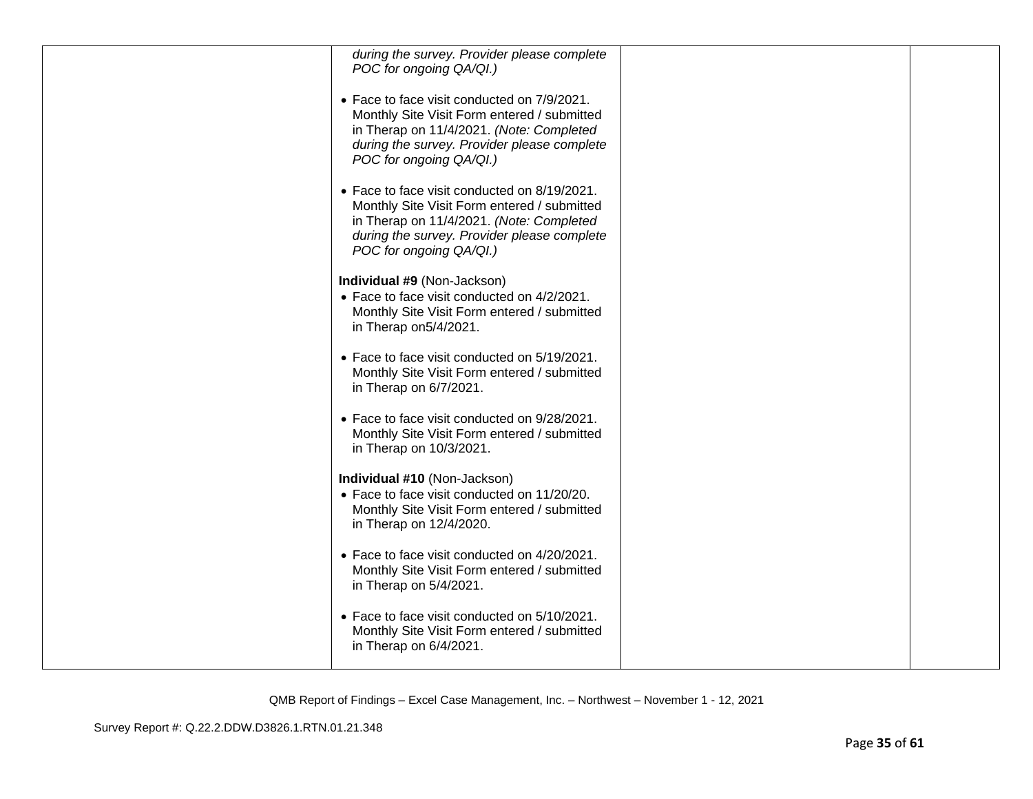| | | | |
|---|---|---|---|
| | *during the survey. Provider please complete POC for ongoing QA/QI.)*<br><br>• Face to face visit conducted on 7/9/2021. Monthly Site Visit Form entered / submitted in Therap on 11/4/2021. *(Note: Completed during the survey. Provider please complete POC for ongoing QA/QI.)*<br><br>• Face to face visit conducted on 8/19/2021. Monthly Site Visit Form entered / submitted in Therap on 11/4/2021. *(Note: Completed during the survey. Provider please complete POC for ongoing QA/QI.)*<br><br>**Individual #9** (Non-Jackson)<br>• Face to face visit conducted on 4/2/2021. Monthly Site Visit Form entered / submitted in Therap on5/4/2021.<br><br>• Face to face visit conducted on 5/19/2021. Monthly Site Visit Form entered / submitted in Therap on 6/7/2021.<br><br>• Face to face visit conducted on 9/28/2021. Monthly Site Visit Form entered / submitted in Therap on 10/3/2021.<br><br>**Individual #10** (Non-Jackson)<br>• Face to face visit conducted on 11/20/20. Monthly Site Visit Form entered / submitted in Therap on 12/4/2020.<br><br>• Face to face visit conducted on 4/20/2021. Monthly Site Visit Form entered / submitted in Therap on 5/4/2021.<br><br>• Face to face visit conducted on 5/10/2021. Monthly Site Visit Form entered / submitted in Therap on 6/4/2021. | | |

QMB Report of Findings – Excel Case Management, Inc. – Northwest – November 1 - 12, 2021

Survey Report #: Q.22.2.DDW.D3826.1.RTN.01.21.348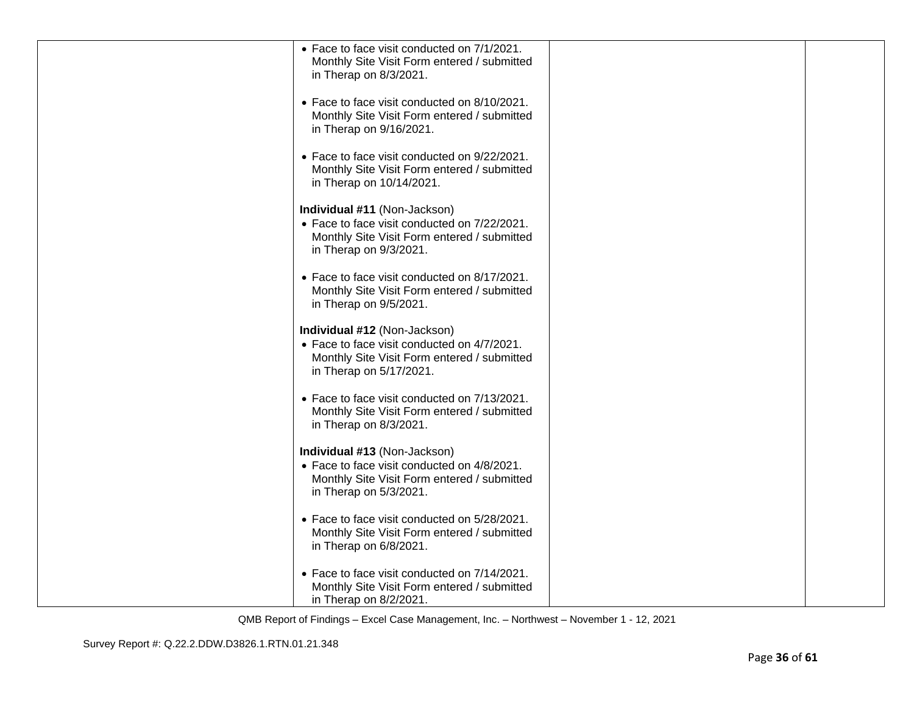| | | | |
|---|---|---|---|
| | • Face to face visit conducted on 7/1/2021. Monthly Site Visit Form entered / submitted in Therap on 8/3/2021.<br><br>• Face to face visit conducted on 8/10/2021. Monthly Site Visit Form entered / submitted in Therap on 9/16/2021.<br><br>• Face to face visit conducted on 9/22/2021. Monthly Site Visit Form entered / submitted in Therap on 10/14/2021.<br><br>**Individual #11** (Non-Jackson)<br>• Face to face visit conducted on 7/22/2021. Monthly Site Visit Form entered / submitted in Therap on 9/3/2021.<br><br>• Face to face visit conducted on 8/17/2021. Monthly Site Visit Form entered / submitted in Therap on 9/5/2021.<br><br>**Individual #12** (Non-Jackson)<br>• Face to face visit conducted on 4/7/2021. Monthly Site Visit Form entered / submitted in Therap on 5/17/2021.<br><br>• Face to face visit conducted on 7/13/2021. Monthly Site Visit Form entered / submitted in Therap on 8/3/2021.<br><br>**Individual #13** (Non-Jackson)<br>• Face to face visit conducted on 4/8/2021. Monthly Site Visit Form entered / submitted in Therap on 5/3/2021.<br><br>• Face to face visit conducted on 5/28/2021. Monthly Site Visit Form entered / submitted in Therap on 6/8/2021.<br><br>• Face to face visit conducted on 7/14/2021. Monthly Site Visit Form entered / submitted in Therap on 8/2/2021. | | |

QMB Report of Findings – Excel Case Management, Inc. – Northwest – November 1 - 12, 2021

Survey Report #: Q.22.2.DDW.D3826.1.RTN.01.21.348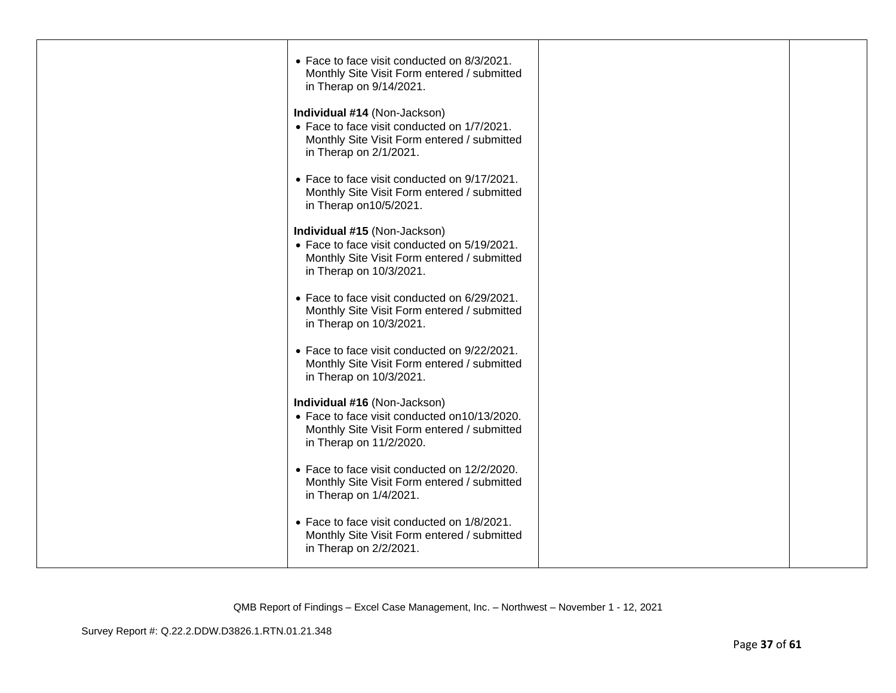| | | | |
|---|---|---|---|
| | • Face to face visit conducted on 8/3/2021. Monthly Site Visit Form entered / submitted in Therap on 9/14/2021.<br><br>**Individual #14** (Non-Jackson)<br>• Face to face visit conducted on 1/7/2021. Monthly Site Visit Form entered / submitted in Therap on 2/1/2021.<br><br>• Face to face visit conducted on 9/17/2021. Monthly Site Visit Form entered / submitted in Therap on10/5/2021.<br><br>**Individual #15** (Non-Jackson)<br>• Face to face visit conducted on 5/19/2021. Monthly Site Visit Form entered / submitted in Therap on 10/3/2021.<br><br>• Face to face visit conducted on 6/29/2021. Monthly Site Visit Form entered / submitted in Therap on 10/3/2021.<br><br>• Face to face visit conducted on 9/22/2021. Monthly Site Visit Form entered / submitted in Therap on 10/3/2021.<br><br>**Individual #16** (Non-Jackson)<br>• Face to face visit conducted on10/13/2020. Monthly Site Visit Form entered / submitted in Therap on 11/2/2020.<br><br>• Face to face visit conducted on 12/2/2020. Monthly Site Visit Form entered / submitted in Therap on 1/4/2021.<br><br>• Face to face visit conducted on 1/8/2021. Monthly Site Visit Form entered / submitted in Therap on 2/2/2021. | | |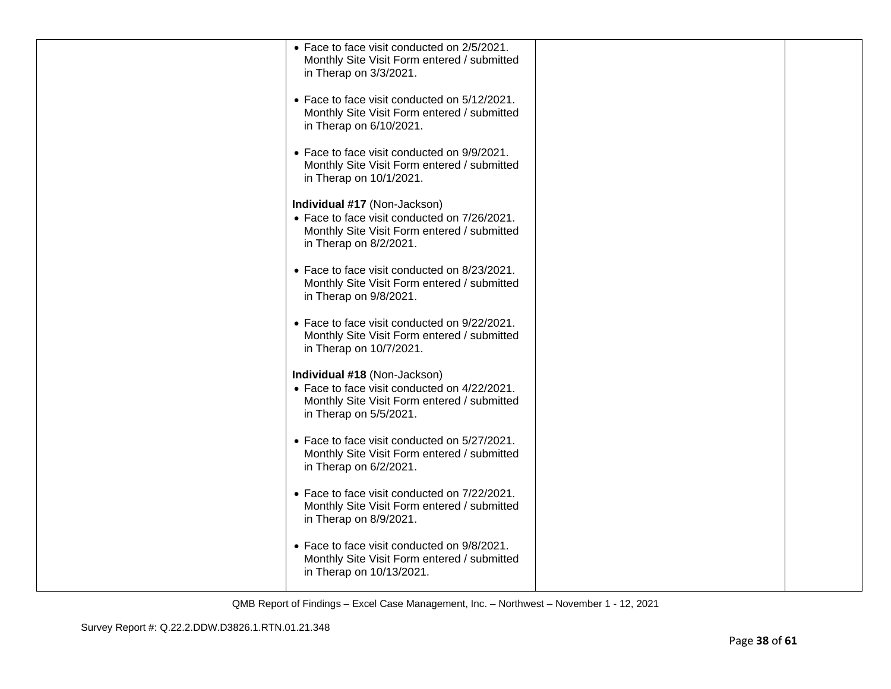| | | | |
|---|---|---|---|
| | • Face to face visit conducted on 2/5/2021. Monthly Site Visit Form entered / submitted in Therap on 3/3/2021.<br><br>• Face to face visit conducted on 5/12/2021. Monthly Site Visit Form entered / submitted in Therap on 6/10/2021.<br><br>• Face to face visit conducted on 9/9/2021. Monthly Site Visit Form entered / submitted in Therap on 10/1/2021.<br><br>**Individual #17** (Non-Jackson)<br>• Face to face visit conducted on 7/26/2021. Monthly Site Visit Form entered / submitted in Therap on 8/2/2021.<br><br>• Face to face visit conducted on 8/23/2021. Monthly Site Visit Form entered / submitted in Therap on 9/8/2021.<br><br>• Face to face visit conducted on 9/22/2021. Monthly Site Visit Form entered / submitted in Therap on 10/7/2021.<br><br>**Individual #18** (Non-Jackson)<br>• Face to face visit conducted on 4/22/2021. Monthly Site Visit Form entered / submitted in Therap on 5/5/2021.<br><br>• Face to face visit conducted on 5/27/2021. Monthly Site Visit Form entered / submitted in Therap on 6/2/2021.<br><br>• Face to face visit conducted on 7/22/2021. Monthly Site Visit Form entered / submitted in Therap on 8/9/2021.<br><br>• Face to face visit conducted on 9/8/2021. Monthly Site Visit Form entered / submitted in Therap on 10/13/2021. | | |

QMB Report of Findings – Excel Case Management, Inc. – Northwest – November 1 - 12, 2021

Survey Report #: Q.22.2.DDW.D3826.1.RTN.01.21.348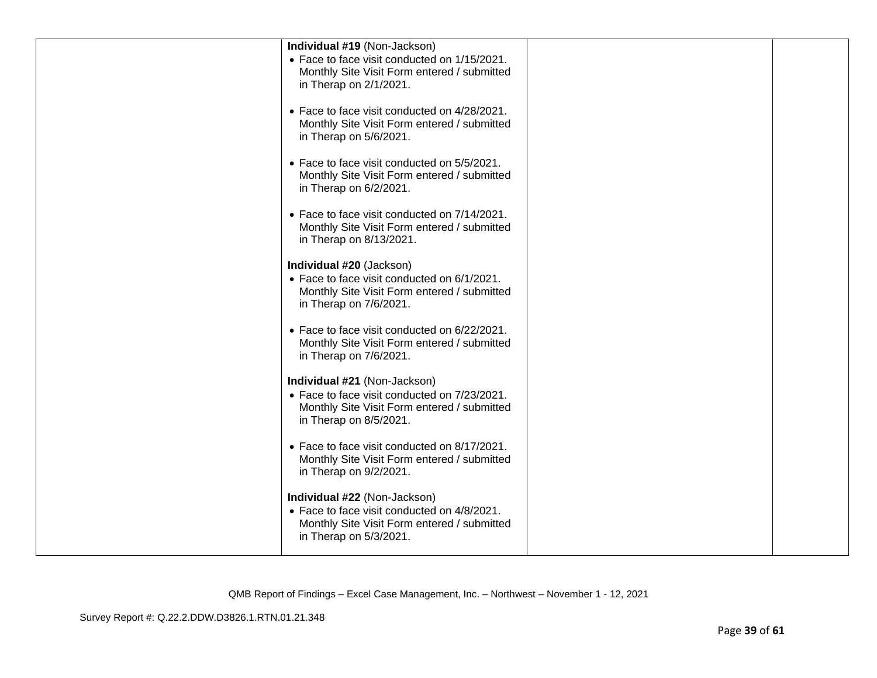| | | | |
|---|---|---|---|
| | **Individual #19** (Non-Jackson)<br>• Face to face visit conducted on 1/15/2021. Monthly Site Visit Form entered / submitted in Therap on 2/1/2021.<br><br>• Face to face visit conducted on 4/28/2021. Monthly Site Visit Form entered / submitted in Therap on 5/6/2021.<br><br>• Face to face visit conducted on 5/5/2021. Monthly Site Visit Form entered / submitted in Therap on 6/2/2021.<br><br>• Face to face visit conducted on 7/14/2021. Monthly Site Visit Form entered / submitted in Therap on 8/13/2021.<br><br>**Individual #20** (Jackson)<br>• Face to face visit conducted on 6/1/2021. Monthly Site Visit Form entered / submitted in Therap on 7/6/2021.<br><br>• Face to face visit conducted on 6/22/2021. Monthly Site Visit Form entered / submitted in Therap on 7/6/2021.<br><br>**Individual #21** (Non-Jackson)<br>• Face to face visit conducted on 7/23/2021. Monthly Site Visit Form entered / submitted in Therap on 8/5/2021.<br><br>• Face to face visit conducted on 8/17/2021. Monthly Site Visit Form entered / submitted in Therap on 9/2/2021.<br><br>**Individual #22** (Non-Jackson)<br>• Face to face visit conducted on 4/8/2021. Monthly Site Visit Form entered / submitted in Therap on 5/3/2021. | | |

QMB Report of Findings – Excel Case Management, Inc. – Northwest – November 1 - 12, 2021

Survey Report #: Q.22.2.DDW.D3826.1.RTN.01.21.348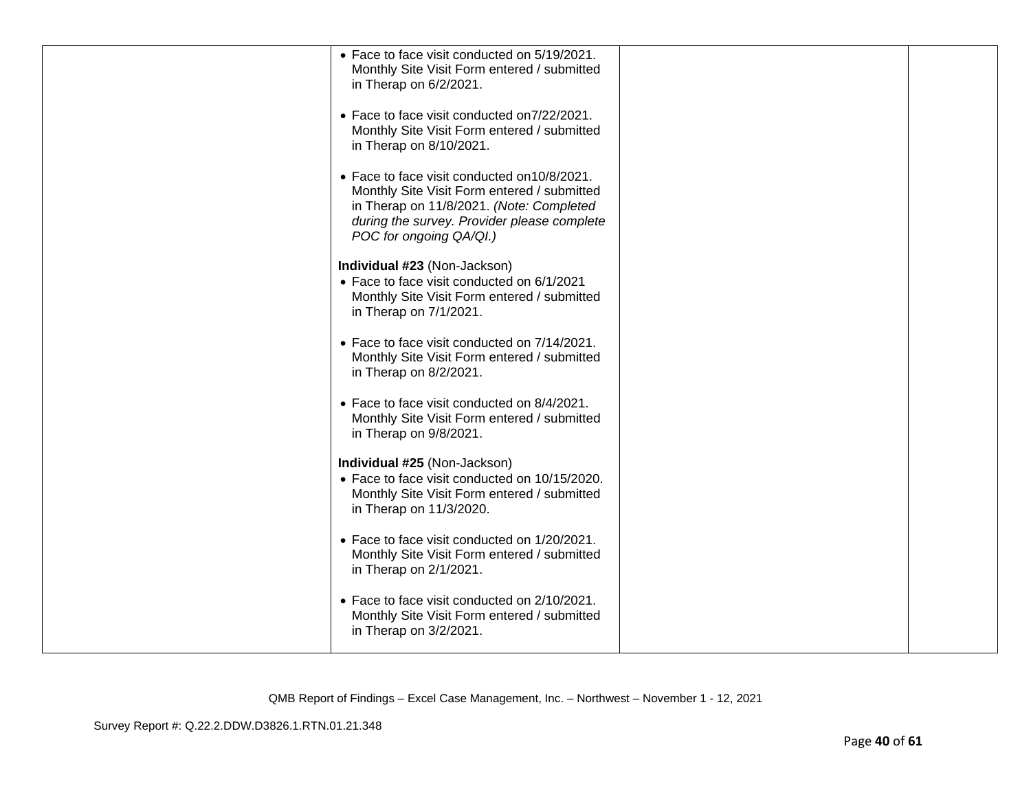| | | | |
|---|---|---|---|
| | • Face to face visit conducted on 5/19/2021. Monthly Site Visit Form entered / submitted in Therap on 6/2/2021.<br><br>• Face to face visit conducted on7/22/2021. Monthly Site Visit Form entered / submitted in Therap on 8/10/2021.<br><br>• Face to face visit conducted on10/8/2021. Monthly Site Visit Form entered / submitted in Therap on 11/8/2021. *(Note: Completed during the survey. Provider please complete POC for ongoing QA/QI.)*<br><br>**Individual #23** (Non-Jackson)<br>• Face to face visit conducted on 6/1/2021 Monthly Site Visit Form entered / submitted in Therap on 7/1/2021.<br><br>• Face to face visit conducted on 7/14/2021. Monthly Site Visit Form entered / submitted in Therap on 8/2/2021.<br><br>• Face to face visit conducted on 8/4/2021. Monthly Site Visit Form entered / submitted in Therap on 9/8/2021.<br><br>**Individual #25** (Non-Jackson)<br>• Face to face visit conducted on 10/15/2020. Monthly Site Visit Form entered / submitted in Therap on 11/3/2020.<br><br>• Face to face visit conducted on 1/20/2021. Monthly Site Visit Form entered / submitted in Therap on 2/1/2021.<br><br>• Face to face visit conducted on 2/10/2021. Monthly Site Visit Form entered / submitted in Therap on 3/2/2021. | | |

QMB Report of Findings – Excel Case Management, Inc. – Northwest – November 1 - 12, 2021

Survey Report #: Q.22.2.DDW.D3826.1.RTN.01.21.348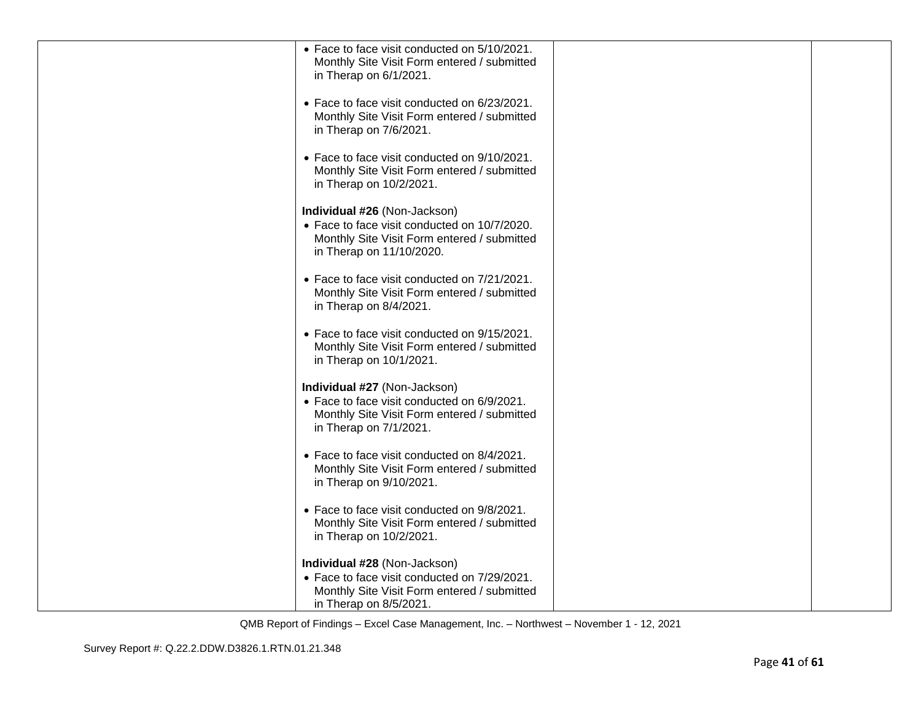| | | | |
|---|---|---|---|
| | • Face to face visit conducted on 5/10/2021. Monthly Site Visit Form entered / submitted in Therap on 6/1/2021.<br><br>• Face to face visit conducted on 6/23/2021. Monthly Site Visit Form entered / submitted in Therap on 7/6/2021.<br><br>• Face to face visit conducted on 9/10/2021. Monthly Site Visit Form entered / submitted in Therap on 10/2/2021.<br><br>**Individual #26** (Non-Jackson)<br>• Face to face visit conducted on 10/7/2020. Monthly Site Visit Form entered / submitted in Therap on 11/10/2020.<br><br>• Face to face visit conducted on 7/21/2021. Monthly Site Visit Form entered / submitted in Therap on 8/4/2021.<br><br>• Face to face visit conducted on 9/15/2021. Monthly Site Visit Form entered / submitted in Therap on 10/1/2021.<br><br>**Individual #27** (Non-Jackson)<br>• Face to face visit conducted on 6/9/2021. Monthly Site Visit Form entered / submitted in Therap on 7/1/2021.<br><br>• Face to face visit conducted on 8/4/2021. Monthly Site Visit Form entered / submitted in Therap on 9/10/2021.<br><br>• Face to face visit conducted on 9/8/2021. Monthly Site Visit Form entered / submitted in Therap on 10/2/2021.<br><br>**Individual #28** (Non-Jackson)<br>• Face to face visit conducted on 7/29/2021. Monthly Site Visit Form entered / submitted in Therap on 8/5/2021. | | |

QMB Report of Findings – Excel Case Management, Inc. – Northwest – November 1 - 12, 2021

Survey Report #: Q.22.2.DDW.D3826.1.RTN.01.21.348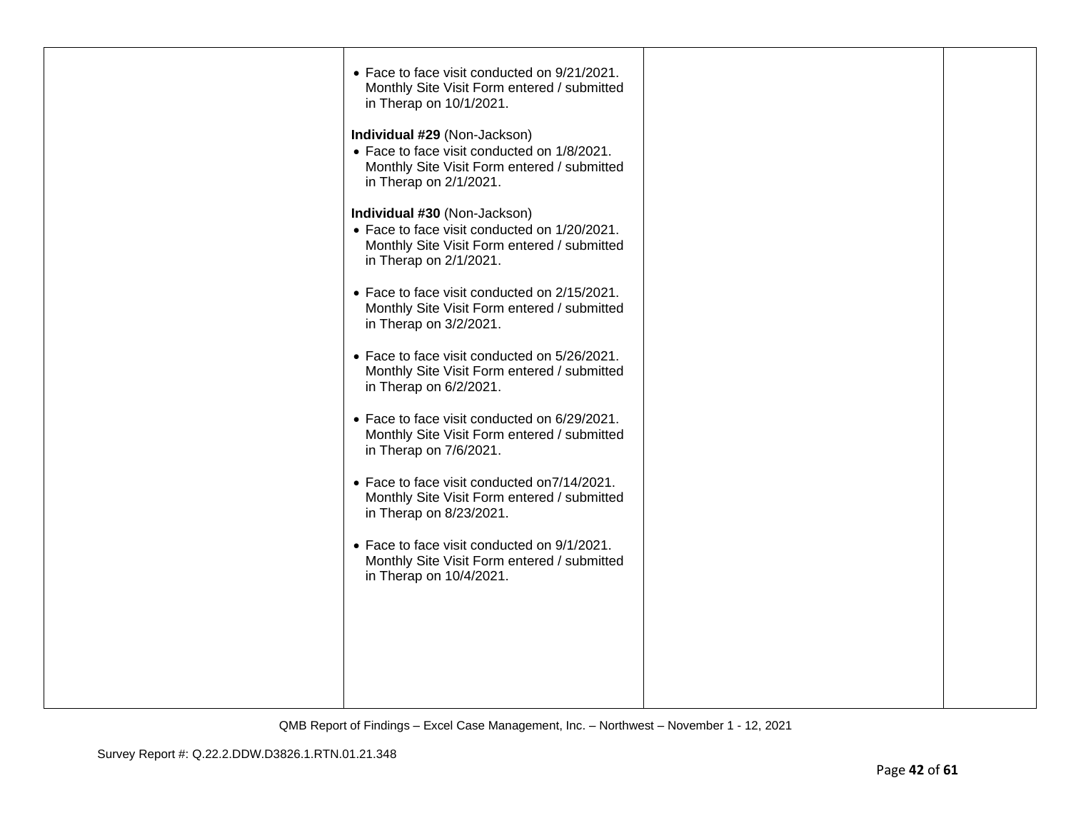| | | | |
|---|---|---|---|
| | • Face to face visit conducted on 9/21/2021. Monthly Site Visit Form entered / submitted in Therap on 10/1/2021.<br><br>**Individual #29** (Non-Jackson)<br>• Face to face visit conducted on 1/8/2021. Monthly Site Visit Form entered / submitted in Therap on 2/1/2021.<br><br>**Individual #30** (Non-Jackson)<br>• Face to face visit conducted on 1/20/2021. Monthly Site Visit Form entered / submitted in Therap on 2/1/2021.<br><br>• Face to face visit conducted on 2/15/2021. Monthly Site Visit Form entered / submitted in Therap on 3/2/2021.<br><br>• Face to face visit conducted on 5/26/2021. Monthly Site Visit Form entered / submitted in Therap on 6/2/2021.<br><br>• Face to face visit conducted on 6/29/2021. Monthly Site Visit Form entered / submitted in Therap on 7/6/2021.<br><br>• Face to face visit conducted on7/14/2021. Monthly Site Visit Form entered / submitted in Therap on 8/23/2021.<br><br>• Face to face visit conducted on 9/1/2021. Monthly Site Visit Form entered / submitted in Therap on 10/4/2021. | | |

QMB Report of Findings – Excel Case Management, Inc. – Northwest – November 1 - 12, 2021

Survey Report #: Q.22.2.DDW.D3826.1.RTN.01.21.348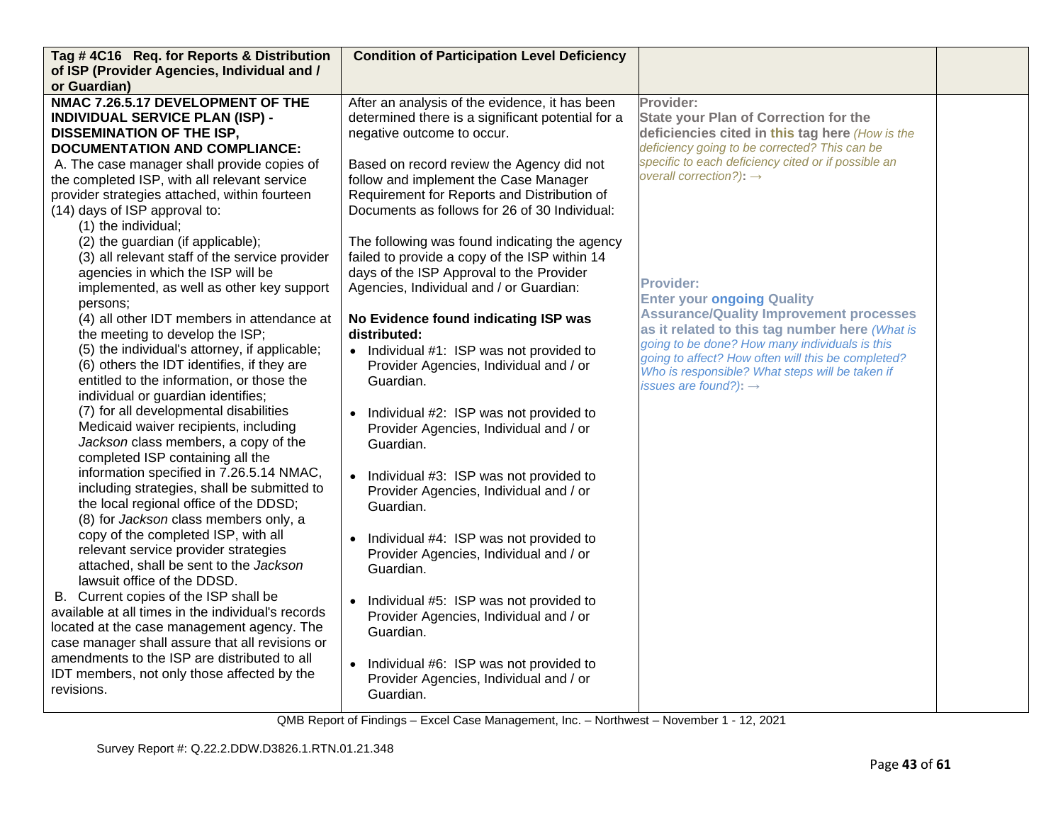| Tag # 4C16 Req. for Reports & Distribution of ISP (Provider Agencies, Individual and / or Guardian) | Condition of Participation Level Deficiency | | |
|---|---|---|---|
| **NMAC 7.26.5.17 DEVELOPMENT OF THE INDIVIDUAL SERVICE PLAN (ISP) - DISSEMINATION OF THE ISP, DOCUMENTATION AND COMPLIANCE:**<br>A. The case manager shall provide copies of the completed ISP, with all relevant service provider strategies attached, within fourteen (14) days of ISP approval to:<br>(1) the individual;<br>(2) the guardian (if applicable);<br>(3) all relevant staff of the service provider agencies in which the ISP will be implemented, as well as other key support persons;<br>(4) all other IDT members in attendance at the meeting to develop the ISP;<br>(5) the individual's attorney, if applicable;<br>(6) others the IDT identifies, if they are entitled to the information, or those the individual or guardian identifies;<br>(7) for all developmental disabilities Medicaid waiver recipients, including *Jackson* class members, a copy of the completed ISP containing all the information specified in 7.26.5.14 NMAC, including strategies, shall be submitted to the local regional office of the DDSD;<br>(8) for *Jackson* class members only, a copy of the completed ISP, with all relevant service provider strategies attached, shall be sent to the *Jackson* lawsuit office of the DDSD.<br>B. Current copies of the ISP shall be available at all times in the individual's records located at the case management agency. The case manager shall assure that all revisions or amendments to the ISP are distributed to all IDT members, not only those affected by the revisions. | After an analysis of the evidence, it has been determined there is a significant potential for a negative outcome to occur.<br><br>Based on record review the Agency did not follow and implement the Case Manager Requirement for Reports and Distribution of Documents as follows for 26 of 30 Individual:<br><br>The following was found indicating the agency failed to provide a copy of the ISP within 14 days of the ISP Approval to the Provider Agencies, Individual and / or Guardian:<br><br>**No Evidence found indicating ISP was distributed:**<br>• Individual #1: ISP was not provided to Provider Agencies, Individual and / or Guardian.<br>• Individual #2: ISP was not provided to Provider Agencies, Individual and / or Guardian.<br>• Individual #3: ISP was not provided to Provider Agencies, Individual and / or Guardian.<br>• Individual #4: ISP was not provided to Provider Agencies, Individual and / or Guardian.<br>• Individual #5: ISP was not provided to Provider Agencies, Individual and / or Guardian.<br>• Individual #6: ISP was not provided to Provider Agencies, Individual and / or Guardian. | **Provider:**<br>**State your Plan of Correction for the deficiencies cited in this tag here** *(How is the deficiency going to be corrected? This can be specific to each deficiency cited or if possible an overall correction?)*: →<br><br>**Provider:**<br>**Enter your ongoing Quality Assurance/Quality Improvement processes as it related to this tag number here** *(What is going to be done? How many individuals is this going to affect? How often will this be completed? Who is responsible? What steps will be taken if issues are found?)*: → | |

QMB Report of Findings – Excel Case Management, Inc. – Northwest – November 1 - 12, 2021

Survey Report #: Q.22.2.DDW.D3826.1.RTN.01.21.348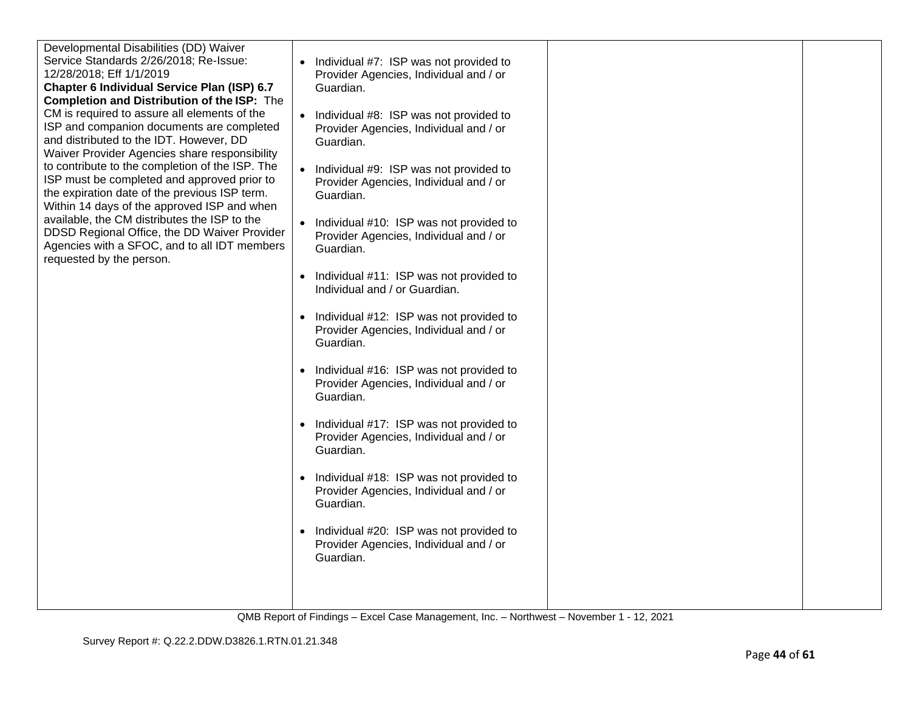| | | | |
|---|---|---|---|
| Developmental Disabilities (DD) Waiver Service Standards 2/26/2018; Re-Issue: 12/28/2018; Eff 1/1/2019<br>**Chapter 6 Individual Service Plan (ISP) 6.7 Completion and Distribution of the ISP:** The CM is required to assure all elements of the ISP and companion documents are completed and distributed to the IDT. However, DD Waiver Provider Agencies share responsibility to contribute to the completion of the ISP. The ISP must be completed and approved prior to the expiration date of the previous ISP term. Within 14 days of the approved ISP and when available, the CM distributes the ISP to the DDSD Regional Office, the DD Waiver Provider Agencies with a SFOC, and to all IDT members requested by the person. | • Individual #7: ISP was not provided to Provider Agencies, Individual and / or Guardian.<br><br>• Individual #8: ISP was not provided to Provider Agencies, Individual and / or Guardian.<br><br>• Individual #9: ISP was not provided to Provider Agencies, Individual and / or Guardian.<br><br>• Individual #10: ISP was not provided to Provider Agencies, Individual and / or Guardian.<br><br>• Individual #11: ISP was not provided to Individual and / or Guardian.<br><br>• Individual #12: ISP was not provided to Provider Agencies, Individual and / or Guardian.<br><br>• Individual #16: ISP was not provided to Provider Agencies, Individual and / or Guardian.<br><br>• Individual #17: ISP was not provided to Provider Agencies, Individual and / or Guardian.<br><br>• Individual #18: ISP was not provided to Provider Agencies, Individual and / or Guardian.<br><br>• Individual #20: ISP was not provided to Provider Agencies, Individual and / or Guardian. | | |

QMB Report of Findings – Excel Case Management, Inc. – Northwest – November 1 - 12, 2021

Survey Report #: Q.22.2.DDW.D3826.1.RTN.01.21.348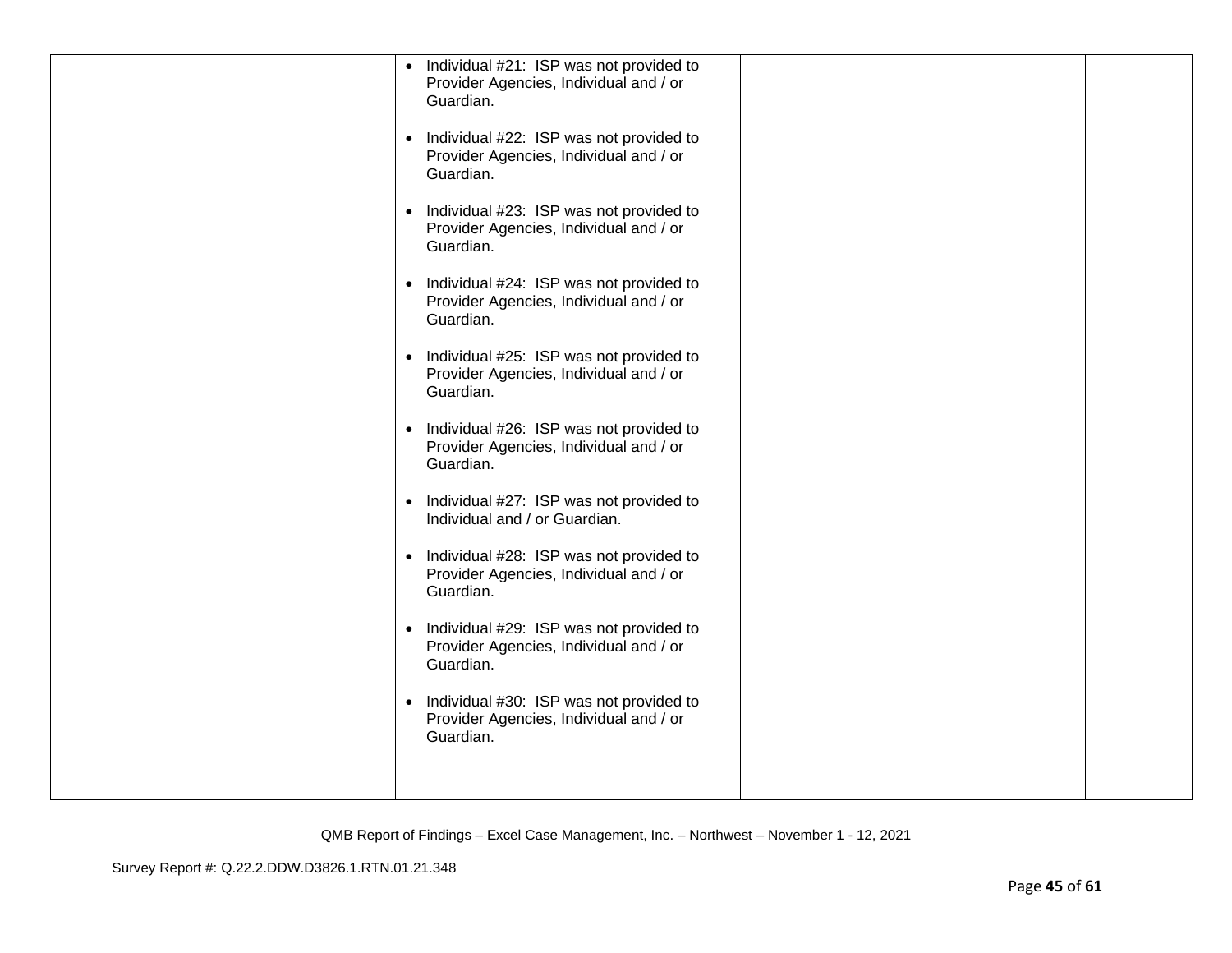| | | | |
|---|---|---|---|
| | • Individual #21: ISP was not provided to Provider Agencies, Individual and / or Guardian.<br><br>• Individual #22: ISP was not provided to Provider Agencies, Individual and / or Guardian.<br><br>• Individual #23: ISP was not provided to Provider Agencies, Individual and / or Guardian.<br><br>• Individual #24: ISP was not provided to Provider Agencies, Individual and / or Guardian.<br><br>• Individual #25: ISP was not provided to Provider Agencies, Individual and / or Guardian.<br><br>• Individual #26: ISP was not provided to Provider Agencies, Individual and / or Guardian.<br><br>• Individual #27: ISP was not provided to Individual and / or Guardian.<br><br>• Individual #28: ISP was not provided to Provider Agencies, Individual and / or Guardian.<br><br>• Individual #29: ISP was not provided to Provider Agencies, Individual and / or Guardian.<br><br>• Individual #30: ISP was not provided to Provider Agencies, Individual and / or Guardian. | | |

QMB Report of Findings – Excel Case Management, Inc. – Northwest – November 1 - 12, 2021

Survey Report #: Q.22.2.DDW.D3826.1.RTN.01.21.348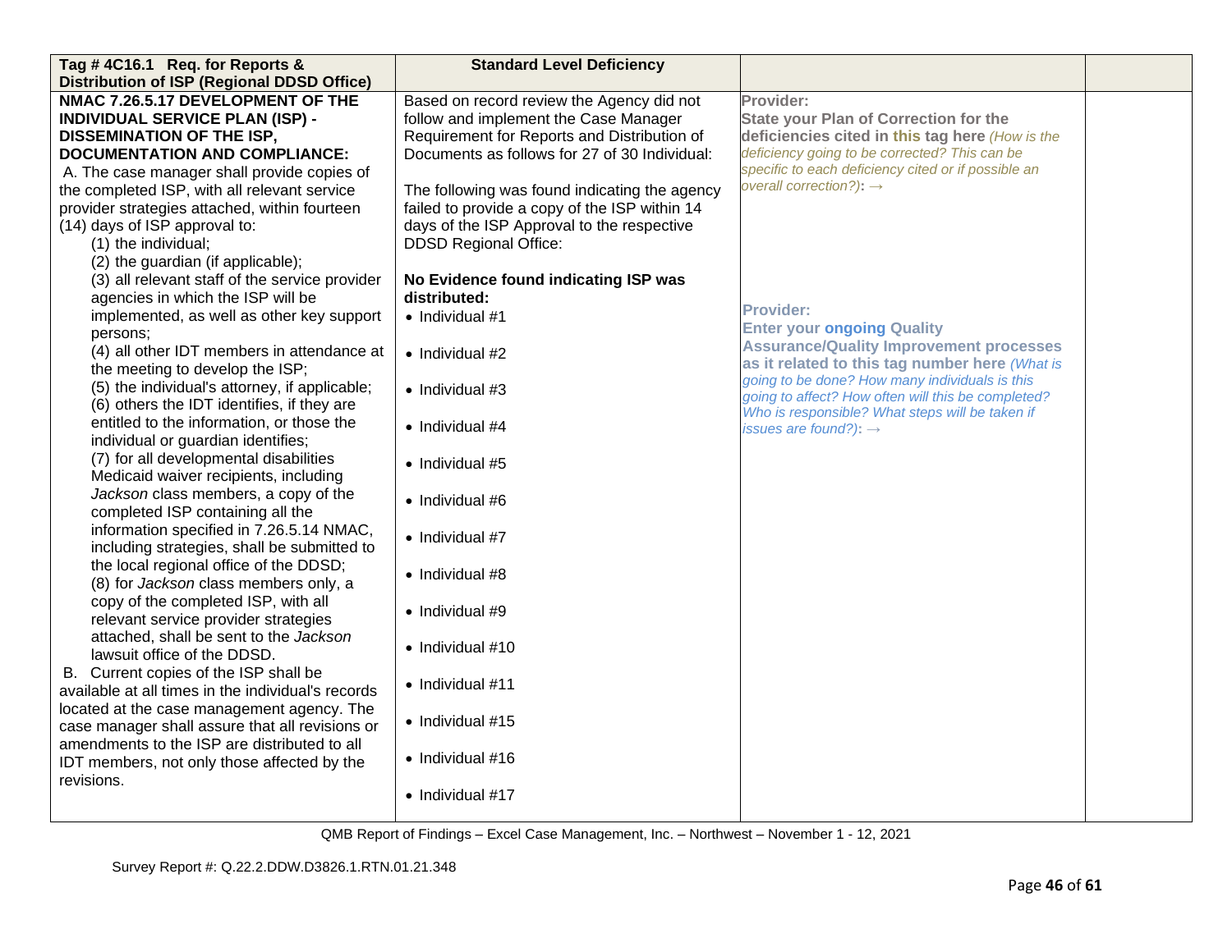| Tag # 4C16.1 Req. for Reports & Distribution of ISP (Regional DDSD Office) | Standard Level Deficiency | | |
|---|---|---|---|
| **NMAC 7.26.5.17 DEVELOPMENT OF THE INDIVIDUAL SERVICE PLAN (ISP) - DISSEMINATION OF THE ISP, DOCUMENTATION AND COMPLIANCE:**<br>A. The case manager shall provide copies of the completed ISP, with all relevant service provider strategies attached, within fourteen (14) days of ISP approval to:<br>(1) the individual;<br>(2) the guardian (if applicable);<br>(3) all relevant staff of the service provider agencies in which the ISP will be implemented, as well as other key support persons;<br>(4) all other IDT members in attendance at the meeting to develop the ISP;<br>(5) the individual's attorney, if applicable;<br>(6) others the IDT identifies, if they are entitled to the information, or those the individual or guardian identifies;<br>(7) for all developmental disabilities Medicaid waiver recipients, including *Jackson* class members, a copy of the completed ISP containing all the information specified in 7.26.5.14 NMAC, including strategies, shall be submitted to the local regional office of the DDSD;<br>(8) for *Jackson* class members only, a copy of the completed ISP, with all relevant service provider strategies attached, shall be sent to the *Jackson* lawsuit office of the DDSD.<br>B. Current copies of the ISP shall be available at all times in the individual's records located at the case management agency. The case manager shall assure that all revisions or amendments to the ISP are distributed to all IDT members, not only those affected by the revisions. | Based on record review the Agency did not follow and implement the Case Manager Requirement for Reports and Distribution of Documents as follows for 27 of 30 Individual:<br><br>The following was found indicating the agency failed to provide a copy of the ISP within 14 days of the ISP Approval to the respective DDSD Regional Office:<br><br>**No Evidence found indicating ISP was distributed:**<br>• Individual #1<br>• Individual #2<br>• Individual #3<br>• Individual #4<br>• Individual #5<br>• Individual #6<br>• Individual #7<br>• Individual #8<br>• Individual #9<br>• Individual #10<br>• Individual #11<br>• Individual #15<br>• Individual #16<br>• Individual #17 | **Provider:**<br>**State your Plan of Correction for the deficiencies cited in this tag here** *(How is the deficiency going to be corrected? This can be specific to each deficiency cited or if possible an overall correction?)*: →<br><br>**Provider:**<br>**Enter your ongoing Quality Assurance/Quality Improvement processes as it related to this tag number here** *(What is going to be done? How many individuals is this going to affect? How often will this be completed? Who is responsible? What steps will be taken if issues are found?)*: → | |

QMB Report of Findings – Excel Case Management, Inc. – Northwest – November 1 - 12, 2021

Survey Report #: Q.22.2.DDW.D3826.1.RTN.01.21.348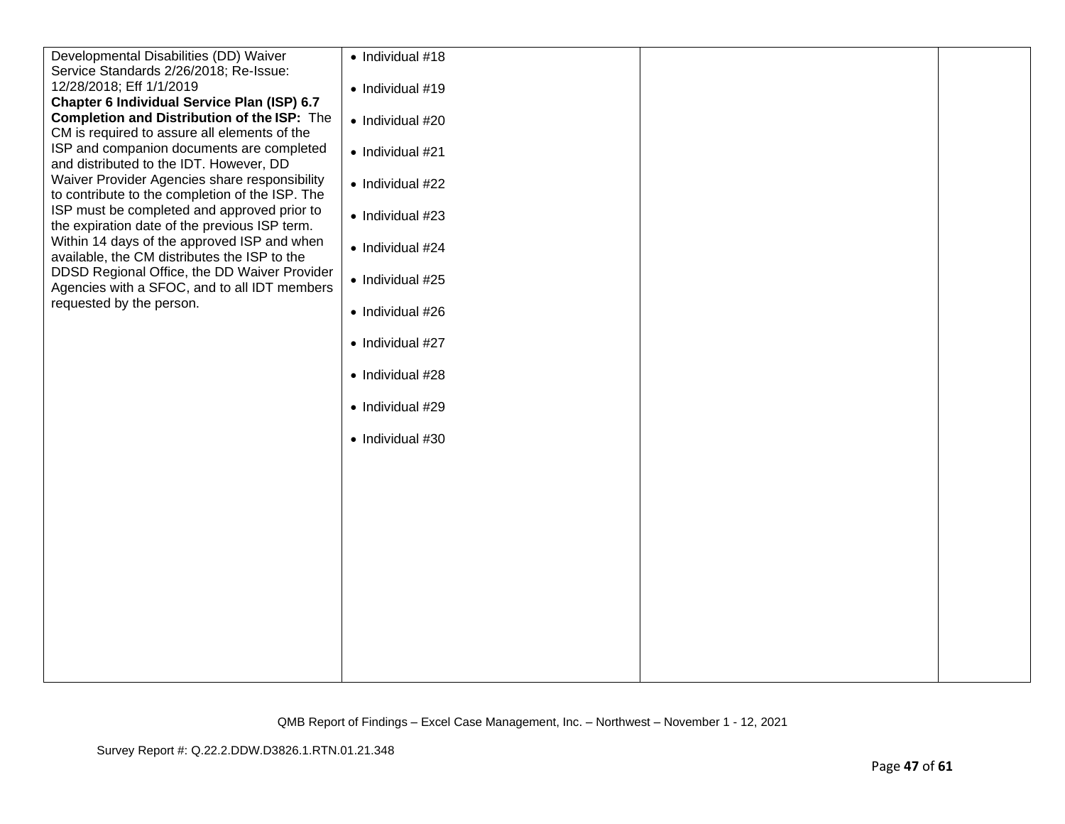| | | | |
|---|---|---|---|
| Developmental Disabilities (DD) Waiver Service Standards 2/26/2018; Re-Issue: 12/28/2018; Eff 1/1/2019<br>**Chapter 6 Individual Service Plan (ISP) 6.7 Completion and Distribution of the ISP:** The CM is required to assure all elements of the ISP and companion documents are completed and distributed to the IDT. However, DD Waiver Provider Agencies share responsibility to contribute to the completion of the ISP. The ISP must be completed and approved prior to the expiration date of the previous ISP term. Within 14 days of the approved ISP and when available, the CM distributes the ISP to the DDSD Regional Office, the DD Waiver Provider Agencies with a SFOC, and to all IDT members requested by the person. | • Individual #18<br><br>• Individual #19<br><br>• Individual #20<br><br>• Individual #21<br><br>• Individual #22<br><br>• Individual #23<br><br>• Individual #24<br><br>• Individual #25<br><br>• Individual #26<br><br>• Individual #27<br><br>• Individual #28<br><br>• Individual #29<br><br>• Individual #30 | | |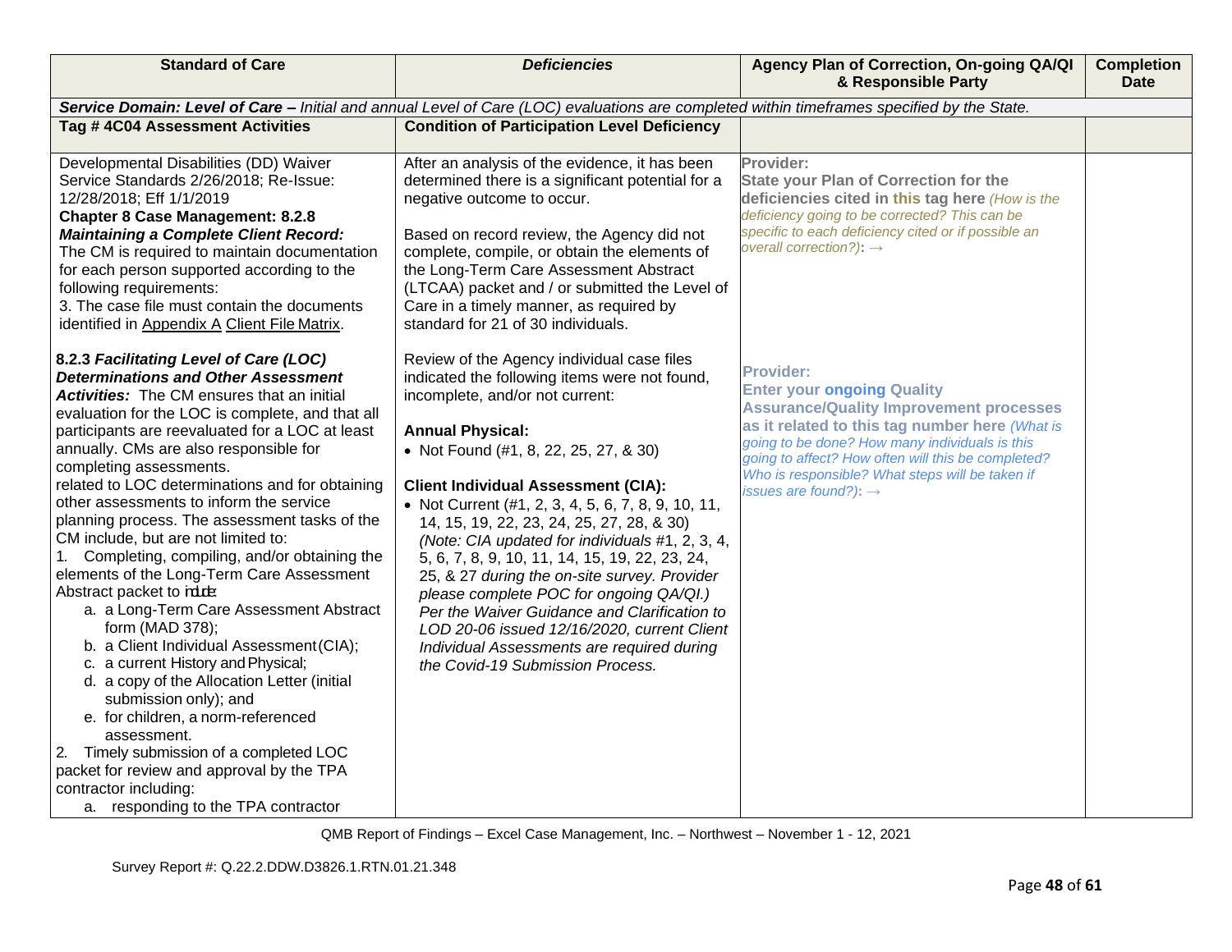| Standard of Care | *Deficiencies* | Agency Plan of Correction, On-going QA/QI & Responsible Party | Completion Date |
| --- | --- | --- | --- |
| ***Service Domain: Level of Care –*** *Initial and annual Level of Care (LOC) evaluations are completed within timeframes specified by the State.* | | | |
| **Tag # 4C04 Assessment Activities** | **Condition of Participation Level Deficiency** | | |
| Developmental Disabilities (DD) Waiver Service Standards 2/26/2018; Re-Issue: 12/28/2018; Eff 1/1/2019<br>**Chapter 8 Case Management: 8.2.8 *Maintaining a Complete Client Record:*** The CM is required to maintain documentation for each person supported according to the following requirements:<br>3. The case file must contain the documents identified in Appendix A Client File Matrix.<br><br>**8.2.3 *Facilitating Level of Care (LOC) Determinations and Other Assessment Activities:*** The CM ensures that an initial evaluation for the LOC is complete, and that all participants are reevaluated for a LOC at least annually. CMs are also responsible for completing assessments.<br>related to LOC determinations and for obtaining other assessments to inform the service planning process. The assessment tasks of the CM include, but are not limited to:<br>1. Completing, compiling, and/or obtaining the elements of the Long-Term Care Assessment Abstract packet to include:<br>a. a Long-Term Care Assessment Abstract form (MAD 378);<br>b. a Client Individual Assessment (CIA);<br>c. a current History and Physical;<br>d. a copy of the Allocation Letter (initial submission only); and<br>e. for children, a norm-referenced assessment.<br>2. Timely submission of a completed LOC packet for review and approval by the TPA contractor including:<br>a. responding to the TPA contractor | After an analysis of the evidence, it has been determined there is a significant potential for a negative outcome to occur.<br><br>Based on record review, the Agency did not complete, compile, or obtain the elements of the Long-Term Care Assessment Abstract (LTCAA) packet and / or submitted the Level of Care in a timely manner, as required by standard for 21 of 30 individuals.<br><br>Review of the Agency individual case files indicated the following items were not found, incomplete, and/or not current:<br><br>**Annual Physical:**<br>• Not Found (#1, 8, 22, 25, 27, & 30)<br><br>**Client Individual Assessment (CIA):**<br>• Not Current (#1, 2, 3, 4, 5, 6, 7, 8, 9, 10, 11, 14, 15, 19, 22, 23, 24, 25, 27, 28, & 30) *(Note: CIA updated for individuals* #1, 2, 3, 4, 5, 6, 7, 8, 9, 10, 11, 14, 15, 19, 22, 23, 24, 25, & 27 *during the on-site survey. Provider please complete POC for ongoing QA/QI.) Per the Waiver Guidance and Clarification to LOD 20-06 issued 12/16/2020, current Client Individual Assessments are required during the Covid-19 Submission Process.* | **Provider:**<br>**State your Plan of Correction for the deficiencies cited in this tag here** *(How is the deficiency going to be corrected? This can be specific to each deficiency cited or if possible an overall correction?)***:** →<br><br>**Provider:**<br>**Enter your ongoing Quality Assurance/Quality Improvement processes as it related to this tag number here** *(What is going to be done? How many individuals is this going to affect? How often will this be completed? Who is responsible? What steps will be taken if issues are found?)***:** → | |

QMB Report of Findings – Excel Case Management, Inc. – Northwest – November 1 - 12, 2021

Survey Report #: Q.22.2.DDW.D3826.1.RTN.01.21.348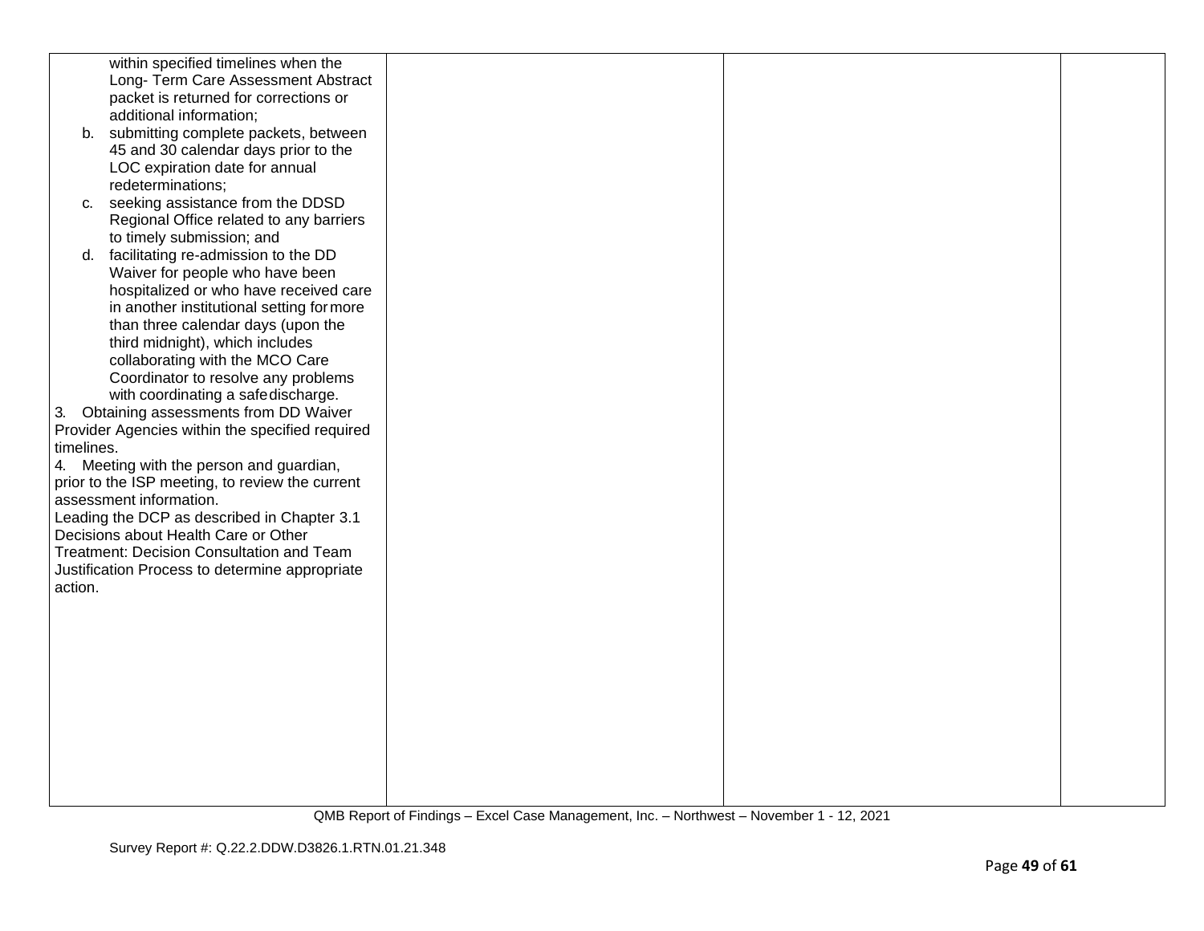| | | | |
|---|---|---|---|
| within specified timelines when the Long- Term Care Assessment Abstract packet is returned for corrections or additional information;<br>b. submitting complete packets, between 45 and 30 calendar days prior to the LOC expiration date for annual redeterminations;<br>c. seeking assistance from the DDSD Regional Office related to any barriers to timely submission; and<br>d. facilitating re-admission to the DD Waiver for people who have been hospitalized or who have received care in another institutional setting for more than three calendar days (upon the third midnight), which includes collaborating with the MCO Care Coordinator to resolve any problems with coordinating a safe discharge.<br>3. Obtaining assessments from DD Waiver Provider Agencies within the specified required timelines.<br>4. Meeting with the person and guardian, prior to the ISP meeting, to review the current assessment information.<br>Leading the DCP as described in Chapter 3.1 Decisions about Health Care or Other Treatment: Decision Consultation and Team Justification Process to determine appropriate action. | | | |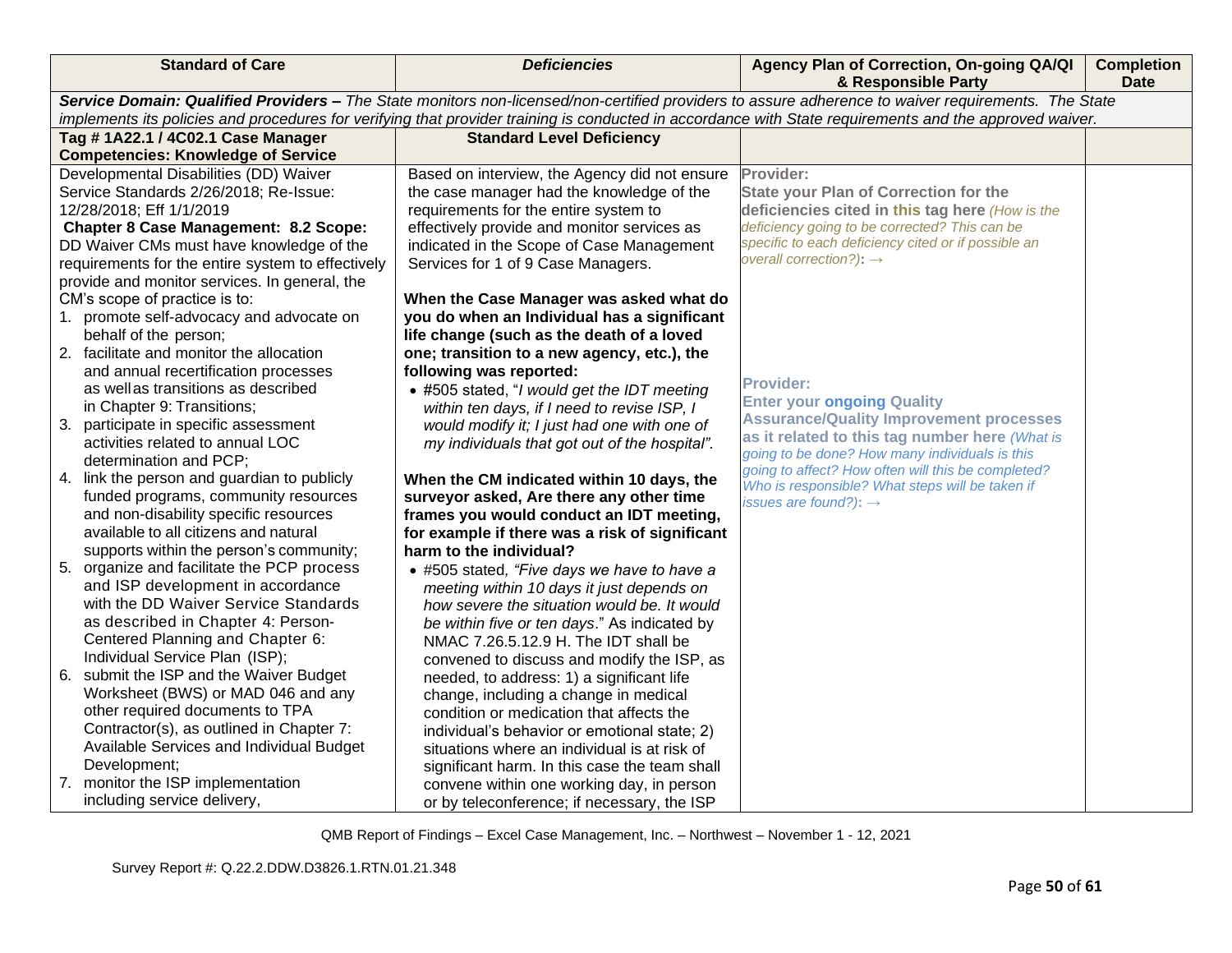| Standard of Care | *Deficiencies* | Agency Plan of Correction, On-going QA/QI & Responsible Party | Completion Date |
|---|---|---|---|
| ***Service Domain: Qualified Providers –*** *The State monitors non-licensed/non-certified providers to assure adherence to waiver requirements. The State implements its policies and procedures for verifying that provider training is conducted in accordance with State requirements and the approved waiver.* | | | |
| **Tag # 1A22.1 / 4C02.1 Case Manager Competencies: Knowledge of Service** | **Standard Level Deficiency** | | |
| Developmental Disabilities (DD) Waiver Service Standards 2/26/2018; Re-Issue: 12/28/2018; Eff 1/1/2019<br>**Chapter 8 Case Management: 8.2 Scope:** DD Waiver CMs must have knowledge of the requirements for the entire system to effectively provide and monitor services. In general, the CM's scope of practice is to:<br>1. promote self-advocacy and advocate on behalf of the person;<br>2. facilitate and monitor the allocation and annual recertification processes as well as transitions as described in Chapter 9: Transitions;<br>3. participate in specific assessment activities related to annual LOC determination and PCP;<br>4. link the person and guardian to publicly funded programs, community resources and non-disability specific resources available to all citizens and natural supports within the person's community;<br>5. organize and facilitate the PCP process and ISP development in accordance with the DD Waiver Service Standards as described in Chapter 4: Person-Centered Planning and Chapter 6: Individual Service Plan (ISP);<br>6. submit the ISP and the Waiver Budget Worksheet (BWS) or MAD 046 and any other required documents to TPA Contractor(s), as outlined in Chapter 7: Available Services and Individual Budget Development;<br>7. monitor the ISP implementation including service delivery, | Based on interview, the Agency did not ensure the case manager had the knowledge of the requirements for the entire system to effectively provide and monitor services as indicated in the Scope of Case Management Services for 1 of 9 Case Managers.<br><br>**When the Case Manager was asked what do you do when an Individual has a significant life change (such as the death of a loved one; transition to a new agency, etc.), the following was reported:**<br>• #505 stated, "*I would get the IDT meeting within ten days, if I need to revise ISP, I would modify it; I just had one with one of my individuals that got out of the hospital"*.<br><br>**When the CM indicated within 10 days, the surveyor asked, Are there any other time frames you would conduct an IDT meeting, for example if there was a risk of significant harm to the individual?**<br>• #505 stated*, "Five days we have to have a meeting within 10 days it just depends on how severe the situation would be. It would be within five or ten days*." As indicated by NMAC 7.26.5.12.9 H. The IDT shall be convened to discuss and modify the ISP, as needed, to address: 1) a significant life change, including a change in medical condition or medication that affects the individual's behavior or emotional state; 2) situations where an individual is at risk of significant harm. In this case the team shall convene within one working day, in person or by teleconference; if necessary, the ISP | **Provider:**<br>**State your Plan of Correction for the deficiencies cited in this tag here** *(How is the deficiency going to be corrected? This can be specific to each deficiency cited or if possible an overall correction?)*: →<br><br>**Provider:**<br>**Enter your ongoing Quality Assurance/Quality Improvement processes as it related to this tag number here** *(What is going to be done? How many individuals is this going to affect? How often will this be completed? Who is responsible? What steps will be taken if issues are found?)*: → | |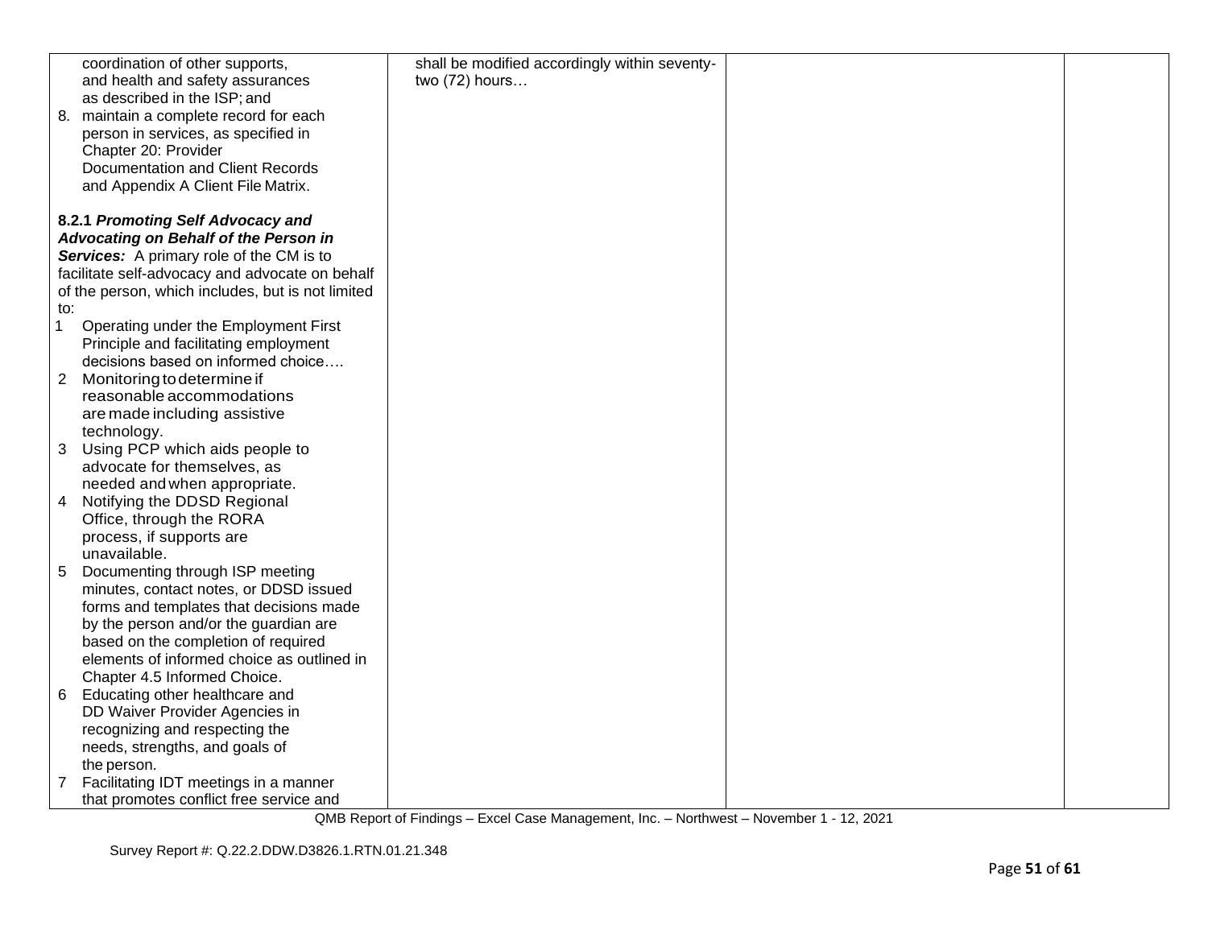| | | | |
|---|---|---|---|
| coordination of other supports, and health and safety assurances as described in the ISP; and<br>8. maintain a complete record for each person in services, as specified in Chapter 20: Provider Documentation and Client Records and Appendix A Client File Matrix.<br><br>**8.2.1 *Promoting Self Advocacy and Advocating on Behalf of the Person in Services:*** A primary role of the CM is to facilitate self-advocacy and advocate on behalf of the person, which includes, but is not limited to:<br>1 Operating under the Employment First Principle and facilitating employment decisions based on informed choice….<br>2 Monitoring to determine if reasonable accommodations are made including assistive technology.<br>3 Using PCP which aids people to advocate for themselves, as needed and when appropriate.<br>4 Notifying the DDSD Regional Office, through the RORA process, if supports are unavailable.<br>5 Documenting through ISP meeting minutes, contact notes, or DDSD issued forms and templates that decisions made by the person and/or the guardian are based on the completion of required elements of informed choice as outlined in Chapter 4.5 Informed Choice.<br>6 Educating other healthcare and DD Waiver Provider Agencies in recognizing and respecting the needs, strengths, and goals of the person.<br>7 Facilitating IDT meetings in a manner that promotes conflict free service and | shall be modified accordingly within seventy-two (72) hours… | | |

QMB Report of Findings – Excel Case Management, Inc. – Northwest – November 1 - 12, 2021

Survey Report #: Q.22.2.DDW.D3826.1.RTN.01.21.348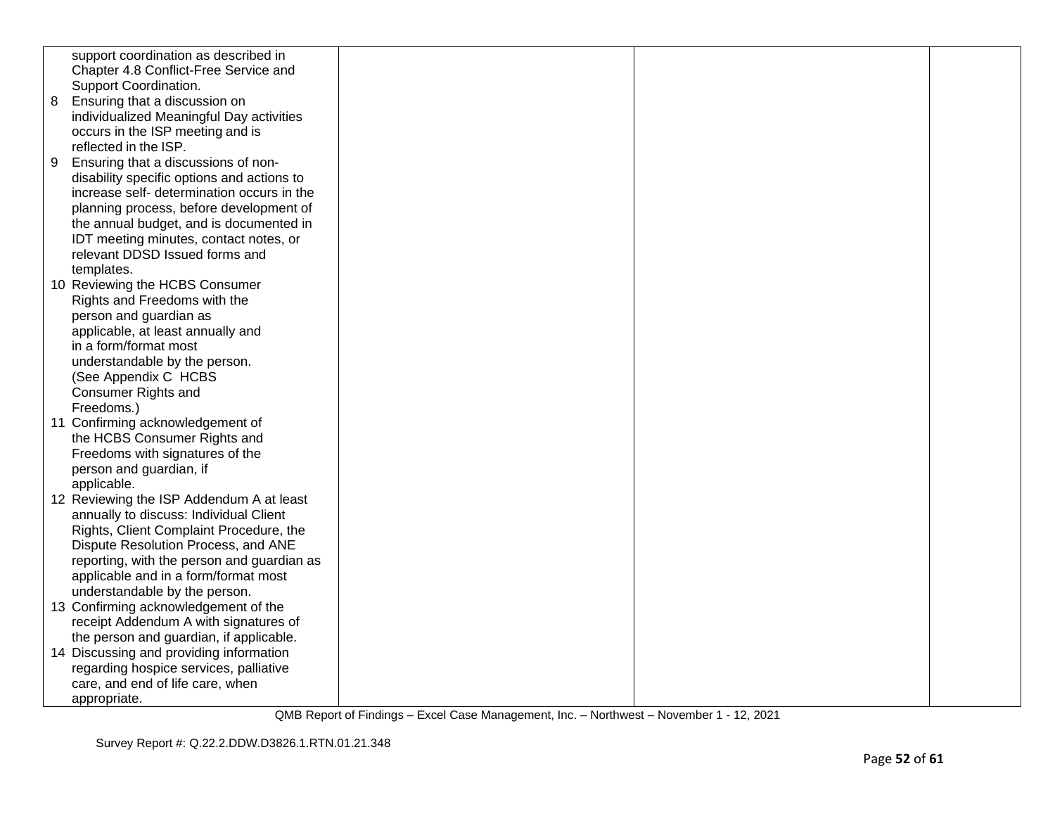| | | | |
|---|---|---|---|
| support coordination as described in Chapter 4.8 Conflict-Free Service and Support Coordination.<br>8 Ensuring that a discussion on individualized Meaningful Day activities occurs in the ISP meeting and is reflected in the ISP.<br>9 Ensuring that a discussions of non-disability specific options and actions to increase self- determination occurs in the planning process, before development of the annual budget, and is documented in IDT meeting minutes, contact notes, or relevant DDSD Issued forms and templates.<br>10 Reviewing the HCBS Consumer Rights and Freedoms with the person and guardian as applicable, at least annually and in a form/format most understandable by the person. (See Appendix C HCBS Consumer Rights and Freedoms.)<br>11 Confirming acknowledgement of the HCBS Consumer Rights and Freedoms with signatures of the person and guardian, if applicable.<br>12 Reviewing the ISP Addendum A at least annually to discuss: Individual Client Rights, Client Complaint Procedure, the Dispute Resolution Process, and ANE reporting, with the person and guardian as applicable and in a form/format most understandable by the person.<br>13 Confirming acknowledgement of the receipt Addendum A with signatures of the person and guardian, if applicable.<br>14 Discussing and providing information regarding hospice services, palliative care, and end of life care, when appropriate. | | | |

QMB Report of Findings – Excel Case Management, Inc. – Northwest – November 1 - 12, 2021

Survey Report #: Q.22.2.DDW.D3826.1.RTN.01.21.348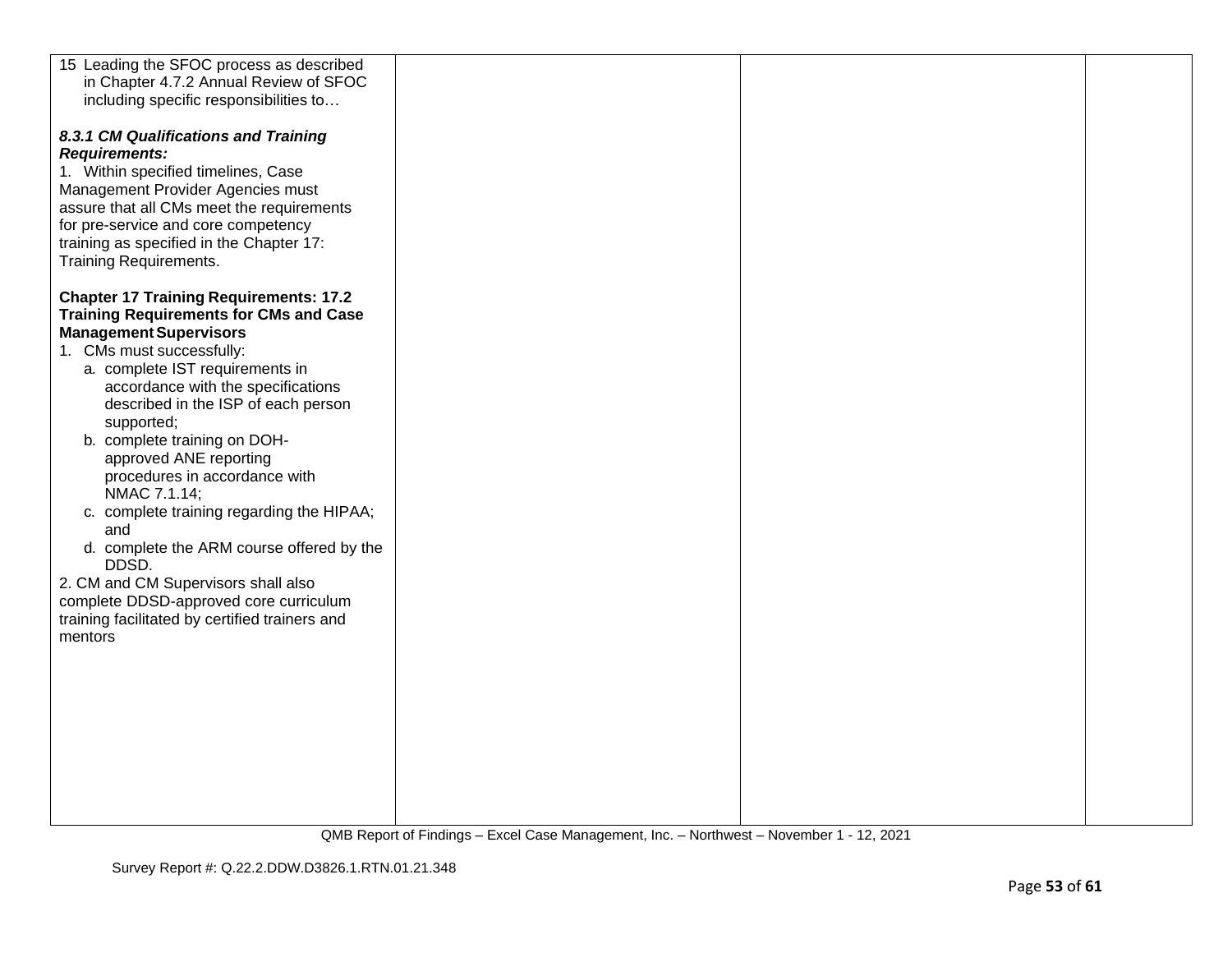| | | | |
|---|---|---|---|
| 15 Leading the SFOC process as described in Chapter 4.7.2 Annual Review of SFOC including specific responsibilities to…<br><br>***8.3.1 CM Qualifications and Training Requirements:***<br>1. Within specified timelines, Case Management Provider Agencies must assure that all CMs meet the requirements for pre-service and core competency training as specified in the Chapter 17: Training Requirements.<br><br>**Chapter 17 Training Requirements: 17.2 Training Requirements for CMs and Case Management Supervisors**<br>1. CMs must successfully:<br>a. complete IST requirements in accordance with the specifications described in the ISP of each person supported;<br>b. complete training on DOH-approved ANE reporting procedures in accordance with NMAC 7.1.14;<br>c. complete training regarding the HIPAA; and<br>d. complete the ARM course offered by the DDSD.<br>2. CM and CM Supervisors shall also complete DDSD-approved core curriculum training facilitated by certified trainers and mentors | | | |

QMB Report of Findings – Excel Case Management, Inc. – Northwest – November 1 - 12, 2021

Survey Report #: Q.22.2.DDW.D3826.1.RTN.01.21.348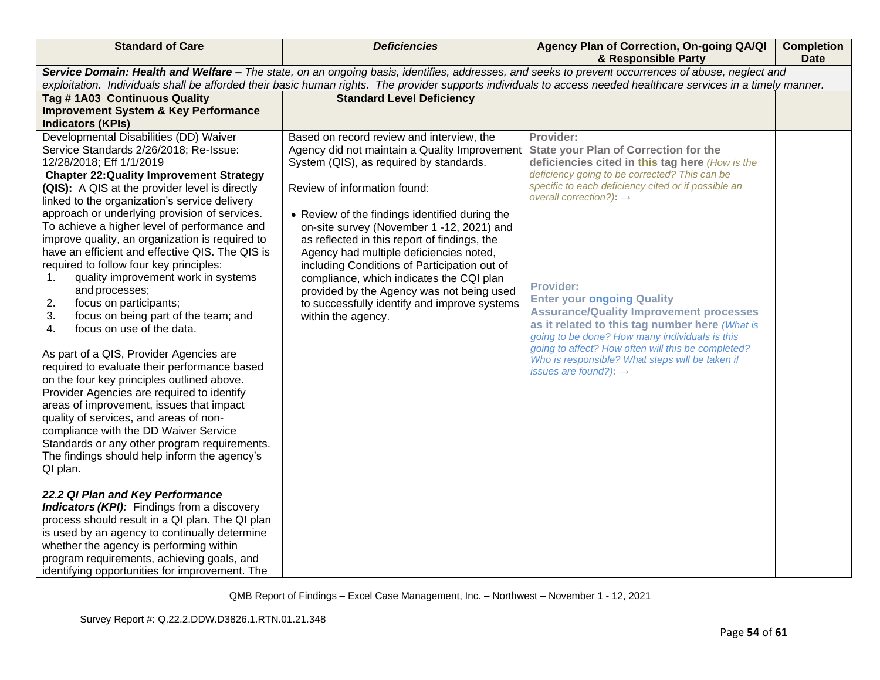| Standard of Care | *Deficiencies* | Agency Plan of Correction, On-going QA/QI & Responsible Party | Completion Date |
|---|---|---|---|
| ***Service Domain: Health and Welfare –*** *The state, on an ongoing basis, identifies, addresses, and seeks to prevent occurrences of abuse, neglect and exploitation. Individuals shall be afforded their basic human rights. The provider supports individuals to access needed healthcare services in a timely manner.* | | | |
| **Tag # 1A03 Continuous Quality Improvement System & Key Performance Indicators (KPIs)** | **Standard Level Deficiency** | | |
| Developmental Disabilities (DD) Waiver Service Standards 2/26/2018; Re-Issue: 12/28/2018; Eff 1/1/2019<br>**Chapter 22:Quality Improvement Strategy (QIS):** A QIS at the provider level is directly linked to the organization's service delivery approach or underlying provision of services. To achieve a higher level of performance and improve quality, an organization is required to have an efficient and effective QIS. The QIS is required to follow four key principles:<br>1. quality improvement work in systems and processes;<br>2. focus on participants;<br>3. focus on being part of the team; and<br>4. focus on use of the data.<br><br>As part of a QIS, Provider Agencies are required to evaluate their performance based on the four key principles outlined above. Provider Agencies are required to identify areas of improvement, issues that impact quality of services, and areas of non-compliance with the DD Waiver Service Standards or any other program requirements. The findings should help inform the agency's QI plan.<br><br>***22.2 QI Plan and Key Performance Indicators (KPI):*** Findings from a discovery process should result in a QI plan. The QI plan is used by an agency to continually determine whether the agency is performing within program requirements, achieving goals, and identifying opportunities for improvement. The | Based on record review and interview, the Agency did not maintain a Quality Improvement System (QIS), as required by standards.<br><br>Review of information found:<br><br>• Review of the findings identified during the on-site survey (November 1 -12, 2021) and as reflected in this report of findings, the Agency had multiple deficiencies noted, including Conditions of Participation out of compliance, which indicates the CQI plan provided by the Agency was not being used to successfully identify and improve systems within the agency. | **Provider:**<br>**State your Plan of Correction for the deficiencies cited in this tag here** *(How is the deficiency going to be corrected? This can be specific to each deficiency cited or if possible an overall correction?)*: →<br><br>**Provider:**<br>**Enter your ongoing Quality Assurance/Quality Improvement processes as it related to this tag number here** *(What is going to be done? How many individuals is this going to affect? How often will this be completed? Who is responsible? What steps will be taken if issues are found?)*: → | |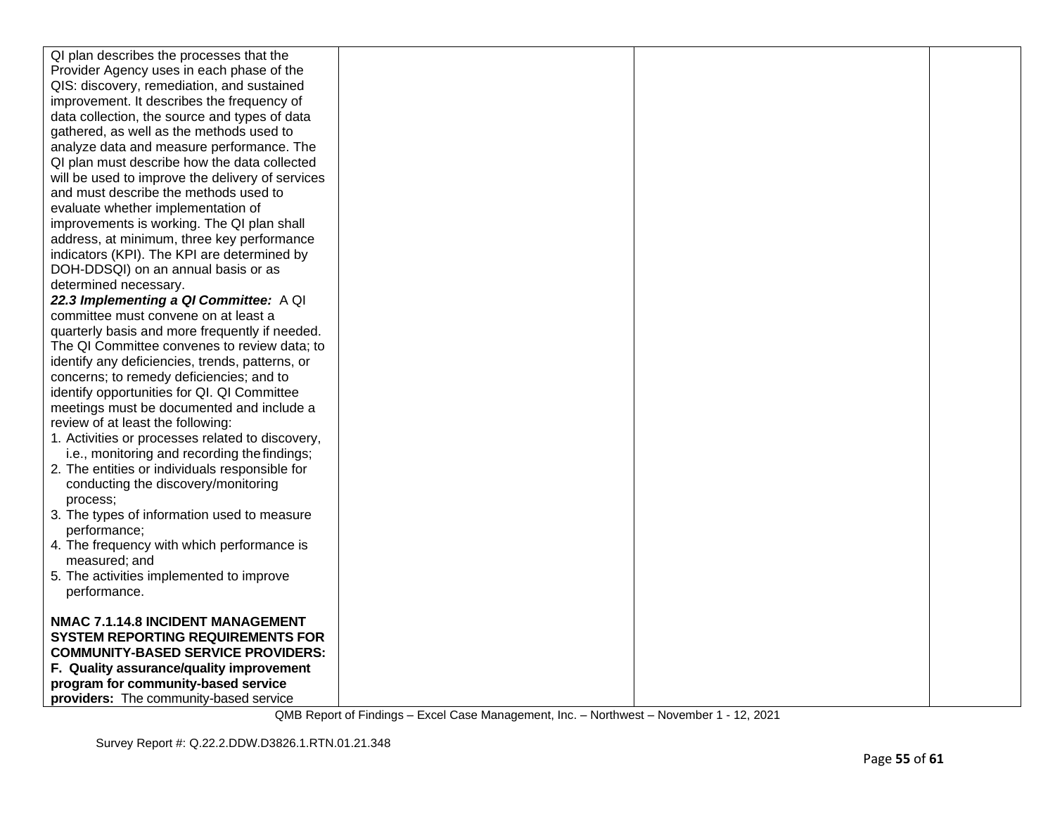| | | | |
|---|---|---|---|
| QI plan describes the processes that the Provider Agency uses in each phase of the QIS: discovery, remediation, and sustained improvement. It describes the frequency of data collection, the source and types of data gathered, as well as the methods used to analyze data and measure performance. The QI plan must describe how the data collected will be used to improve the delivery of services and must describe the methods used to evaluate whether implementation of improvements is working. The QI plan shall address, at minimum, three key performance indicators (KPI). The KPI are determined by DOH-DDSQI) on an annual basis or as determined necessary.<br>***22.3 Implementing a QI Committee:*** A QI committee must convene on at least a quarterly basis and more frequently if needed. The QI Committee convenes to review data; to identify any deficiencies, trends, patterns, or concerns; to remedy deficiencies; and to identify opportunities for QI. QI Committee meetings must be documented and include a review of at least the following:<br>1. Activities or processes related to discovery, i.e., monitoring and recording the findings;<br>2. The entities or individuals responsible for conducting the discovery/monitoring process;<br>3. The types of information used to measure performance;<br>4. The frequency with which performance is measured; and<br>5. The activities implemented to improve performance.<br><br>**NMAC 7.1.14.8 INCIDENT MANAGEMENT SYSTEM REPORTING REQUIREMENTS FOR COMMUNITY-BASED SERVICE PROVIDERS:**<br>**F. Quality assurance/quality improvement program for community-based service providers:** The community-based service | | | |

QMB Report of Findings – Excel Case Management, Inc. – Northwest – November 1 - 12, 2021

Survey Report #: Q.22.2.DDW.D3826.1.RTN.01.21.348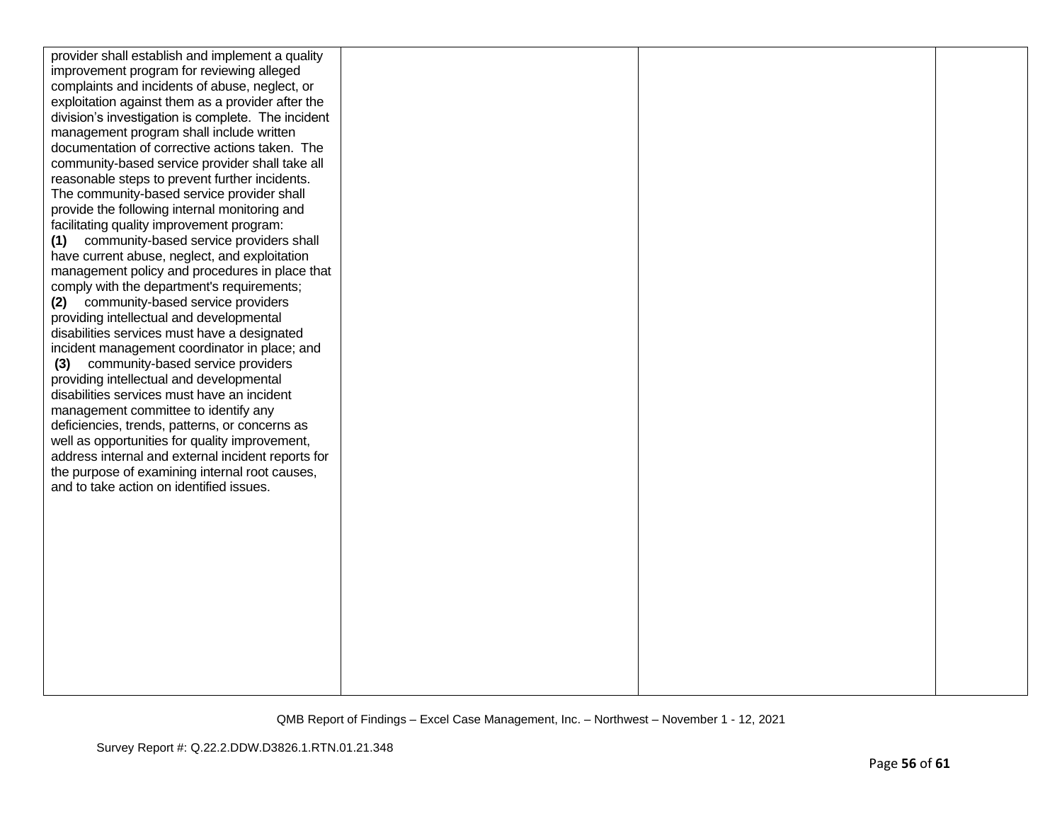| | | | |
|---|---|---|---|
| provider shall establish and implement a quality improvement program for reviewing alleged complaints and incidents of abuse, neglect, or exploitation against them as a provider after the division's investigation is complete. The incident management program shall include written documentation of corrective actions taken. The community-based service provider shall take all reasonable steps to prevent further incidents. The community-based service provider shall provide the following internal monitoring and facilitating quality improvement program:<br>**(1)** community-based service providers shall have current abuse, neglect, and exploitation management policy and procedures in place that comply with the department's requirements;<br>**(2)** community-based service providers providing intellectual and developmental disabilities services must have a designated incident management coordinator in place; and<br>**(3)** community-based service providers providing intellectual and developmental disabilities services must have an incident management committee to identify any deficiencies, trends, patterns, or concerns as well as opportunities for quality improvement, address internal and external incident reports for the purpose of examining internal root causes, and to take action on identified issues. | | | |

QMB Report of Findings – Excel Case Management, Inc. – Northwest – November 1 - 12, 2021

Survey Report #: Q.22.2.DDW.D3826.1.RTN.01.21.348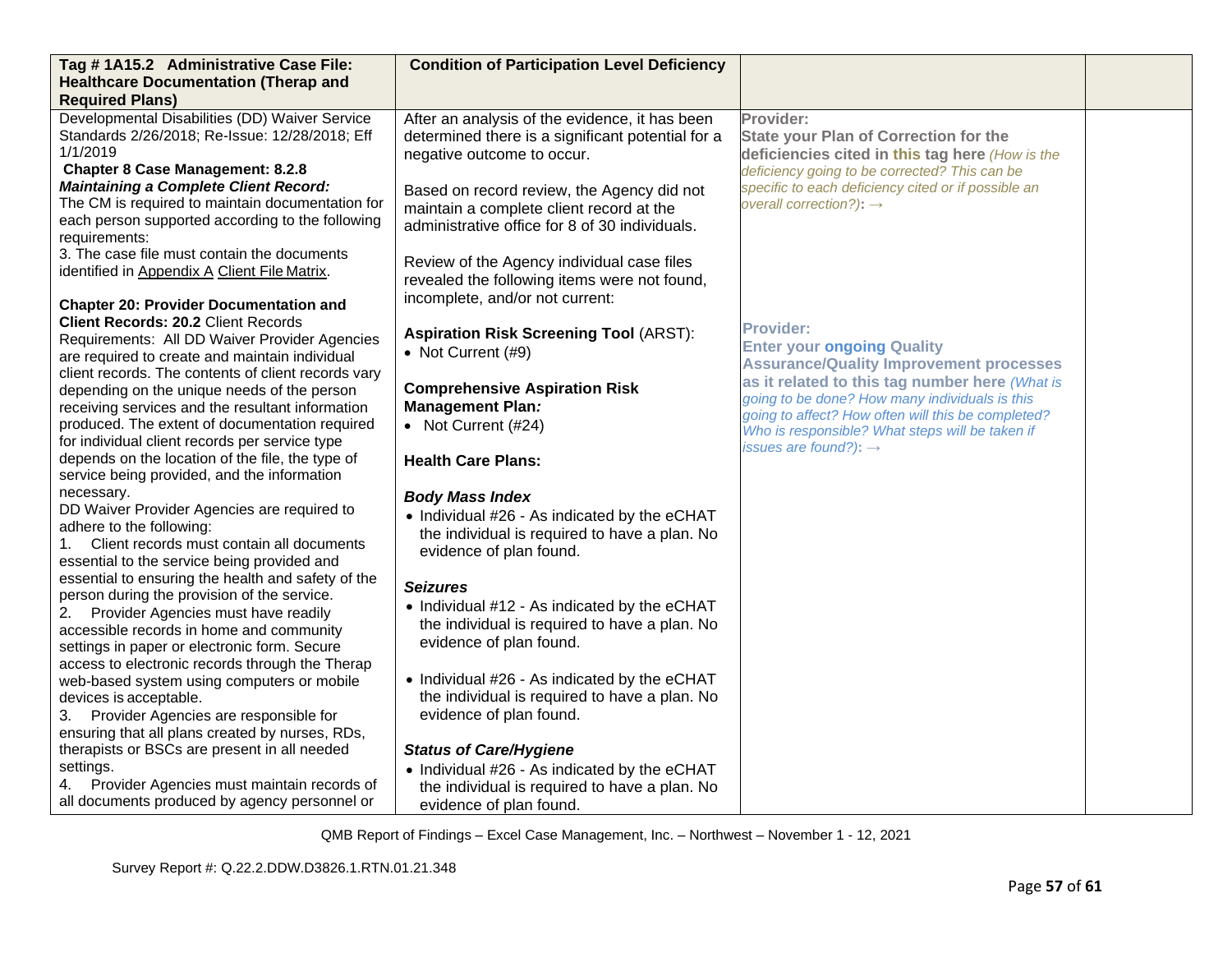| Tag # 1A15.2 Administrative Case File: Healthcare Documentation (Therap and Required Plans) | Condition of Participation Level Deficiency | | |
|---|---|---|---|
| Developmental Disabilities (DD) Waiver Service Standards 2/26/2018; Re-Issue: 12/28/2018; Eff 1/1/2019<br>**Chapter 8 Case Management: 8.2.8**<br>***Maintaining a Complete Client Record:***<br>The CM is required to maintain documentation for each person supported according to the following requirements:<br>3. The case file must contain the documents identified in Appendix A Client File Matrix.<br><br>**Chapter 20: Provider Documentation and Client Records: 20.2** Client Records Requirements: All DD Waiver Provider Agencies are required to create and maintain individual client records. The contents of client records vary depending on the unique needs of the person receiving services and the resultant information produced. The extent of documentation required for individual client records per service type depends on the location of the file, the type of service being provided, and the information necessary.<br>DD Waiver Provider Agencies are required to adhere to the following:<br>1. Client records must contain all documents essential to the service being provided and essential to ensuring the health and safety of the person during the provision of the service.<br>2. Provider Agencies must have readily accessible records in home and community settings in paper or electronic form. Secure access to electronic records through the Therap web-based system using computers or mobile devices is acceptable.<br>3. Provider Agencies are responsible for ensuring that all plans created by nurses, RDs, therapists or BSCs are present in all needed settings.<br>4. Provider Agencies must maintain records of all documents produced by agency personnel or | After an analysis of the evidence, it has been determined there is a significant potential for a negative outcome to occur.<br><br>Based on record review, the Agency did not maintain a complete client record at the administrative office for 8 of 30 individuals.<br><br>Review of the Agency individual case files revealed the following items were not found, incomplete, and/or not current:<br><br>**Aspiration Risk Screening Tool** (ARST):<br>• Not Current (#9)<br><br>**Comprehensive Aspiration Risk Management Plan*:***<br>• Not Current (#24)<br><br>**Health Care Plans:**<br><br>***Body Mass Index***<br>• Individual #26 - As indicated by the eCHAT the individual is required to have a plan. No evidence of plan found.<br><br>***Seizures***<br>• Individual #12 - As indicated by the eCHAT the individual is required to have a plan. No evidence of plan found.<br><br>• Individual #26 - As indicated by the eCHAT the individual is required to have a plan. No evidence of plan found.<br><br>***Status of Care/Hygiene***<br>• Individual #26 - As indicated by the eCHAT the individual is required to have a plan. No evidence of plan found. | **Provider:**<br>**State your Plan of Correction for the deficiencies cited in this tag here** *(How is the deficiency going to be corrected? This can be specific to each deficiency cited or if possible an overall correction?)*: →<br><br>**Provider:**<br>**Enter your ongoing Quality Assurance/Quality Improvement processes as it related to this tag number here** *(What is going to be done? How many individuals is this going to affect? How often will this be completed? Who is responsible? What steps will be taken if issues are found?)*: → | |

QMB Report of Findings – Excel Case Management, Inc. – Northwest – November 1 - 12, 2021

Survey Report #: Q.22.2.DDW.D3826.1.RTN.01.21.348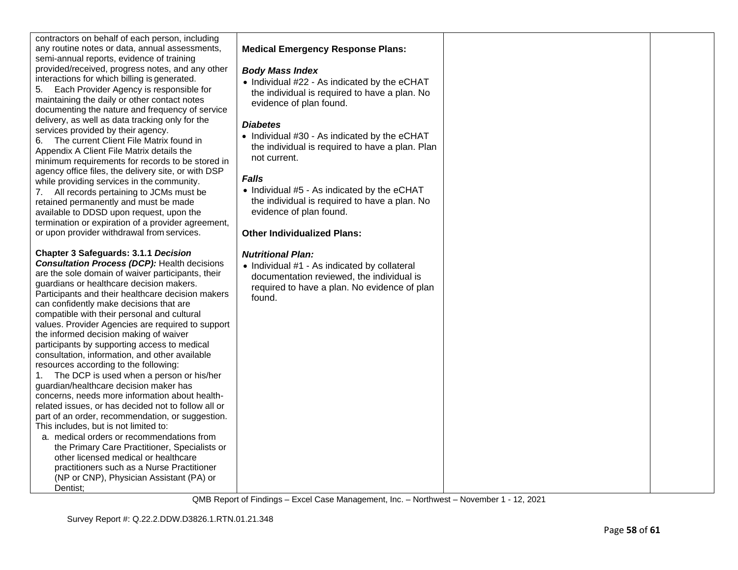| | | | |
|---|---|---|---|
| contractors on behalf of each person, including any routine notes or data, annual assessments, semi-annual reports, evidence of training provided/received, progress notes, and any other interactions for which billing is generated.<br>5. Each Provider Agency is responsible for maintaining the daily or other contact notes documenting the nature and frequency of service delivery, as well as data tracking only for the services provided by their agency.<br>6. The current Client File Matrix found in Appendix A Client File Matrix details the minimum requirements for records to be stored in agency office files, the delivery site, or with DSP while providing services in the community.<br>7. All records pertaining to JCMs must be retained permanently and must be made available to DDSD upon request, upon the termination or expiration of a provider agreement, or upon provider withdrawal from services.<br><br>**Chapter 3 Safeguards: 3.1.1 *Decision Consultation Process (DCP):*** Health decisions are the sole domain of waiver participants, their guardians or healthcare decision makers. Participants and their healthcare decision makers can confidently make decisions that are compatible with their personal and cultural values. Provider Agencies are required to support the informed decision making of waiver participants by supporting access to medical consultation, information, and other available resources according to the following:<br>1. The DCP is used when a person or his/her guardian/healthcare decision maker has concerns, needs more information about health-related issues, or has decided not to follow all or part of an order, recommendation, or suggestion. This includes, but is not limited to:<br>a. medical orders or recommendations from the Primary Care Practitioner, Specialists or other licensed medical or healthcare practitioners such as a Nurse Practitioner (NP or CNP), Physician Assistant (PA) or Dentist; | **Medical Emergency Response Plans:**<br><br>***Body Mass Index***<br>• Individual #22 - As indicated by the eCHAT the individual is required to have a plan. No evidence of plan found.<br><br>***Diabetes***<br>• Individual #30 - As indicated by the eCHAT the individual is required to have a plan. Plan not current.<br><br>***Falls***<br>• Individual #5 - As indicated by the eCHAT the individual is required to have a plan. No evidence of plan found.<br><br>**Other Individualized Plans:**<br><br>***Nutritional Plan:***<br>• Individual #1 - As indicated by collateral documentation reviewed, the individual is required to have a plan. No evidence of plan found. | | |

QMB Report of Findings – Excel Case Management, Inc. – Northwest – November 1 - 12, 2021

Survey Report #: Q.22.2.DDW.D3826.1.RTN.01.21.348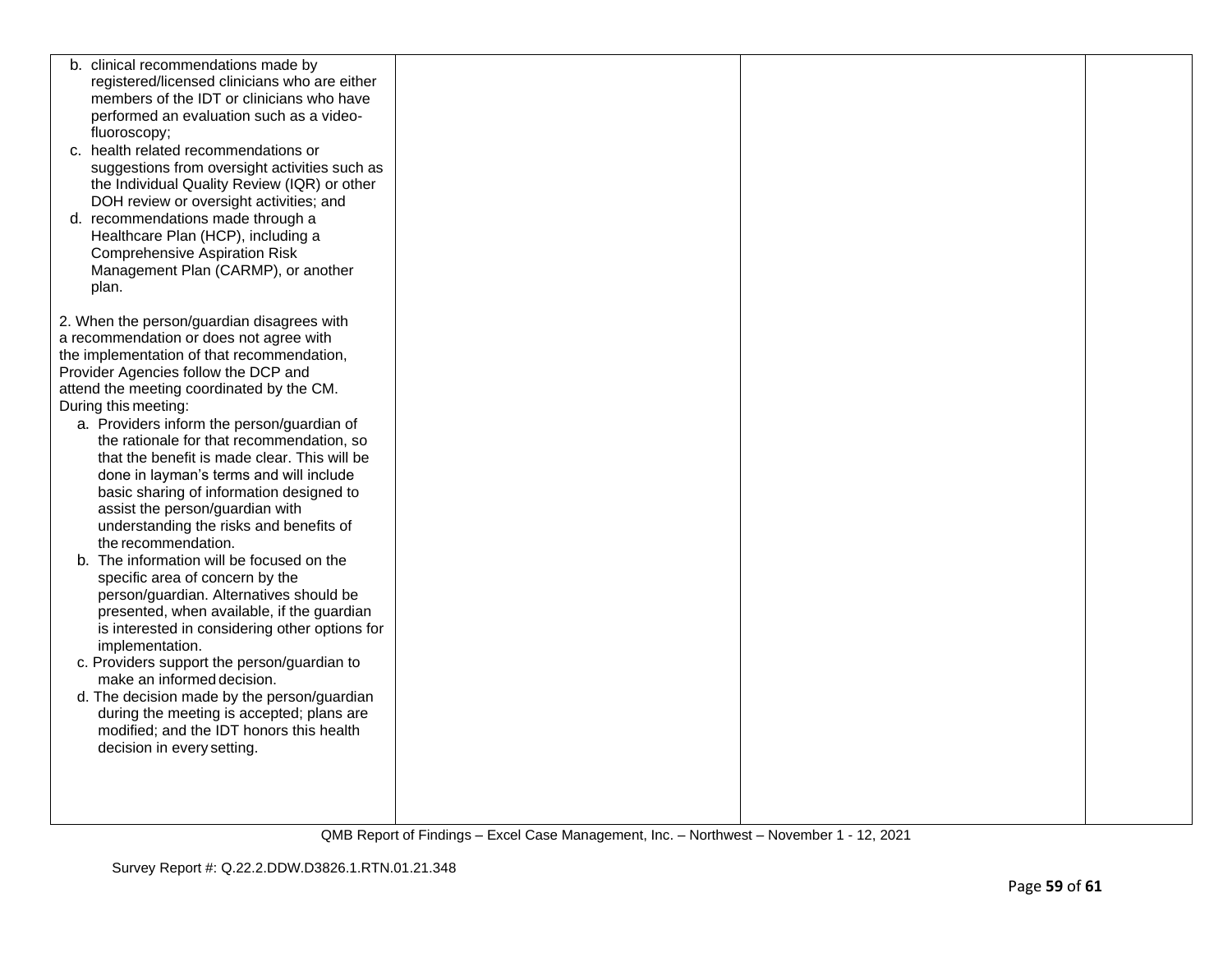| | | | |
|---|---|---|---|
| b. clinical recommendations made by registered/licensed clinicians who are either members of the IDT or clinicians who have performed an evaluation such as a video-fluoroscopy;<br>c. health related recommendations or suggestions from oversight activities such as the Individual Quality Review (IQR) or other DOH review or oversight activities; and<br>d. recommendations made through a Healthcare Plan (HCP), including a Comprehensive Aspiration Risk Management Plan (CARMP), or another plan.<br><br>2. When the person/guardian disagrees with a recommendation or does not agree with the implementation of that recommendation, Provider Agencies follow the DCP and attend the meeting coordinated by the CM. During this meeting:<br>a. Providers inform the person/guardian of the rationale for that recommendation, so that the benefit is made clear. This will be done in layman's terms and will include basic sharing of information designed to assist the person/guardian with understanding the risks and benefits of the recommendation.<br>b. The information will be focused on the specific area of concern by the person/guardian. Alternatives should be presented, when available, if the guardian is interested in considering other options for implementation.<br>c. Providers support the person/guardian to make an informed decision.<br>d. The decision made by the person/guardian during the meeting is accepted; plans are modified; and the IDT honors this health decision in every setting. | | | |

QMB Report of Findings – Excel Case Management, Inc. – Northwest – November 1 - 12, 2021

Survey Report #: Q.22.2.DDW.D3826.1.RTN.01.21.348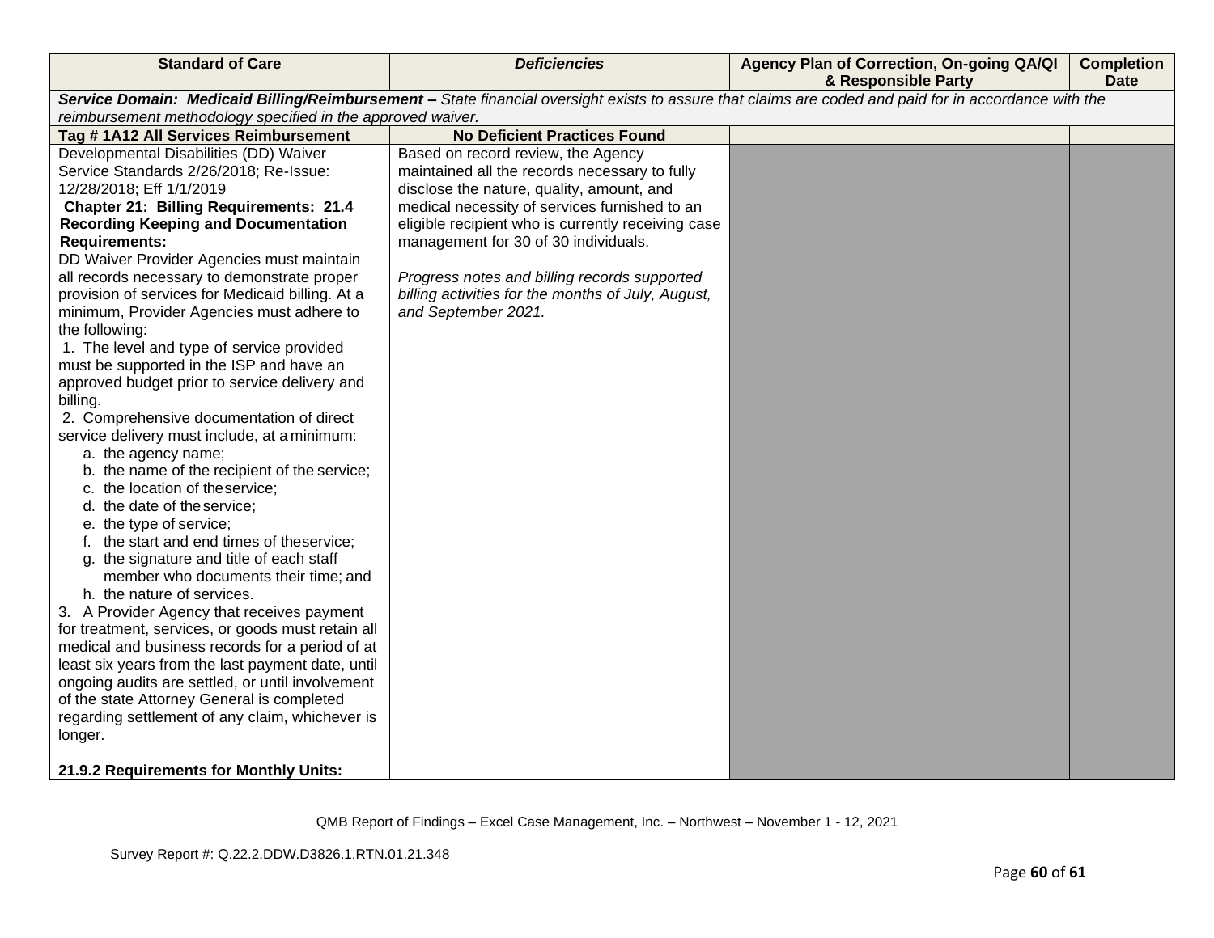| Standard of Care | *Deficiencies* | Agency Plan of Correction, On-going QA/QI & Responsible Party | Completion Date |
|---|---|---|---|
| ***Service Domain: Medicaid Billing/Reimbursement –** State financial oversight exists to assure that claims are coded and paid for in accordance with the reimbursement methodology specified in the approved waiver.* | | | |
| **Tag # 1A12 All Services Reimbursement** | **No Deficient Practices Found** | | |
| Developmental Disabilities (DD) Waiver Service Standards 2/26/2018; Re-Issue: 12/28/2018; Eff 1/1/2019<br>**Chapter 21: Billing Requirements: 21.4 Recording Keeping and Documentation Requirements:**<br>DD Waiver Provider Agencies must maintain all records necessary to demonstrate proper provision of services for Medicaid billing. At a minimum, Provider Agencies must adhere to the following:<br>1. The level and type of service provided must be supported in the ISP and have an approved budget prior to service delivery and billing.<br>2. Comprehensive documentation of direct service delivery must include, at a minimum:<br>a. the agency name;<br>b. the name of the recipient of the service;<br>c. the location of the service;<br>d. the date of the service;<br>e. the type of service;<br>f. the start and end times of the service;<br>g. the signature and title of each staff member who documents their time; and<br>h. the nature of services.<br>3. A Provider Agency that receives payment for treatment, services, or goods must retain all medical and business records for a period of at least six years from the last payment date, until ongoing audits are settled, or until involvement of the state Attorney General is completed regarding settlement of any claim, whichever is longer.<br><br>**21.9.2 Requirements for Monthly Units:** | Based on record review, the Agency maintained all the records necessary to fully disclose the nature, quality, amount, and medical necessity of services furnished to an eligible recipient who is currently receiving case management for 30 of 30 individuals.<br><br>*Progress notes and billing records supported billing activities for the months of July, August, and September 2021.* | | |

QMB Report of Findings – Excel Case Management, Inc. – Northwest – November 1 - 12, 2021

Survey Report #: Q.22.2.DDW.D3826.1.RTN.01.21.348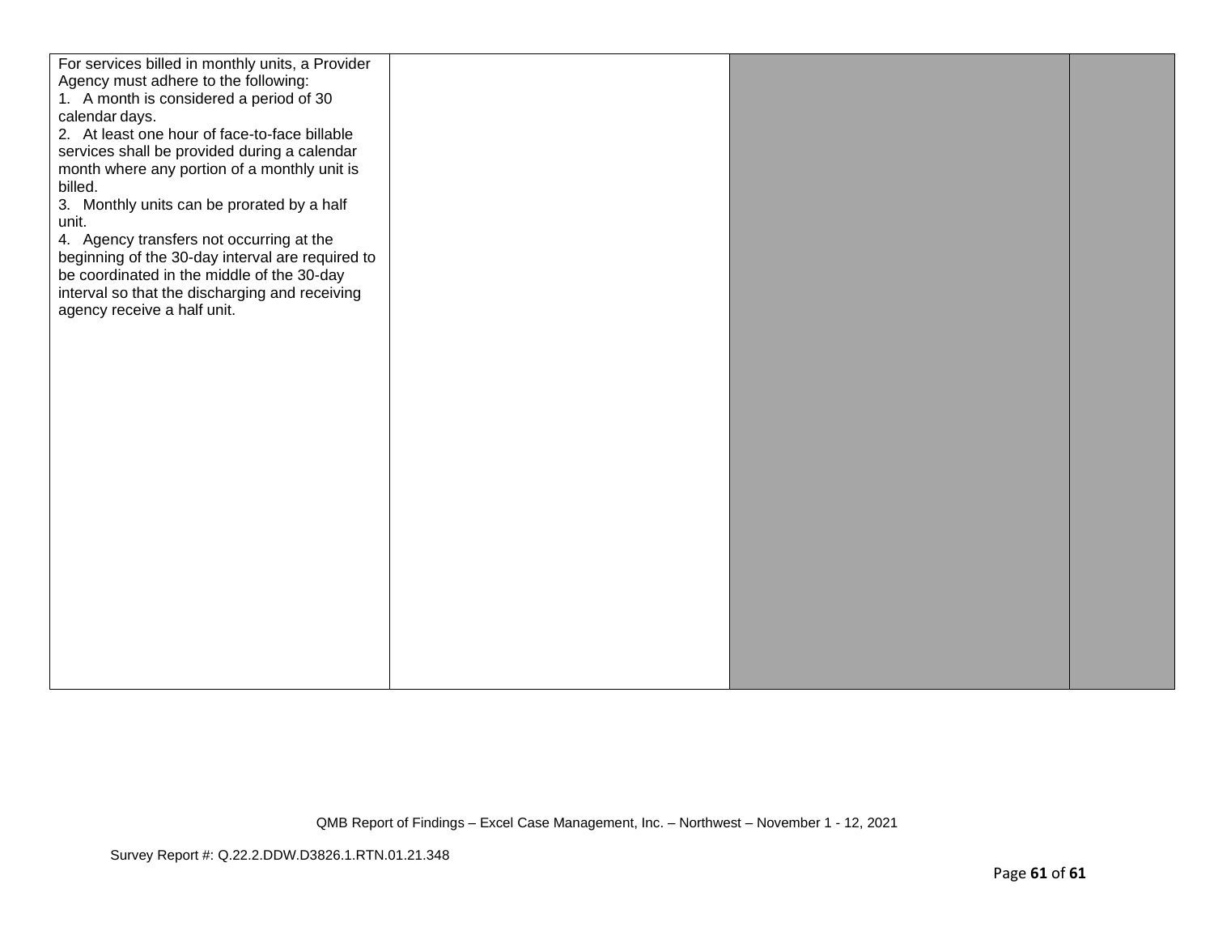| | | | |
|---|---|---|---|
| For services billed in monthly units, a Provider Agency must adhere to the following:<br>1. A month is considered a period of 30 calendar days.<br>2. At least one hour of face-to-face billable services shall be provided during a calendar month where any portion of a monthly unit is billed.<br>3. Monthly units can be prorated by a half unit.<br>4. Agency transfers not occurring at the beginning of the 30-day interval are required to be coordinated in the middle of the 30-day interval so that the discharging and receiving agency receive a half unit. | | | |

QMB Report of Findings – Excel Case Management, Inc. – Northwest – November 1 - 12, 2021

Survey Report #: Q.22.2.DDW.D3826.1.RTN.01.21.348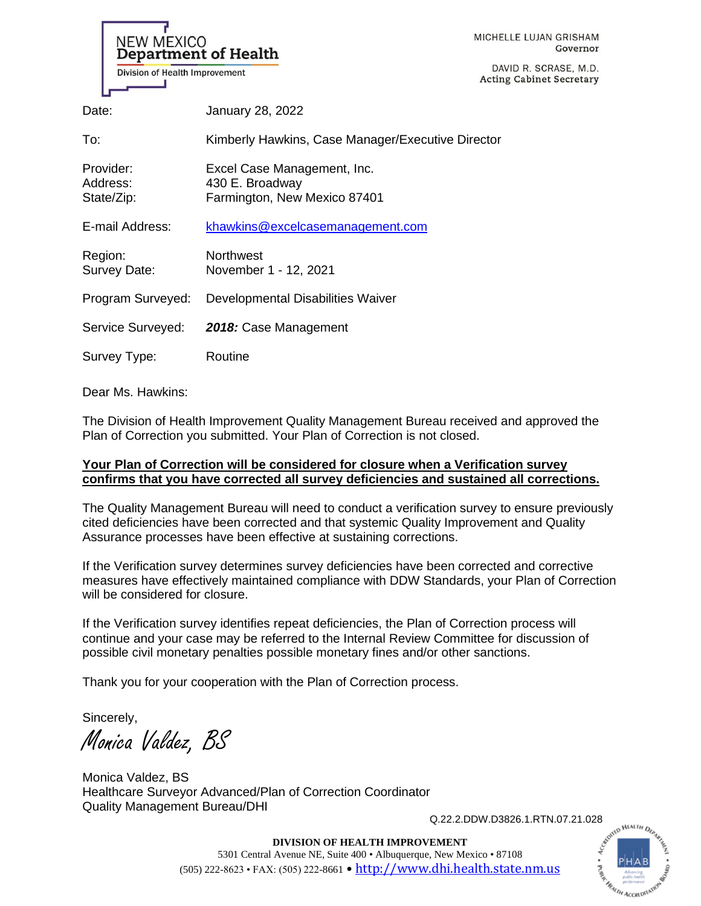NEW MEXICO
**Department of Health**
Division of Health Improvement

MICHELLE LUJAN GRISHAM
Governor

DAVID R. SCRASE, M.D.
Acting Cabinet Secretary

| | |
|---|---|
| Date: | January 28, 2022 |
| To: | Kimberly Hawkins, Case Manager/Executive Director |
| Provider: | Excel Case Management, Inc. |
| Address: | 430 E. Broadway |
| State/Zip: | Farmington, New Mexico 87401 |
| E-mail Address: | khawkins@excelcasemanagement.com |
| Region: | Northwest |
| Survey Date: | November 1 - 12, 2021 |
| Program Surveyed: | Developmental Disabilities Waiver |
| Service Surveyed: | ***2018:*** Case Management |
| Survey Type: | Routine |

Dear Ms. Hawkins:

The Division of Health Improvement Quality Management Bureau received and approved the Plan of Correction you submitted. Your Plan of Correction is not closed.

**Your Plan of Correction will be considered for closure when a Verification survey confirms that you have corrected all survey deficiencies and sustained all corrections.**

The Quality Management Bureau will need to conduct a verification survey to ensure previously cited deficiencies have been corrected and that systemic Quality Improvement and Quality Assurance processes have been effective at sustaining corrections.

If the Verification survey determines survey deficiencies have been corrected and corrective measures have effectively maintained compliance with DDW Standards, your Plan of Correction will be considered for closure.

If the Verification survey identifies repeat deficiencies, the Plan of Correction process will continue and your case may be referred to the Internal Review Committee for discussion of possible civil monetary penalties possible monetary fines and/or other sanctions.

Thank you for your cooperation with the Plan of Correction process.

Sincerely,

*Monica Valdez, BS*

Monica Valdez, BS
Healthcare Surveyor Advanced/Plan of Correction Coordinator
Quality Management Bureau/DHI

Q.22.2.DDW.D3826.1.RTN.07.21.028

**DIVISION OF HEALTH IMPROVEMENT**
5301 Central Avenue NE, Suite 400 • Albuquerque, New Mexico • 87108
(505) 222-8623 • FAX: (505) 222-8661 • http://www.dhi.health.state.nm.us